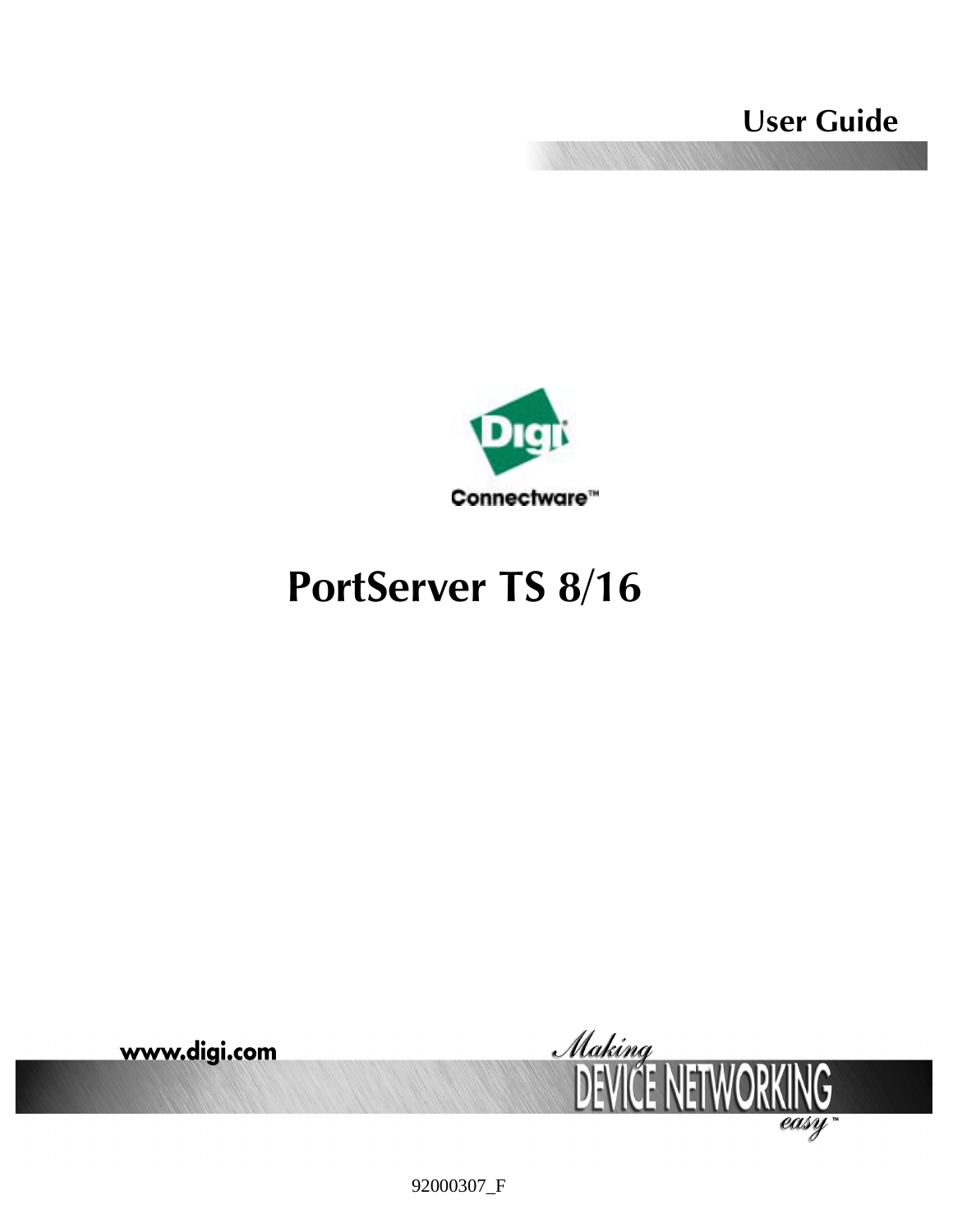User Guide

Digi Connectware™

# PortServer TS 8/16

www.digi.com

Making DEVICE NETWORKING easy™

92000307_F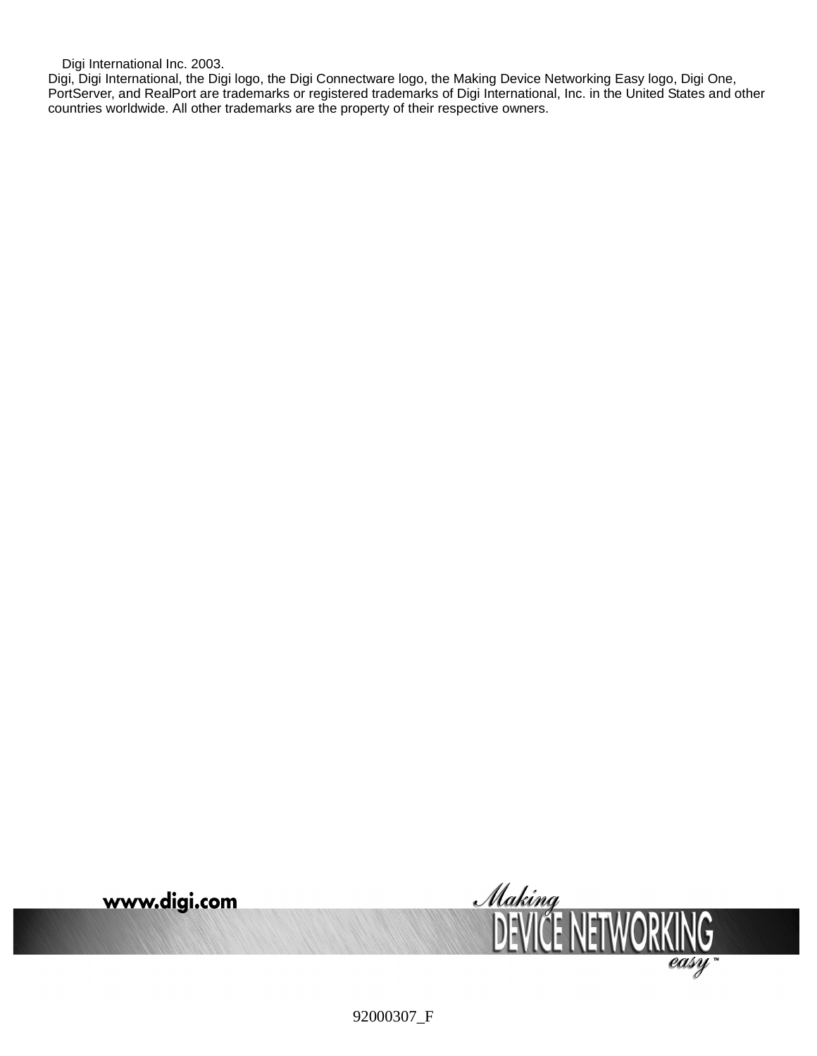Digi International Inc. 2003.

Digi, Digi International, the Digi logo, the Digi Connectware logo, the Making Device Networking Easy logo, Digi One, PortServer, and RealPort are trademarks or registered trademarks of Digi International, Inc. in the United States and other countries worldwide. All other trademarks are the property of their respective owners.

www.digi.com

Making DEVICE NETWORKING easy™

92000307_F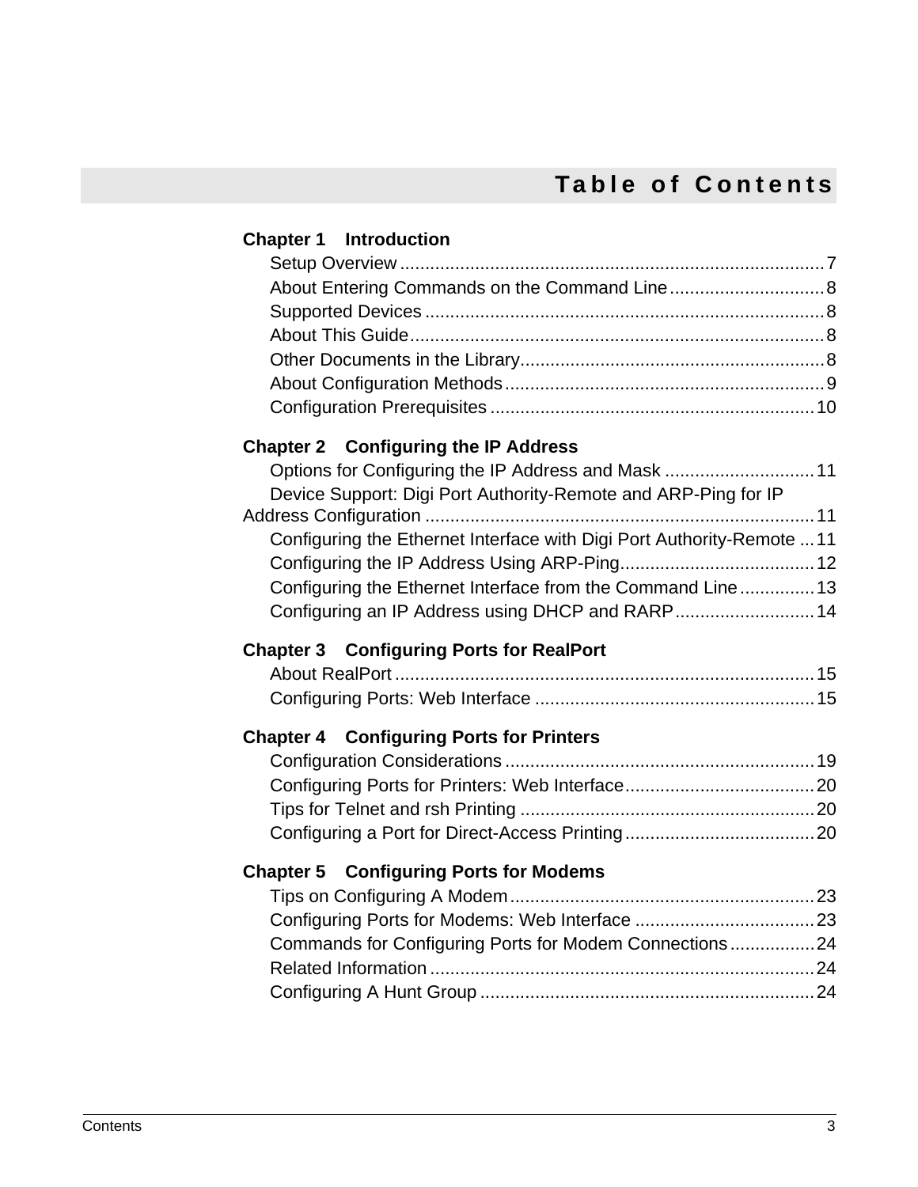# Table of Contents

**Chapter 1 Introduction**

Setup Overview ....................................................................................7
About Entering Commands on the Command Line..............................8
Supported Devices ...............................................................................8
About This Guide..................................................................................8
Other Documents in the Library............................................................8
About Configuration Methods...............................................................9
Configuration Prerequisites ................................................................10

**Chapter 2 Configuring the IP Address**

Options for Configuring the IP Address and Mask ..............................11
Device Support: Digi Port Authority-Remote and ARP-Ping for IP Address Configuration ..............................................................................11
Configuring the Ethernet Interface with Digi Port Authority-Remote ...11
Configuring the IP Address Using ARP-Ping.......................................12
Configuring the Ethernet Interface from the Command Line...............13
Configuring an IP Address using DHCP and RARP............................14

**Chapter 3 Configuring Ports for RealPort**

About RealPort ...................................................................................15
Configuring Ports: Web Interface .......................................................15

**Chapter 4 Configuring Ports for Printers**

Configuration Considerations .............................................................19
Configuring Ports for Printers: Web Interface......................................20
Tips for Telnet and rsh Printing ..........................................................20
Configuring a Port for Direct-Access Printing......................................20

**Chapter 5 Configuring Ports for Modems**

Tips on Configuring A Modem............................................................23
Configuring Ports for Modems: Web Interface ....................................23
Commands for Configuring Ports for Modem Connections.................24
Related Information ............................................................................24
Configuring A Hunt Group ..................................................................24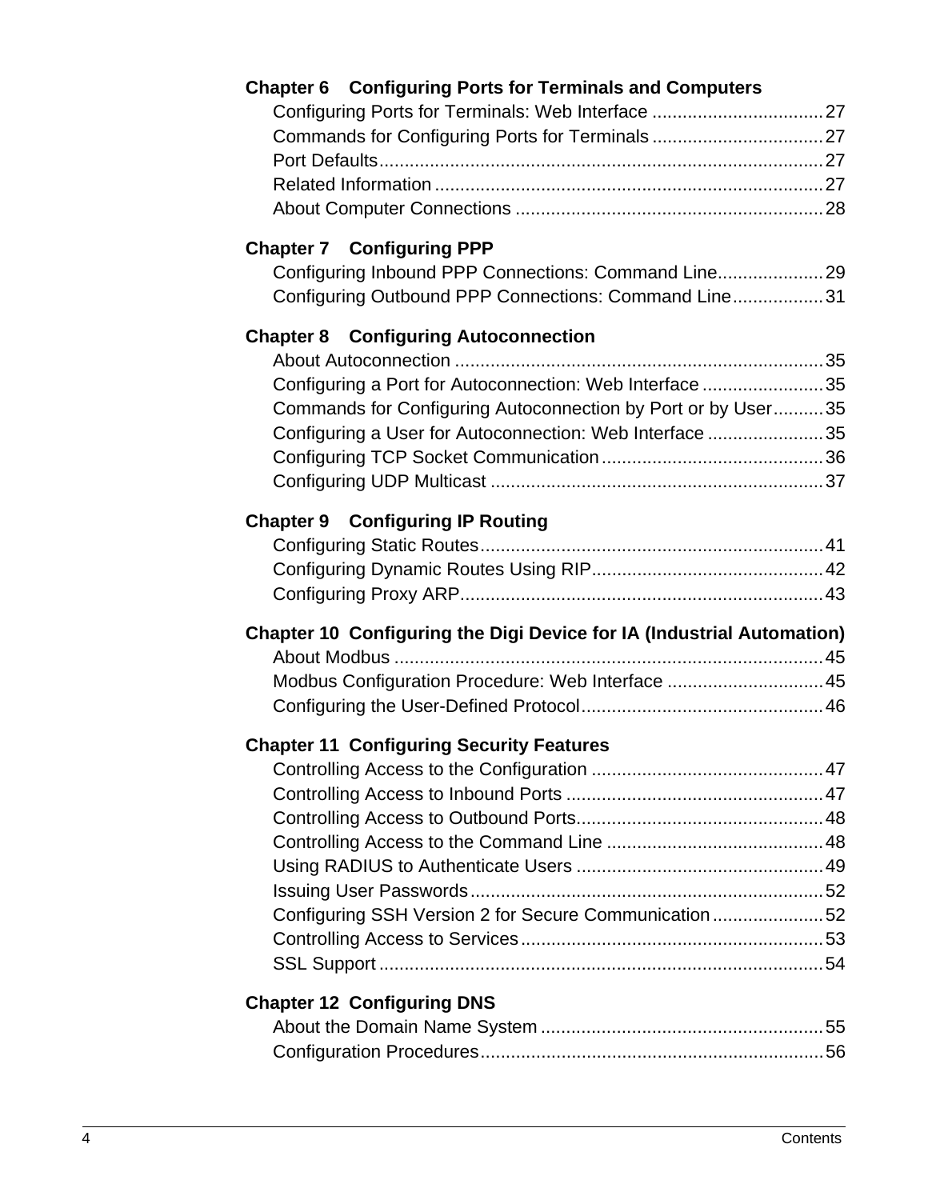**Chapter 6 Configuring Ports for Terminals and Computers**

Configuring Ports for Terminals: Web Interface .................................. 27
Commands for Configuring Ports for Terminals .................................. 27
Port Defaults........................................................................................ 27
Related Information ............................................................................. 27
About Computer Connections ............................................................. 28

**Chapter 7 Configuring PPP**

Configuring Inbound PPP Connections: Command Line..................... 29
Configuring Outbound PPP Connections: Command Line.................. 31

**Chapter 8 Configuring Autoconnection**

About Autoconnection ......................................................................... 35
Configuring a Port for Autoconnection: Web Interface ........................ 35
Commands for Configuring Autoconnection by Port or by User.......... 35
Configuring a User for Autoconnection: Web Interface ....................... 35
Configuring TCP Socket Communication ............................................ 36
Configuring UDP Multicast .................................................................. 37

**Chapter 9 Configuring IP Routing**

Configuring Static Routes.................................................................... 41
Configuring Dynamic Routes Using RIP.............................................. 42
Configuring Proxy ARP........................................................................ 43

**Chapter 10 Configuring the Digi Device for IA (Industrial Automation)**

About Modbus ..................................................................................... 45
Modbus Configuration Procedure: Web Interface ............................... 45
Configuring the User-Defined Protocol................................................ 46

**Chapter 11 Configuring Security Features**

Controlling Access to the Configuration .............................................. 47
Controlling Access to Inbound Ports ................................................... 47
Controlling Access to Outbound Ports................................................. 48
Controlling Access to the Command Line ........................................... 48
Using RADIUS to Authenticate Users ................................................. 49
Issuing User Passwords...................................................................... 52
Configuring SSH Version 2 for Secure Communication...................... 52
Controlling Access to Services............................................................ 53
SSL Support ........................................................................................ 54

**Chapter 12 Configuring DNS**

About the Domain Name System ........................................................ 55
Configuration Procedures.................................................................... 56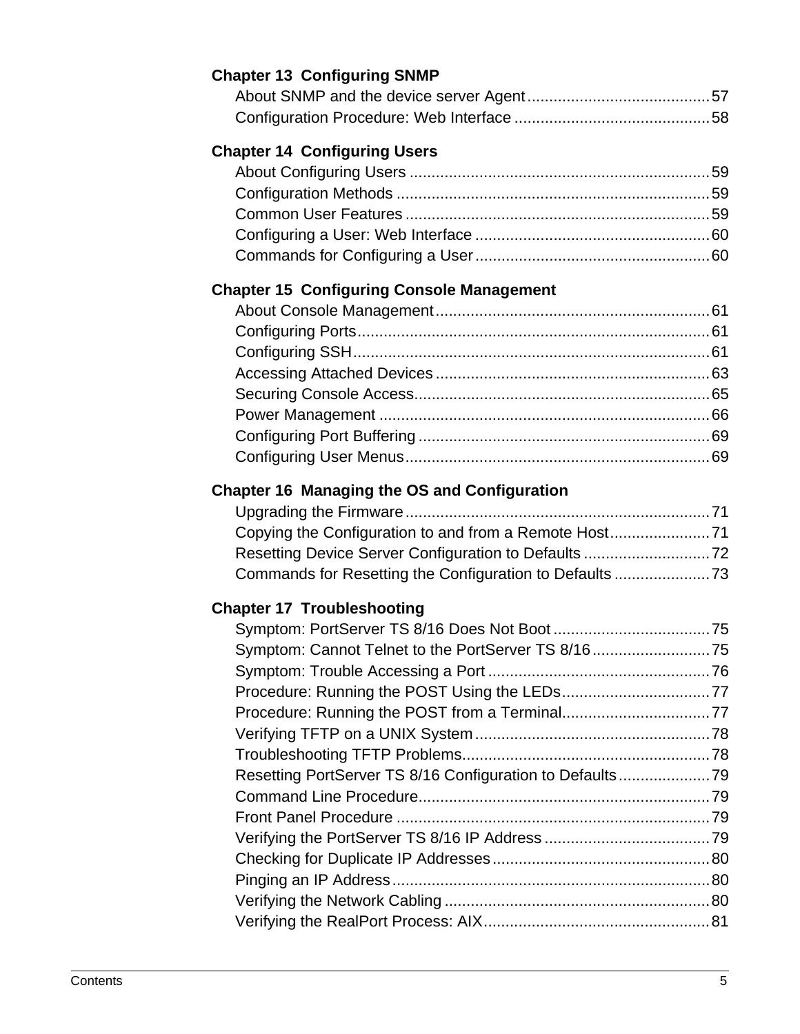**Chapter 13 Configuring SNMP**

About SNMP and the device server Agent .......................................... 57
Configuration Procedure: Web Interface ............................................ 58

**Chapter 14 Configuring Users**

About Configuring Users ..................................................................... 59
Configuration Methods ........................................................................ 59
Common User Features ...................................................................... 59
Configuring a User: Web Interface ...................................................... 60
Commands for Configuring a User ...................................................... 60

**Chapter 15 Configuring Console Management**

About Console Management ............................................................... 61
Configuring Ports ................................................................................. 61
Configuring SSH .................................................................................. 61
Accessing Attached Devices ............................................................... 63
Securing Console Access .................................................................... 65
Power Management ............................................................................ 66
Configuring Port Buffering ................................................................... 69
Configuring User Menus ...................................................................... 69

**Chapter 16 Managing the OS and Configuration**

Upgrading the Firmware ...................................................................... 71
Copying the Configuration to and from a Remote Host ....................... 71
Resetting Device Server Configuration to Defaults ............................. 72
Commands for Resetting the Configuration to Defaults ...................... 73

**Chapter 17 Troubleshooting**

Symptom: PortServer TS 8/16 Does Not Boot .................................... 75
Symptom: Cannot Telnet to the PortServer TS 8/16 ........................... 75
Symptom: Trouble Accessing a Port ................................................... 76
Procedure: Running the POST Using the LEDs .................................. 77
Procedure: Running the POST from a Terminal .................................. 77
Verifying TFTP on a UNIX System ...................................................... 78
Troubleshooting TFTP Problems ......................................................... 78
Resetting PortServer TS 8/16 Configuration to Defaults ..................... 79
Command Line Procedure ................................................................... 79
Front Panel Procedure ........................................................................ 79
Verifying the PortServer TS 8/16 IP Address ...................................... 79
Checking for Duplicate IP Addresses .................................................. 80
Pinging an IP Address ......................................................................... 80
Verifying the Network Cabling ............................................................. 80
Verifying the RealPort Process: AIX .................................................... 81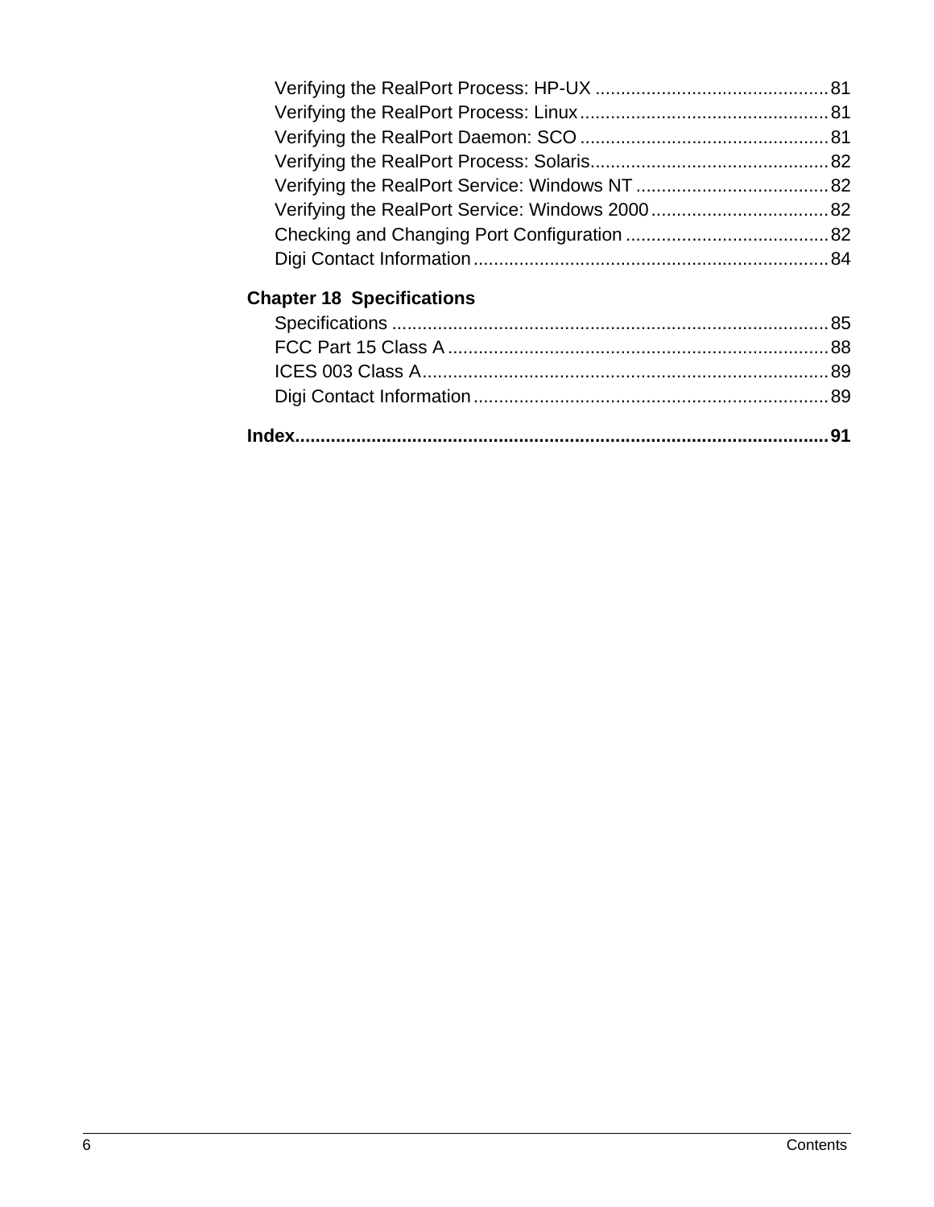Verifying the RealPort Process: HP-UX ............................................. 81
Verifying the RealPort Process: Linux ................................................ 81
Verifying the RealPort Daemon: SCO ................................................ 81
Verifying the RealPort Process: Solaris.............................................. 82
Verifying the RealPort Service: Windows NT ...................................... 82
Verifying the RealPort Service: Windows 2000 ................................... 82
Checking and Changing Port Configuration ........................................ 82
Digi Contact Information ..................................................................... 84

**Chapter 18 Specifications**

Specifications ..................................................................................... 85
FCC Part 15 Class A ........................................................................... 88
ICES 003 Class A ................................................................................ 89
Digi Contact Information ..................................................................... 89

**Index........................................................................................................ 91**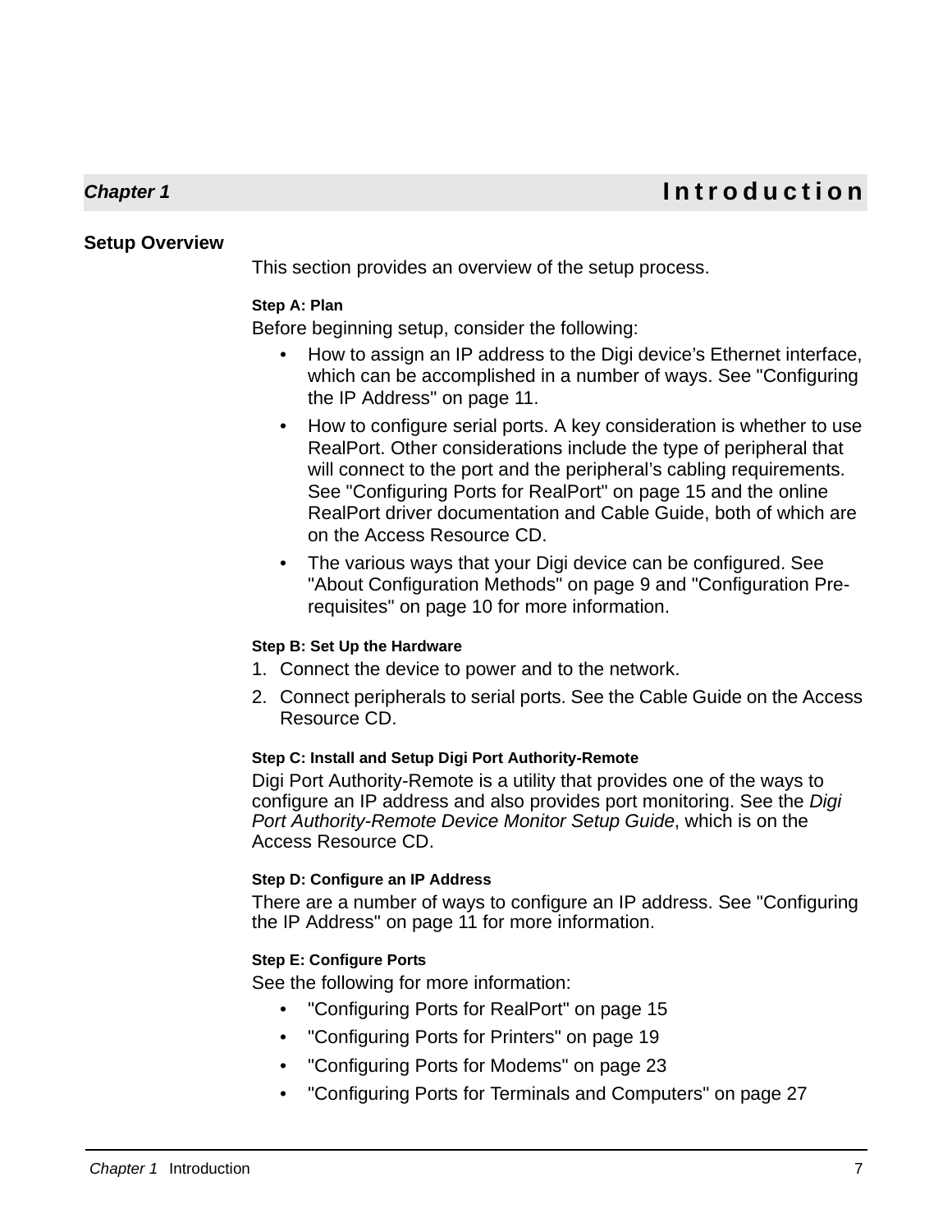# Chapter 1 Introduction

## Setup Overview

This section provides an overview of the setup process.

### Step A: Plan

Before beginning setup, consider the following:

- How to assign an IP address to the Digi device's Ethernet interface, which can be accomplished in a number of ways. See "Configuring the IP Address" on page 11.
- How to configure serial ports. A key consideration is whether to use RealPort. Other considerations include the type of peripheral that will connect to the port and the peripheral's cabling requirements. See "Configuring Ports for RealPort" on page 15 and the online RealPort driver documentation and Cable Guide, both of which are on the Access Resource CD.
- The various ways that your Digi device can be configured. See "About Configuration Methods" on page 9 and "Configuration Pre-requisites" on page 10 for more information.

### Step B: Set Up the Hardware

1. Connect the device to power and to the network.
2. Connect peripherals to serial ports. See the Cable Guide on the Access Resource CD.

### Step C: Install and Setup Digi Port Authority-Remote

Digi Port Authority-Remote is a utility that provides one of the ways to configure an IP address and also provides port monitoring. See the *Digi Port Authority-Remote Device Monitor Setup Guide*, which is on the Access Resource CD.

### Step D: Configure an IP Address

There are a number of ways to configure an IP address. See "Configuring the IP Address" on page 11 for more information.

### Step E: Configure Ports

See the following for more information:

- "Configuring Ports for RealPort" on page 15
- "Configuring Ports for Printers" on page 19
- "Configuring Ports for Modems" on page 23
- "Configuring Ports for Terminals and Computers" on page 27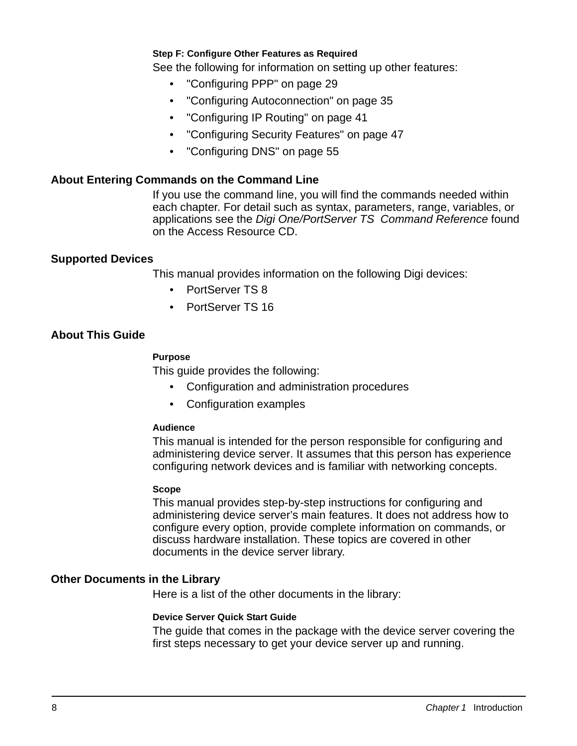#### Step F: Configure Other Features as Required

See the following for information on setting up other features:

- "Configuring PPP" on page 29
- "Configuring Autoconnection" on page 35
- "Configuring IP Routing" on page 41
- "Configuring Security Features" on page 47
- "Configuring DNS" on page 55

### About Entering Commands on the Command Line

If you use the command line, you will find the commands needed within each chapter. For detail such as syntax, parameters, range, variables, or applications see the *Digi One/PortServer TS Command Reference* found on the Access Resource CD.

### Supported Devices

This manual provides information on the following Digi devices:

- PortServer TS 8
- PortServer TS 16

### About This Guide

#### Purpose

This guide provides the following:

- Configuration and administration procedures
- Configuration examples

#### Audience

This manual is intended for the person responsible for configuring and administering device server. It assumes that this person has experience configuring network devices and is familiar with networking concepts.

#### Scope

This manual provides step-by-step instructions for configuring and administering device server’s main features. It does not address how to configure every option, provide complete information on commands, or discuss hardware installation. These topics are covered in other documents in the device server library.

### Other Documents in the Library

Here is a list of the other documents in the library:

#### Device Server Quick Start Guide

The guide that comes in the package with the device server covering the first steps necessary to get your device server up and running.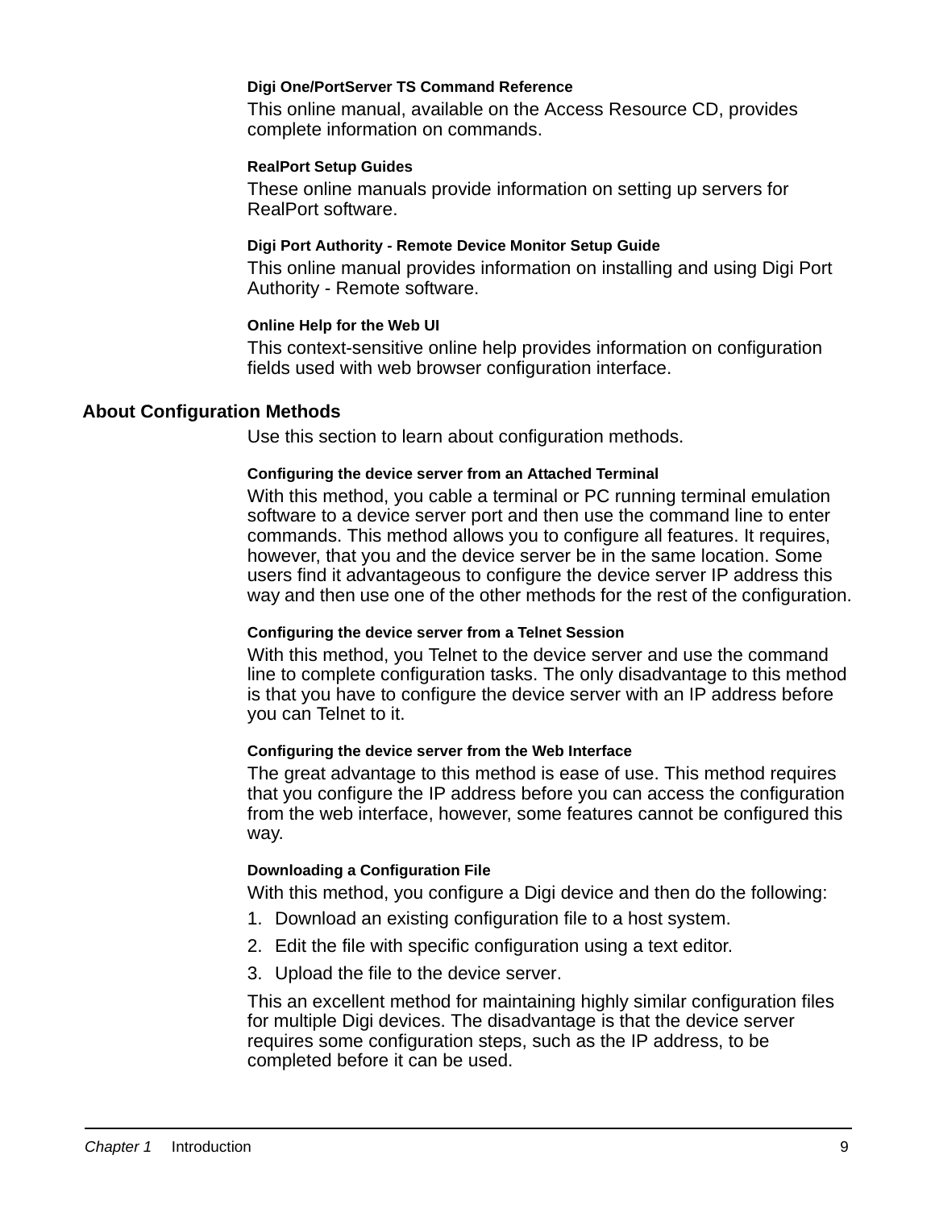#### Digi One/PortServer TS Command Reference

This online manual, available on the Access Resource CD, provides complete information on commands.

#### RealPort Setup Guides

These online manuals provide information on setting up servers for RealPort software.

#### Digi Port Authority - Remote Device Monitor Setup Guide

This online manual provides information on installing and using Digi Port Authority - Remote software.

#### Online Help for the Web UI

This context-sensitive online help provides information on configuration fields used with web browser configuration interface.

## About Configuration Methods

Use this section to learn about configuration methods.

#### Configuring the device server from an Attached Terminal

With this method, you cable a terminal or PC running terminal emulation software to a device server port and then use the command line to enter commands. This method allows you to configure all features. It requires, however, that you and the device server be in the same location. Some users find it advantageous to configure the device server IP address this way and then use one of the other methods for the rest of the configuration.

#### Configuring the device server from a Telnet Session

With this method, you Telnet to the device server and use the command line to complete configuration tasks. The only disadvantage to this method is that you have to configure the device server with an IP address before you can Telnet to it.

#### Configuring the device server from the Web Interface

The great advantage to this method is ease of use. This method requires that you configure the IP address before you can access the configuration from the web interface, however, some features cannot be configured this way.

#### Downloading a Configuration File

With this method, you configure a Digi device and then do the following:

1. Download an existing configuration file to a host system.
2. Edit the file with specific configuration using a text editor.
3. Upload the file to the device server.

This an excellent method for maintaining highly similar configuration files for multiple Digi devices. The disadvantage is that the device server requires some configuration steps, such as the IP address, to be completed before it can be used.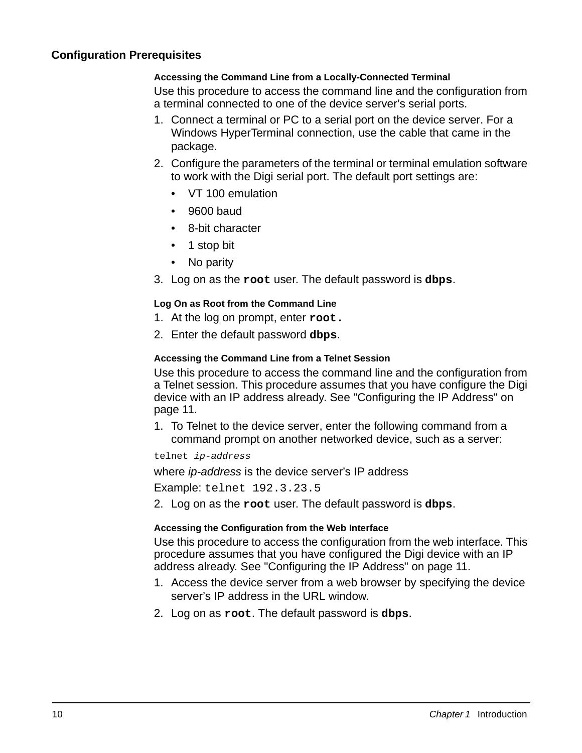## Configuration Prerequisites

### Accessing the Command Line from a Locally-Connected Terminal

Use this procedure to access the command line and the configuration from a terminal connected to one of the device server's serial ports.

1. Connect a terminal or PC to a serial port on the device server. For a Windows HyperTerminal connection, use the cable that came in the package.
2. Configure the parameters of the terminal or terminal emulation software to work with the Digi serial port. The default port settings are:
   - VT 100 emulation
   - 9600 baud
   - 8-bit character
   - 1 stop bit
   - No parity
3. Log on as the **`root`** user. The default password is **`dbps`**.

### Log On as Root from the Command Line

1. At the log on prompt, enter **`root.`**
2. Enter the default password **`dbps`**.

### Accessing the Command Line from a Telnet Session

Use this procedure to access the command line and the configuration from a Telnet session. This procedure assumes that you have configure the Digi device with an IP address already. See "Configuring the IP Address" on page 11.

1. To Telnet to the device server, enter the following command from a command prompt on another networked device, such as a server:

```
telnet ip-address
```

where *ip-address* is the device server's IP address

Example: `telnet 192.3.23.5`

2. Log on as the **`root`** user. The default password is **`dbps`**.

### Accessing the Configuration from the Web Interface

Use this procedure to access the configuration from the web interface. This procedure assumes that you have configured the Digi device with an IP address already. See "Configuring the IP Address" on page 11.

1. Access the device server from a web browser by specifying the device server's IP address in the URL window.
2. Log on as **`root`**. The default password is **`dbps`**.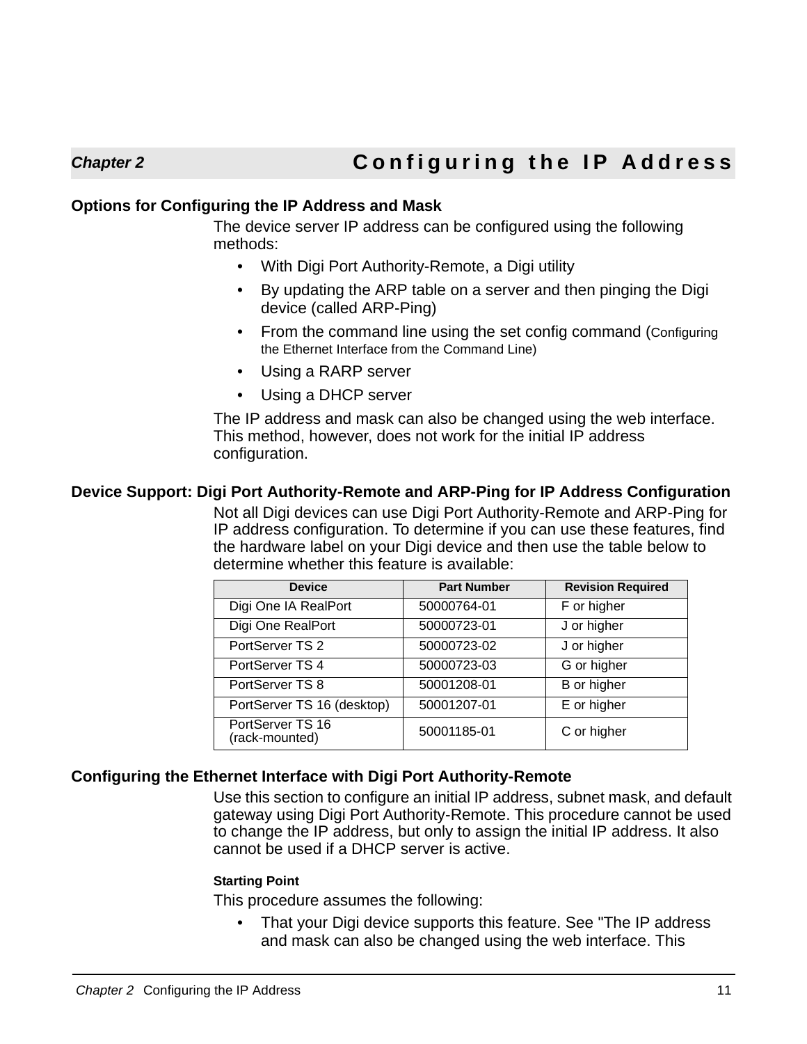# Chapter 2 Configuring the IP Address

## Options for Configuring the IP Address and Mask

The device server IP address can be configured using the following methods:

- With Digi Port Authority-Remote, a Digi utility
- By updating the ARP table on a server and then pinging the Digi device (called ARP-Ping)
- From the command line using the set config command (Configuring the Ethernet Interface from the Command Line)
- Using a RARP server
- Using a DHCP server

The IP address and mask can also be changed using the web interface. This method, however, does not work for the initial IP address configuration.

## Device Support: Digi Port Authority-Remote and ARP-Ping for IP Address Configuration

Not all Digi devices can use Digi Port Authority-Remote and ARP-Ping for IP address configuration. To determine if you can use these features, find the hardware label on your Digi device and then use the table below to determine whether this feature is available:

| Device | Part Number | Revision Required |
|---|---|---|
| Digi One IA RealPort | 50000764-01 | F or higher |
| Digi One RealPort | 50000723-01 | J or higher |
| PortServer TS 2 | 50000723-02 | J or higher |
| PortServer TS 4 | 50000723-03 | G or higher |
| PortServer TS 8 | 50001208-01 | B or higher |
| PortServer TS 16 (desktop) | 50001207-01 | E or higher |
| PortServer TS 16 (rack-mounted) | 50001185-01 | C or higher |

## Configuring the Ethernet Interface with Digi Port Authority-Remote

Use this section to configure an initial IP address, subnet mask, and default gateway using Digi Port Authority-Remote. This procedure cannot be used to change the IP address, but only to assign the initial IP address. It also cannot be used if a DHCP server is active.

### Starting Point

This procedure assumes the following:

- That your Digi device supports this feature. See "The IP address and mask can also be changed using the web interface. This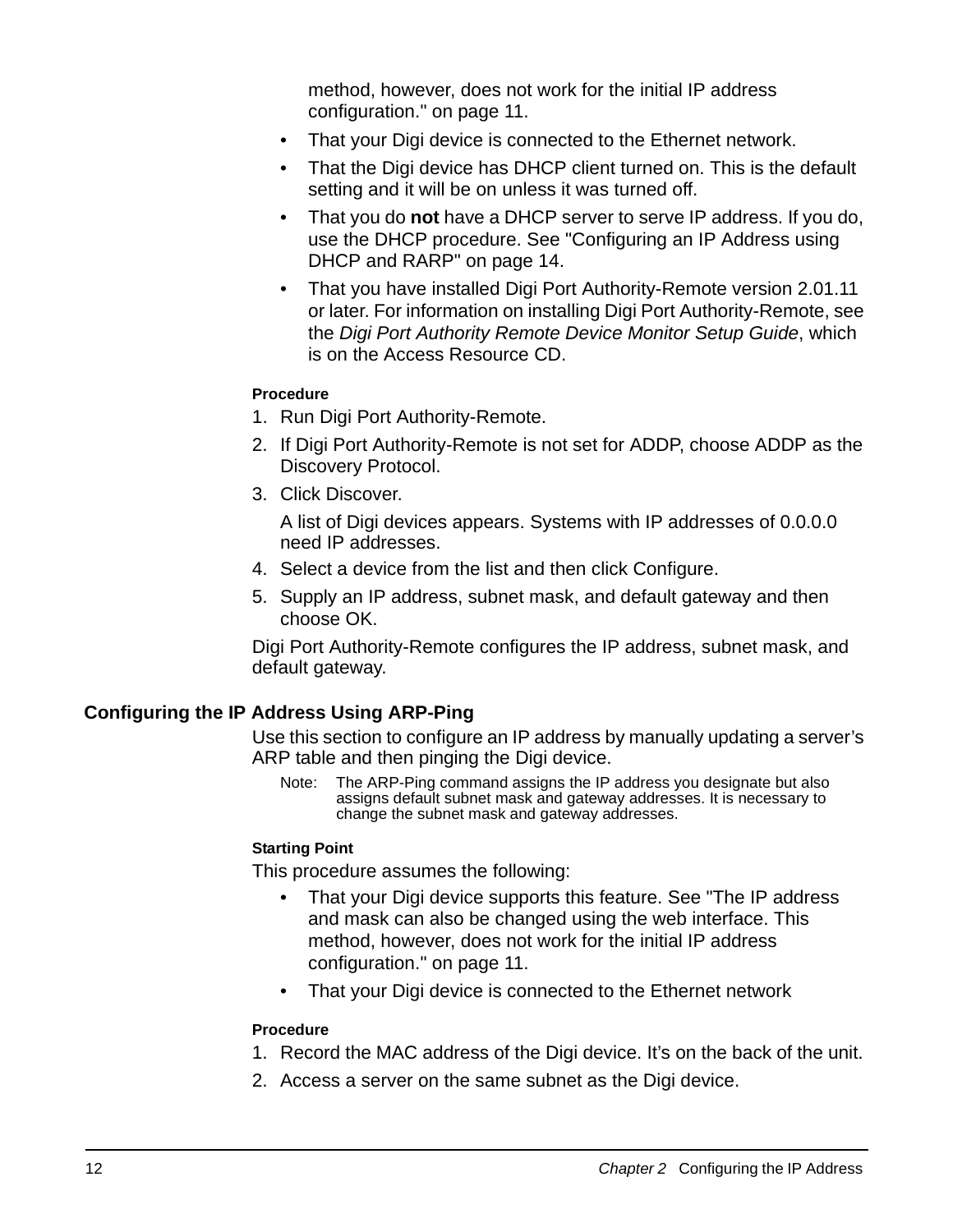method, however, does not work for the initial IP address configuration." on page 11.

- That your Digi device is connected to the Ethernet network.
- That the Digi device has DHCP client turned on. This is the default setting and it will be on unless it was turned off.
- That you do **not** have a DHCP server to serve IP address. If you do, use the DHCP procedure. See "Configuring an IP Address using DHCP and RARP" on page 14.
- That you have installed Digi Port Authority-Remote version 2.01.11 or later. For information on installing Digi Port Authority-Remote, see the *Digi Port Authority Remote Device Monitor Setup Guide*, which is on the Access Resource CD.

#### Procedure

1. Run Digi Port Authority-Remote.
2. If Digi Port Authority-Remote is not set for ADDP, choose ADDP as the Discovery Protocol.
3. Click Discover.

   A list of Digi devices appears. Systems with IP addresses of 0.0.0.0 need IP addresses.
4. Select a device from the list and then click Configure.
5. Supply an IP address, subnet mask, and default gateway and then choose OK.

Digi Port Authority-Remote configures the IP address, subnet mask, and default gateway.

## Configuring the IP Address Using ARP-Ping

Use this section to configure an IP address by manually updating a server's ARP table and then pinging the Digi device.

Note: The ARP-Ping command assigns the IP address you designate but also assigns default subnet mask and gateway addresses. It is necessary to change the subnet mask and gateway addresses.

#### Starting Point

This procedure assumes the following:

- That your Digi device supports this feature. See "The IP address and mask can also be changed using the web interface. This method, however, does not work for the initial IP address configuration." on page 11.
- That your Digi device is connected to the Ethernet network

#### Procedure

1. Record the MAC address of the Digi device. It's on the back of the unit.
2. Access a server on the same subnet as the Digi device.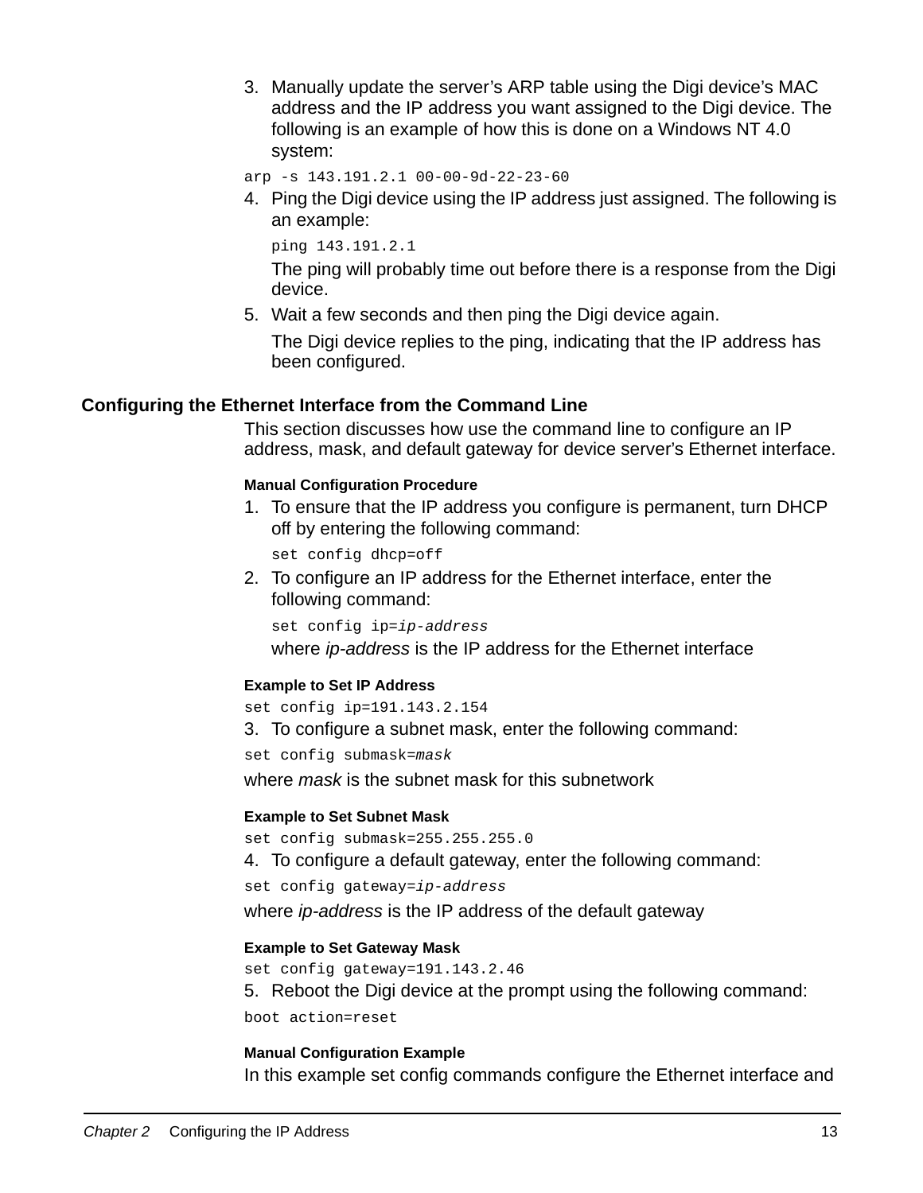3. Manually update the server's ARP table using the Digi device's MAC address and the IP address you want assigned to the Digi device. The following is an example of how this is done on a Windows NT 4.0 system:

```
arp -s 143.191.2.1 00-00-9d-22-23-60
```

4. Ping the Digi device using the IP address just assigned. The following is an example:

   ```
   ping 143.191.2.1
   ```

   The ping will probably time out before there is a response from the Digi device.

5. Wait a few seconds and then ping the Digi device again.

   The Digi device replies to the ping, indicating that the IP address has been configured.

## Configuring the Ethernet Interface from the Command Line

This section discusses how use the command line to configure an IP address, mask, and default gateway for device server's Ethernet interface.

### Manual Configuration Procedure

1. To ensure that the IP address you configure is permanent, turn DHCP off by entering the following command:

   ```
   set config dhcp=off
   ```

2. To configure an IP address for the Ethernet interface, enter the following command:

   ```
   set config ip=ip-address
   ```

   where *ip-address* is the IP address for the Ethernet interface

#### Example to Set IP Address

```
set config ip=191.143.2.154
```

3. To configure a subnet mask, enter the following command:

```
set config submask=mask
```

where *mask* is the subnet mask for this subnetwork

#### Example to Set Subnet Mask

```
set config submask=255.255.255.0
```

4. To configure a default gateway, enter the following command:

```
set config gateway=ip-address
```

where *ip-address* is the IP address of the default gateway

#### Example to Set Gateway Mask

```
set config gateway=191.143.2.46
```

5. Reboot the Digi device at the prompt using the following command:

```
boot action=reset
```

### Manual Configuration Example

In this example set config commands configure the Ethernet interface and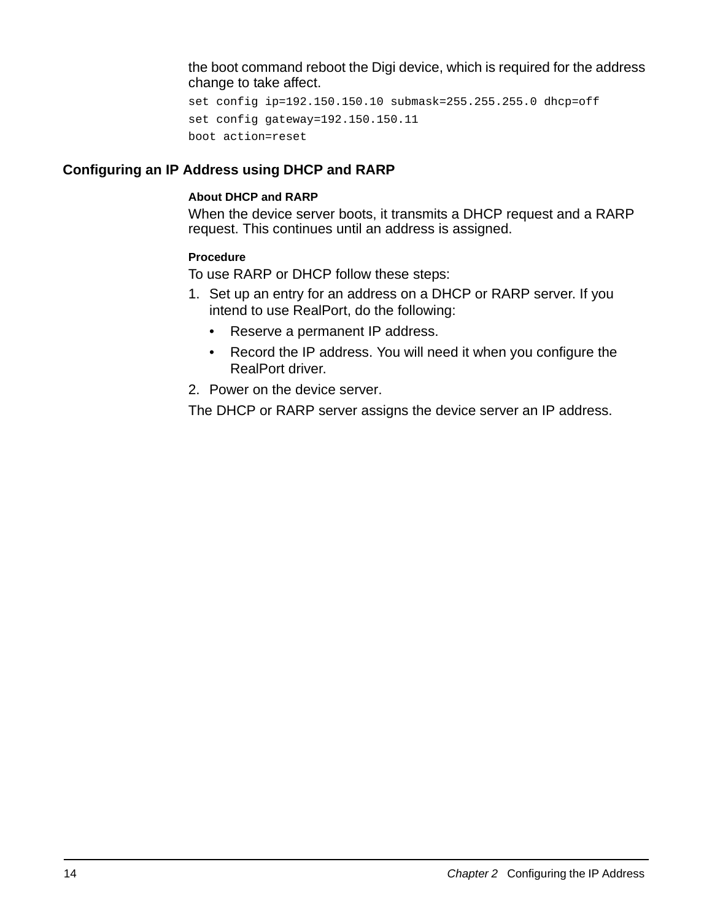the boot command reboot the Digi device, which is required for the address change to take affect.

```
set config ip=192.150.150.10 submask=255.255.255.0 dhcp=off
set config gateway=192.150.150.11
boot action=reset
```

## Configuring an IP Address using DHCP and RARP

#### About DHCP and RARP

When the device server boots, it transmits a DHCP request and a RARP request. This continues until an address is assigned.

#### Procedure

To use RARP or DHCP follow these steps:

1. Set up an entry for an address on a DHCP or RARP server. If you intend to use RealPort, do the following:
   - Reserve a permanent IP address.
   - Record the IP address. You will need it when you configure the RealPort driver.
2. Power on the device server.

The DHCP or RARP server assigns the device server an IP address.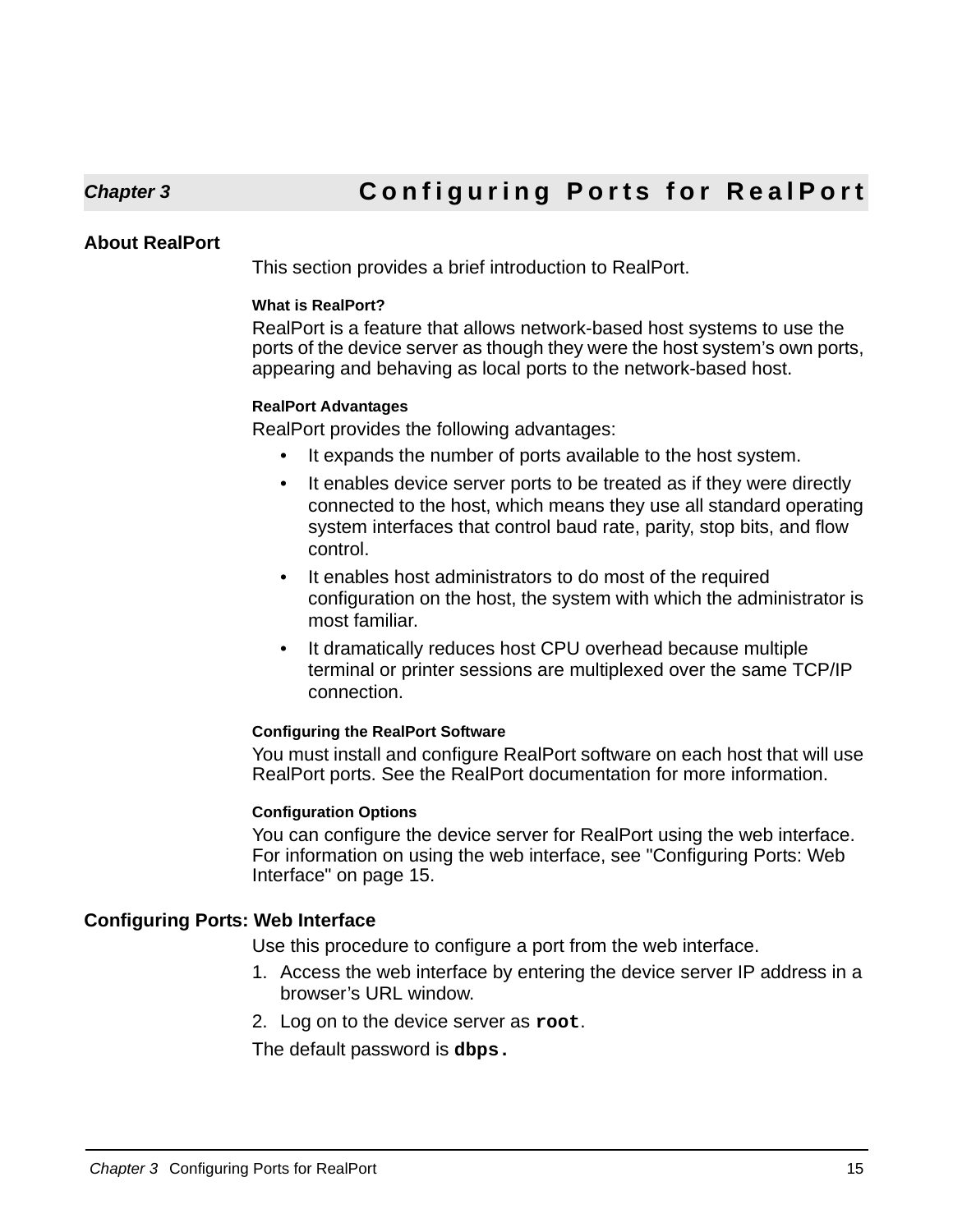# Chapter 3 Configuring Ports for RealPort

## About RealPort

This section provides a brief introduction to RealPort.

### What is RealPort?

RealPort is a feature that allows network-based host systems to use the ports of the device server as though they were the host system's own ports, appearing and behaving as local ports to the network-based host.

### RealPort Advantages

RealPort provides the following advantages:

- It expands the number of ports available to the host system.
- It enables device server ports to be treated as if they were directly connected to the host, which means they use all standard operating system interfaces that control baud rate, parity, stop bits, and flow control.
- It enables host administrators to do most of the required configuration on the host, the system with which the administrator is most familiar.
- It dramatically reduces host CPU overhead because multiple terminal or printer sessions are multiplexed over the same TCP/IP connection.

### Configuring the RealPort Software

You must install and configure RealPort software on each host that will use RealPort ports. See the RealPort documentation for more information.

### Configuration Options

You can configure the device server for RealPort using the web interface. For information on using the web interface, see "Configuring Ports: Web Interface" on page 15.

## Configuring Ports: Web Interface

Use this procedure to configure a port from the web interface.

1. Access the web interface by entering the device server IP address in a browser's URL window.
2. Log on to the device server as **`root`**.

The default password is **`dbps.`**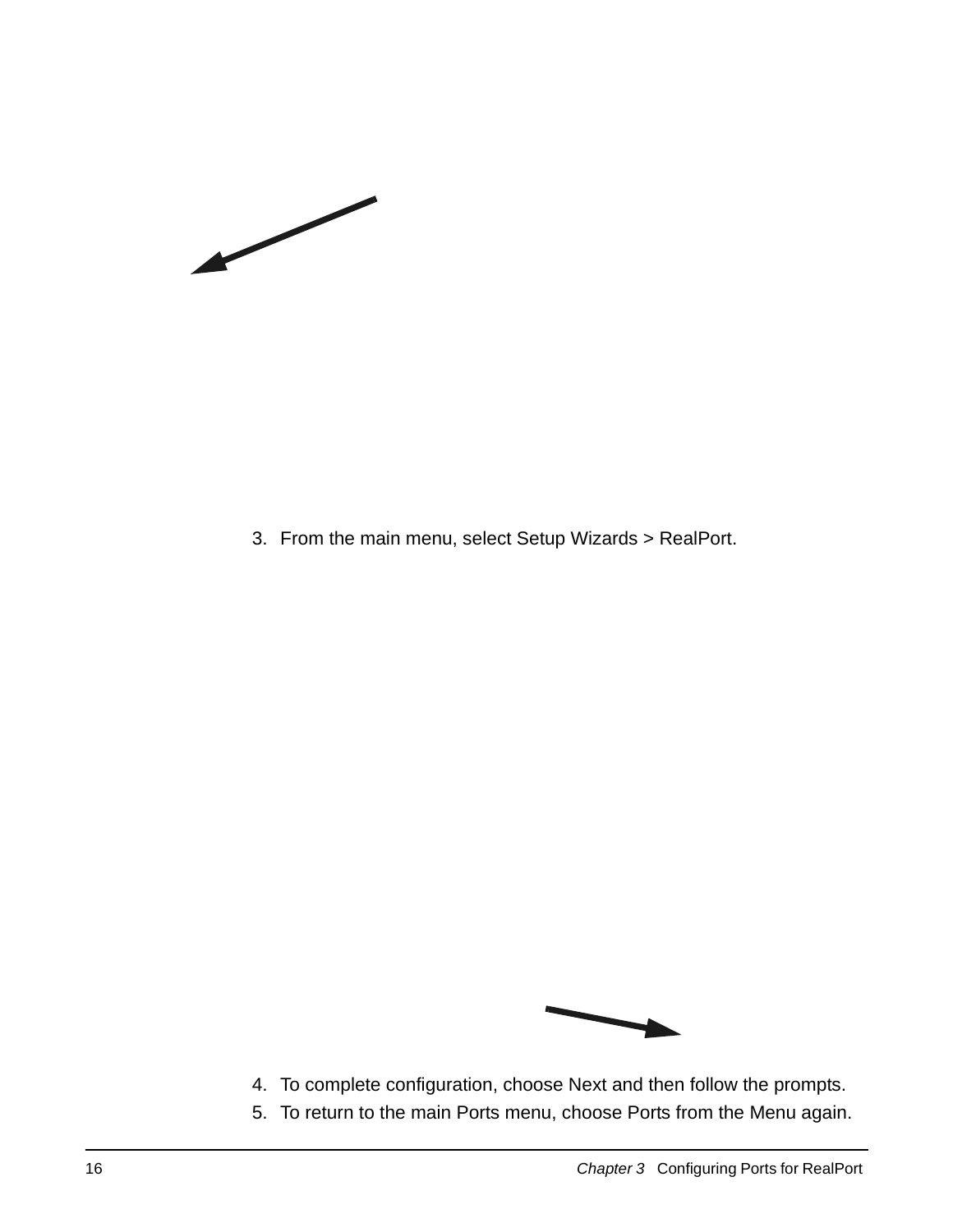3. From the main menu, select Setup Wizards > RealPort.

4. To complete configuration, choose Next and then follow the prompts.
5. To return to the main Ports menu, choose Ports from the Menu again.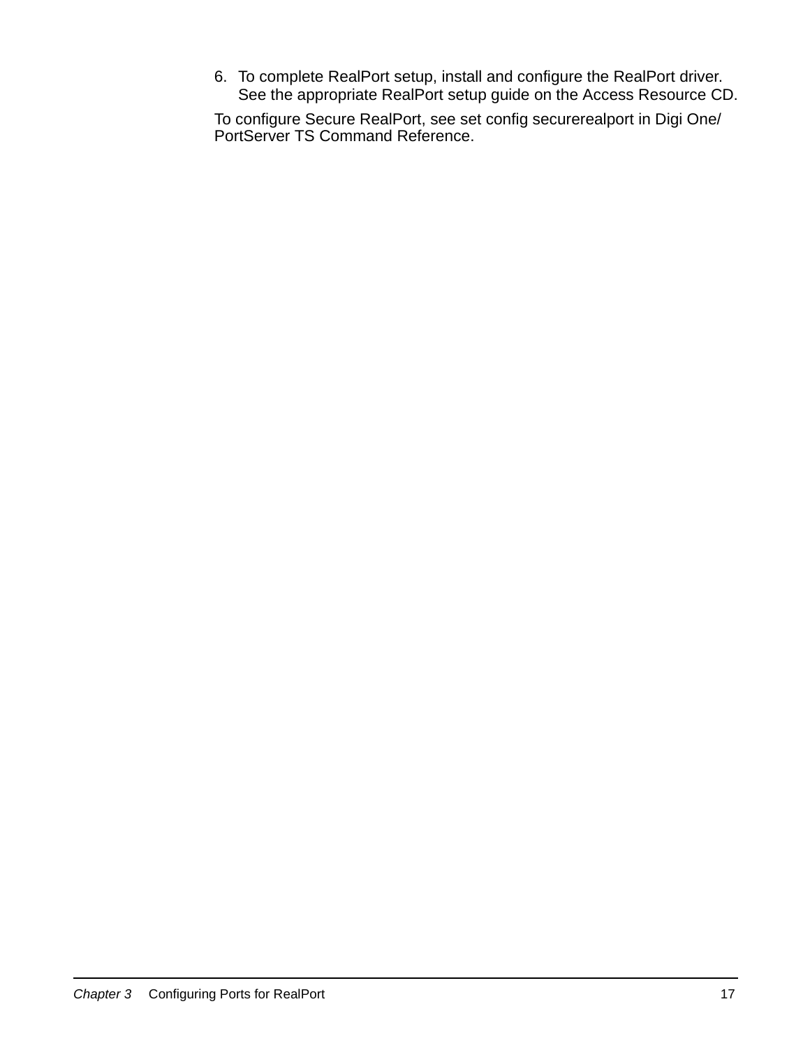6. To complete RealPort setup, install and configure the RealPort driver. See the appropriate RealPort setup guide on the Access Resource CD.

To configure Secure RealPort, see set config securerealport in Digi One/ PortServer TS Command Reference.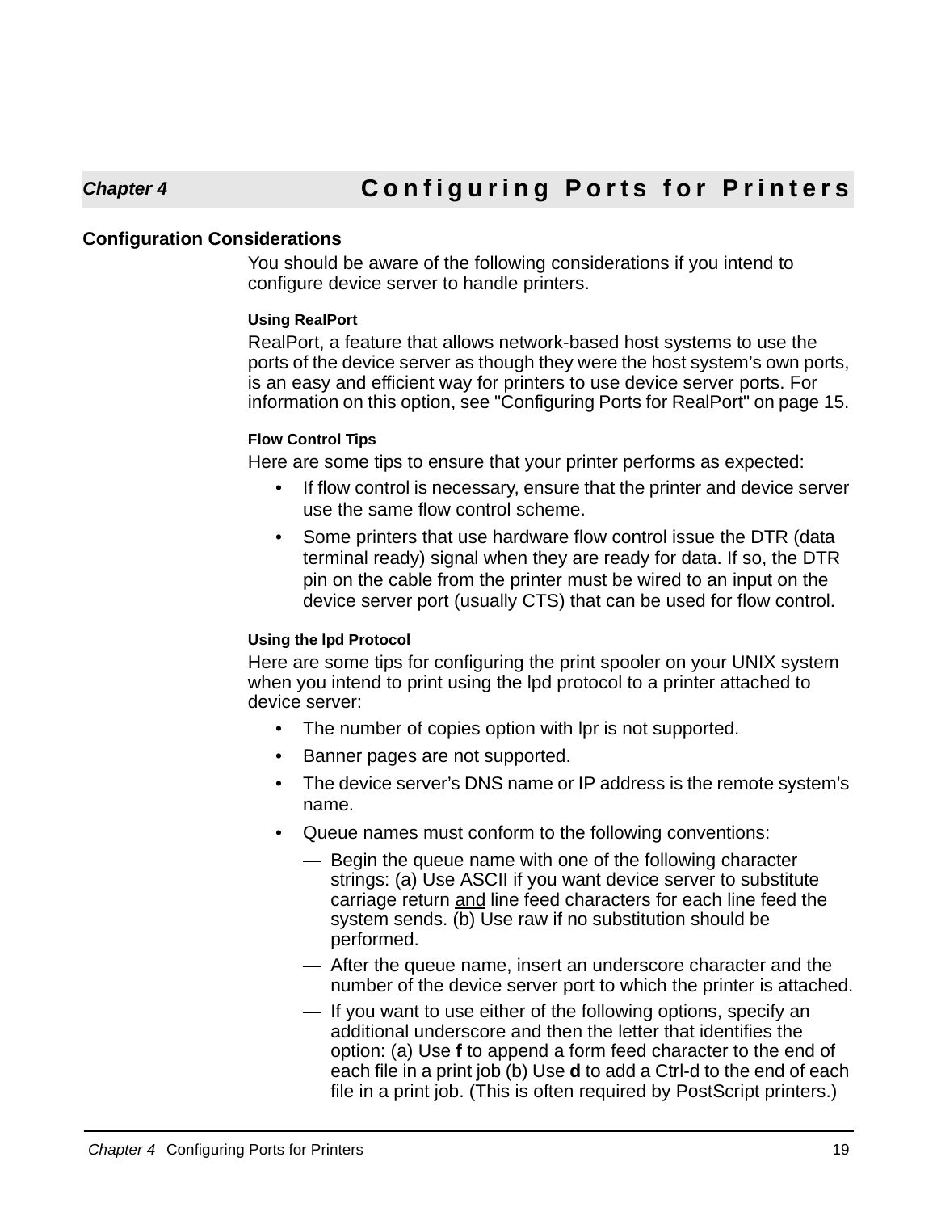# Chapter 4 Configuring Ports for Printers

## Configuration Considerations

You should be aware of the following considerations if you intend to configure device server to handle printers.

### Using RealPort

RealPort, a feature that allows network-based host systems to use the ports of the device server as though they were the host system's own ports, is an easy and efficient way for printers to use device server ports. For information on this option, see "Configuring Ports for RealPort" on page 15.

### Flow Control Tips

Here are some tips to ensure that your printer performs as expected:

- If flow control is necessary, ensure that the printer and device server use the same flow control scheme.
- Some printers that use hardware flow control issue the DTR (data terminal ready) signal when they are ready for data. If so, the DTR pin on the cable from the printer must be wired to an input on the device server port (usually CTS) that can be used for flow control.

### Using the lpd Protocol

Here are some tips for configuring the print spooler on your UNIX system when you intend to print using the lpd protocol to a printer attached to device server:

- The number of copies option with lpr is not supported.
- Banner pages are not supported.
- The device server's DNS name or IP address is the remote system's name.
- Queue names must conform to the following conventions:
  - Begin the queue name with one of the following character strings: (a) Use ASCII if you want device server to substitute carriage return <u>and</u> line feed characters for each line feed the system sends. (b) Use raw if no substitution should be performed.
  - After the queue name, insert an underscore character and the number of the device server port to which the printer is attached.
  - If you want to use either of the following options, specify an additional underscore and then the letter that identifies the option: (a) Use **f** to append a form feed character to the end of each file in a print job (b) Use **d** to add a Ctrl-d to the end of each file in a print job. (This is often required by PostScript printers.)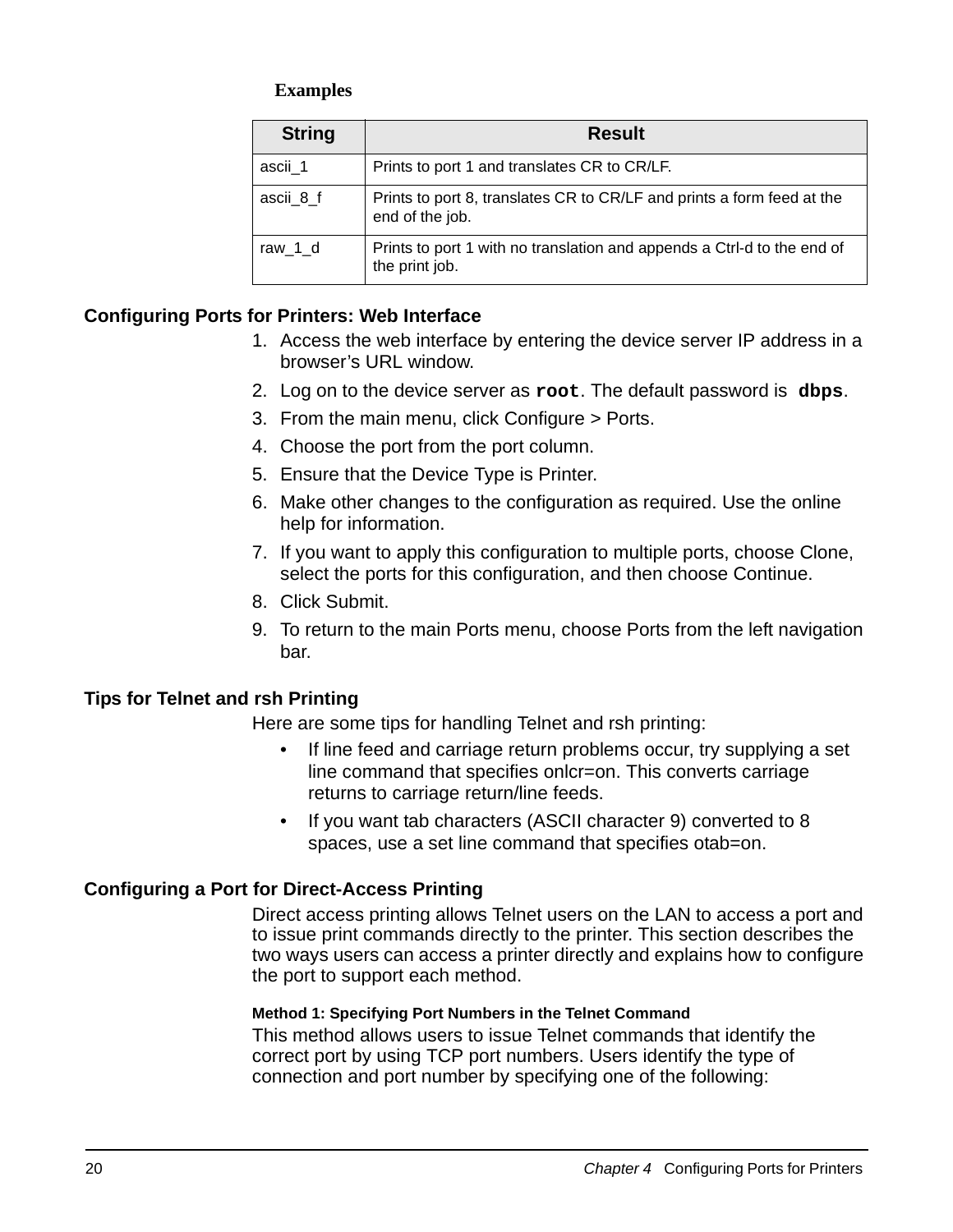**Examples**

| String | Result |
| --- | --- |
| ascii_1 | Prints to port 1 and translates CR to CR/LF. |
| ascii_8_f | Prints to port 8, translates CR to CR/LF and prints a form feed at the end of the job. |
| raw_1_d | Prints to port 1 with no translation and appends a Ctrl-d to the end of the print job. |

### Configuring Ports for Printers: Web Interface

1. Access the web interface by entering the device server IP address in a browser's URL window.
2. Log on to the device server as **`root`**. The default password is **`dbps`**.
3. From the main menu, click Configure > Ports.
4. Choose the port from the port column.
5. Ensure that the Device Type is Printer.
6. Make other changes to the configuration as required. Use the online help for information.
7. If you want to apply this configuration to multiple ports, choose Clone, select the ports for this configuration, and then choose Continue.
8. Click Submit.
9. To return to the main Ports menu, choose Ports from the left navigation bar.

### Tips for Telnet and rsh Printing

Here are some tips for handling Telnet and rsh printing:

- If line feed and carriage return problems occur, try supplying a set line command that specifies onlcr=on. This converts carriage returns to carriage return/line feeds.
- If you want tab characters (ASCII character 9) converted to 8 spaces, use a set line command that specifies otab=on.

### Configuring a Port for Direct-Access Printing

Direct access printing allows Telnet users on the LAN to access a port and to issue print commands directly to the printer. This section describes the two ways users can access a printer directly and explains how to configure the port to support each method.

#### Method 1: Specifying Port Numbers in the Telnet Command

This method allows users to issue Telnet commands that identify the correct port by using TCP port numbers. Users identify the type of connection and port number by specifying one of the following: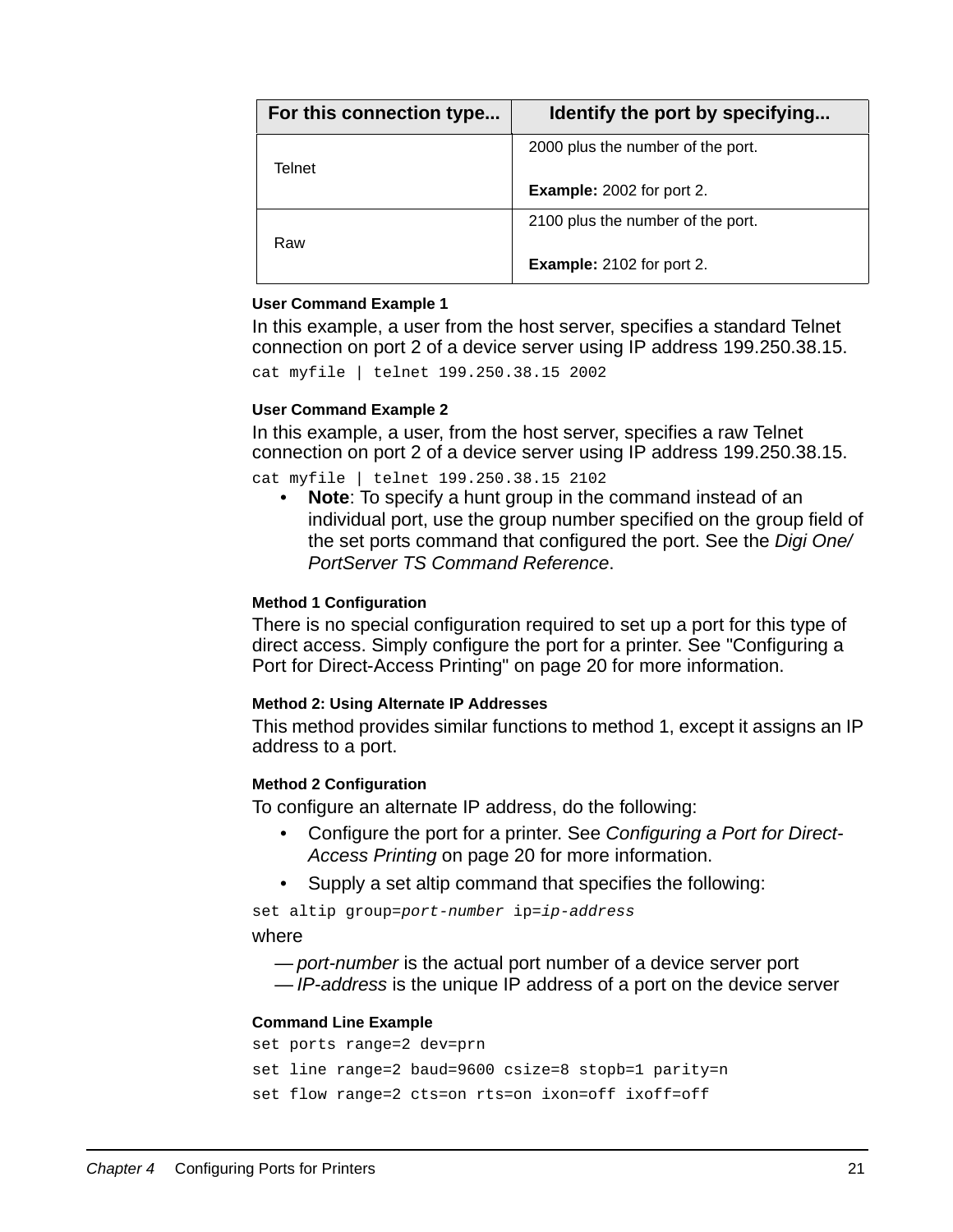| For this connection type... | Identify the port by specifying... |
|---|---|
| Telnet | 2000 plus the number of the port.<br><br>**Example:** 2002 for port 2. |
| Raw | 2100 plus the number of the port.<br><br>**Example:** 2102 for port 2. |

#### User Command Example 1

In this example, a user from the host server, specifies a standard Telnet connection on port 2 of a device server using IP address 199.250.38.15.

```
cat myfile | telnet 199.250.38.15 2002
```

#### User Command Example 2

In this example, a user, from the host server, specifies a raw Telnet connection on port 2 of a device server using IP address 199.250.38.15.

```
cat myfile | telnet 199.250.38.15 2102
```

- **Note**: To specify a hunt group in the command instead of an individual port, use the group number specified on the group field of the set ports command that configured the port. See the *Digi One/ PortServer TS Command Reference*.

#### Method 1 Configuration

There is no special configuration required to set up a port for this type of direct access. Simply configure the port for a printer. See "Configuring a Port for Direct-Access Printing" on page 20 for more information.

#### Method 2: Using Alternate IP Addresses

This method provides similar functions to method 1, except it assigns an IP address to a port.

#### Method 2 Configuration

To configure an alternate IP address, do the following:

- Configure the port for a printer. See *Configuring a Port for Direct-Access Printing* on page 20 for more information.
- Supply a set altip command that specifies the following:

```
set altip group=port-number ip=ip-address
```

where

— *port-number* is the actual port number of a device server port
— *IP-address* is the unique IP address of a port on the device server

#### Command Line Example

```
set ports range=2 dev=prn
set line range=2 baud=9600 csize=8 stopb=1 parity=n
set flow range=2 cts=on rts=on ixon=off ixoff=off
```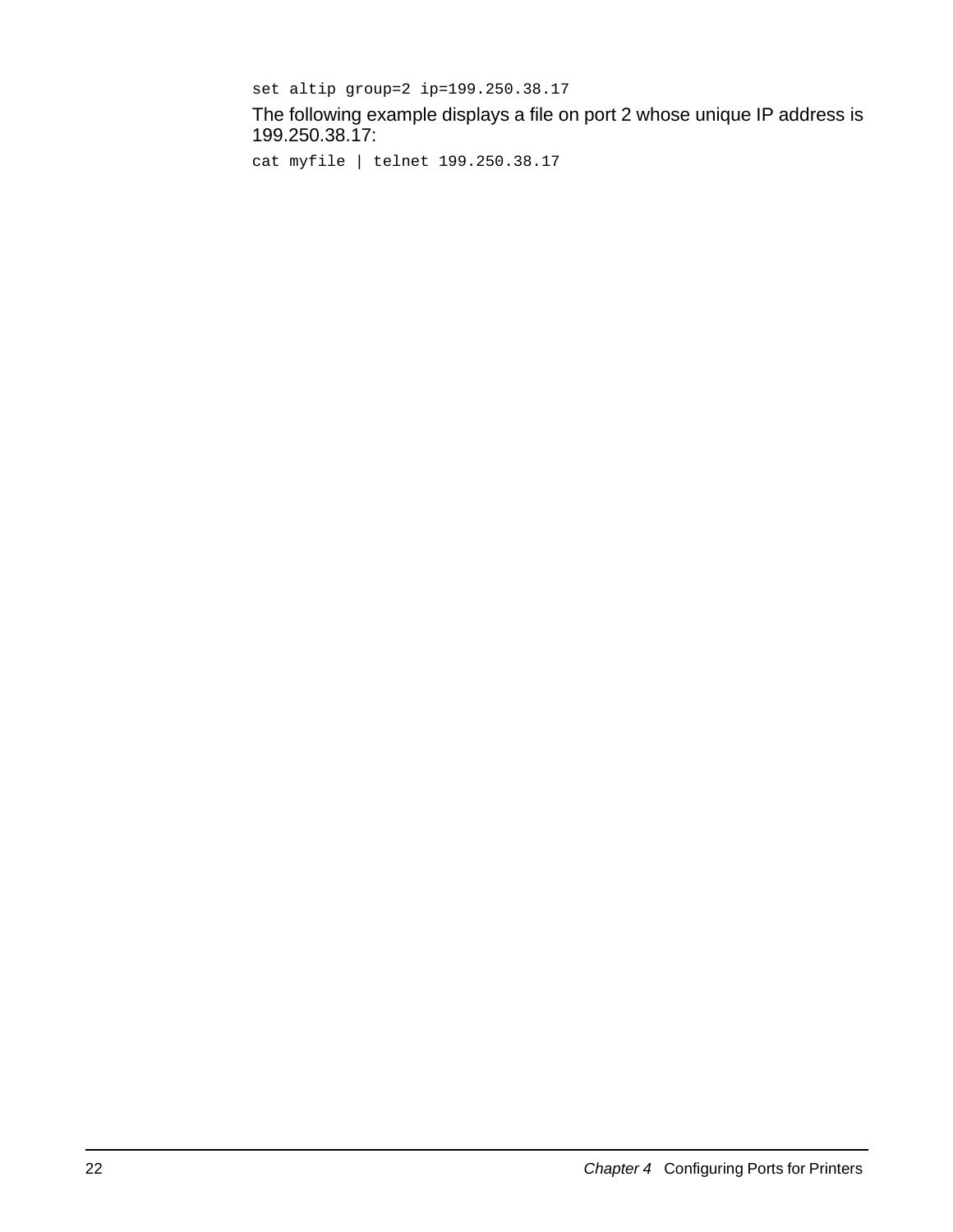```
set altip group=2 ip=199.250.38.17
```

The following example displays a file on port 2 whose unique IP address is 199.250.38.17:

```
cat myfile | telnet 199.250.38.17
```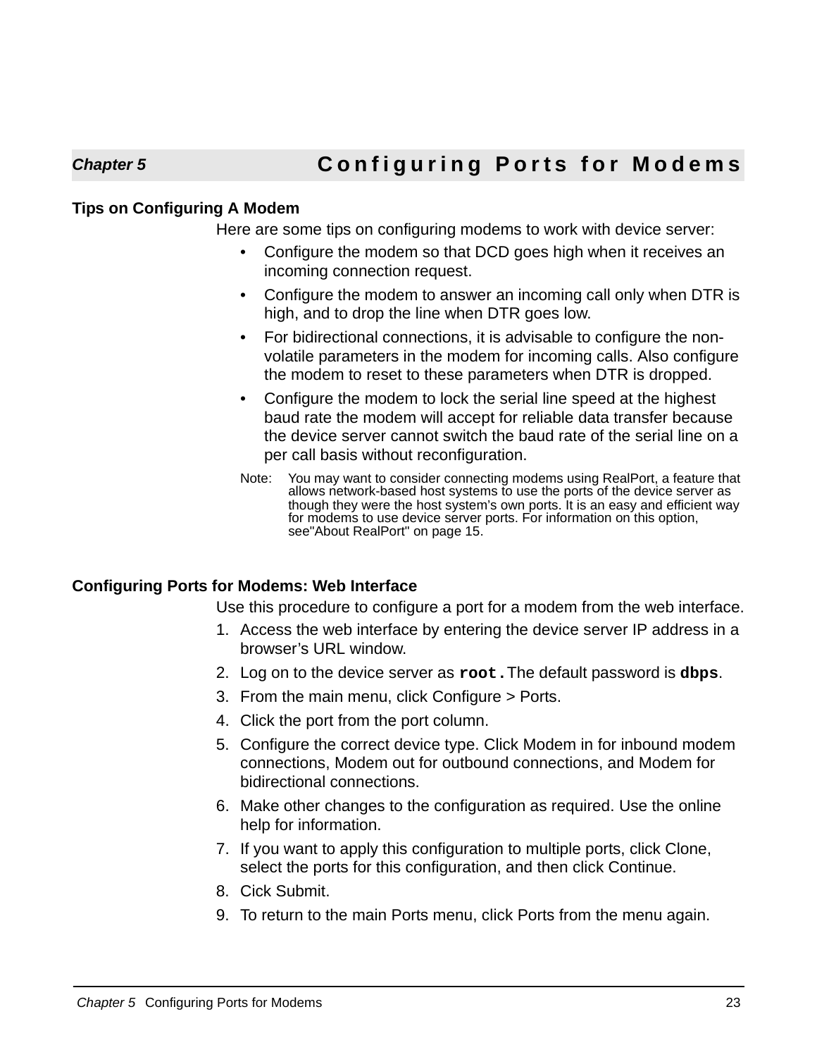# Chapter 5 Configuring Ports for Modems

## Tips on Configuring A Modem

Here are some tips on configuring modems to work with device server:

- Configure the modem so that DCD goes high when it receives an incoming connection request.
- Configure the modem to answer an incoming call only when DTR is high, and to drop the line when DTR goes low.
- For bidirectional connections, it is advisable to configure the non-volatile parameters in the modem for incoming calls. Also configure the modem to reset to these parameters when DTR is dropped.
- Configure the modem to lock the serial line speed at the highest baud rate the modem will accept for reliable data transfer because the device server cannot switch the baud rate of the serial line on a per call basis without reconfiguration.

Note: You may want to consider connecting modems using RealPort, a feature that allows network-based host systems to use the ports of the device server as though they were the host system's own ports. It is an easy and efficient way for modems to use device server ports. For information on this option, see"About RealPort" on page 15.

## Configuring Ports for Modems: Web Interface

Use this procedure to configure a port for a modem from the web interface.

1. Access the web interface by entering the device server IP address in a browser's URL window.
2. Log on to the device server as **`root.`**The default password is **`dbps`**.
3. From the main menu, click Configure > Ports.
4. Click the port from the port column.
5. Configure the correct device type. Click Modem in for inbound modem connections, Modem out for outbound connections, and Modem for bidirectional connections.
6. Make other changes to the configuration as required. Use the online help for information.
7. If you want to apply this configuration to multiple ports, click Clone, select the ports for this configuration, and then click Continue.
8. Cick Submit.
9. To return to the main Ports menu, click Ports from the menu again.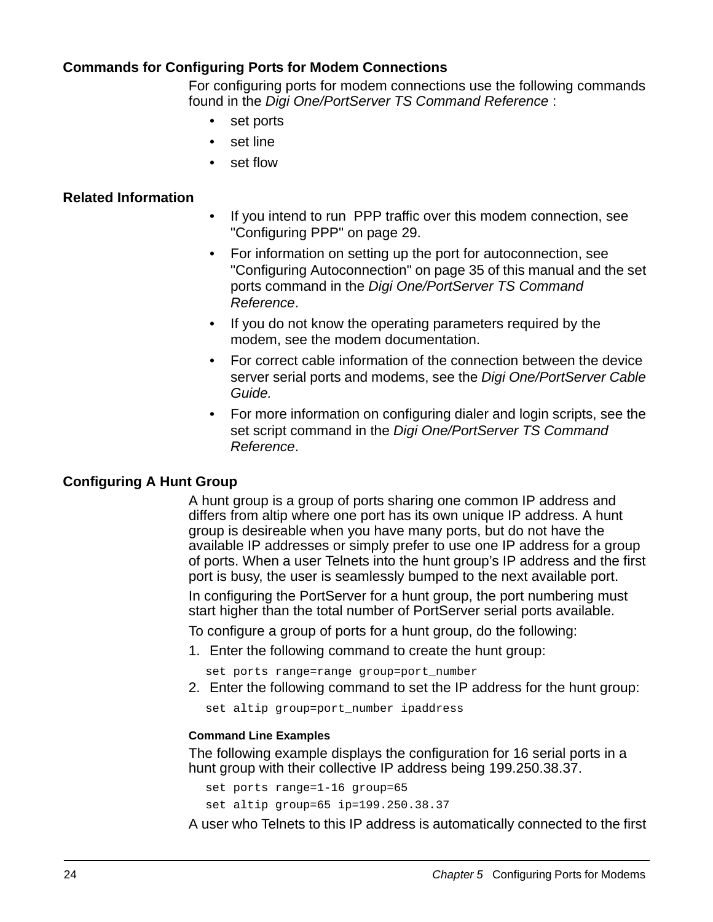### Commands for Configuring Ports for Modem Connections

For configuring ports for modem connections use the following commands found in the *Digi One/PortServer TS Command Reference* :

- set ports
- set line
- set flow

### Related Information

- If you intend to run PPP traffic over this modem connection, see "Configuring PPP" on page 29.
- For information on setting up the port for autoconnection, see "Configuring Autoconnection" on page 35 of this manual and the set ports command in the *Digi One/PortServer TS Command Reference*.
- If you do not know the operating parameters required by the modem, see the modem documentation.
- For correct cable information of the connection between the device server serial ports and modems, see the *Digi One/PortServer Cable Guide.*
- For more information on configuring dialer and login scripts, see the set script command in the *Digi One/PortServer TS Command Reference*.

### Configuring A Hunt Group

A hunt group is a group of ports sharing one common IP address and differs from altip where one port has its own unique IP address. A hunt group is desireable when you have many ports, but do not have the available IP addresses or simply prefer to use one IP address for a group of ports. When a user Telnets into the hunt group's IP address and the first port is busy, the user is seamlessly bumped to the next available port.

In configuring the PortServer for a hunt group, the port numbering must start higher than the total number of PortServer serial ports available.

To configure a group of ports for a hunt group, do the following:

1. Enter the following command to create the hunt group:

```
set ports range=range group=port_number
```

2. Enter the following command to set the IP address for the hunt group:

```
set altip group=port_number ipaddress
```

#### Command Line Examples

The following example displays the configuration for 16 serial ports in a hunt group with their collective IP address being 199.250.38.37.

```
set ports range=1-16 group=65
set altip group=65 ip=199.250.38.37
```

A user who Telnets to this IP address is automatically connected to the first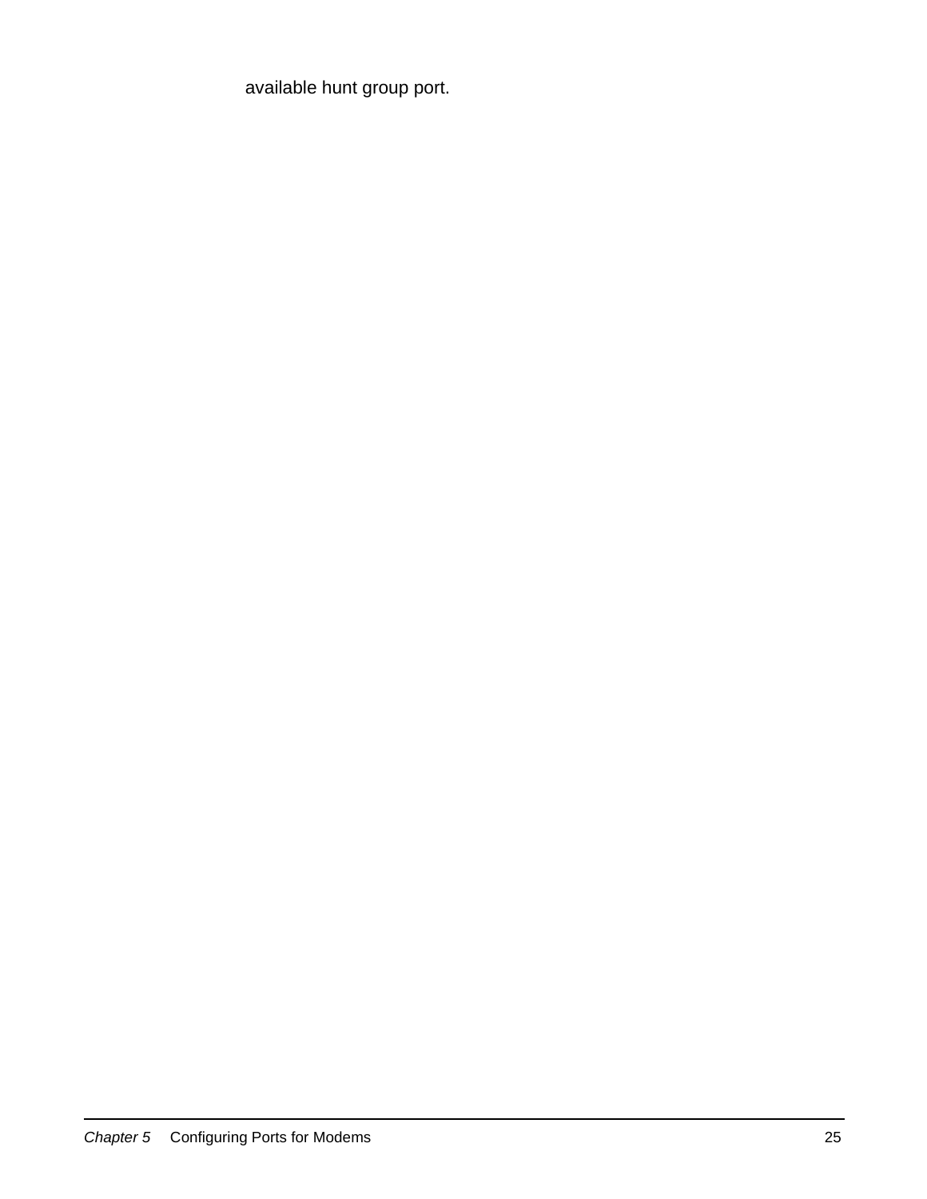available hunt group port.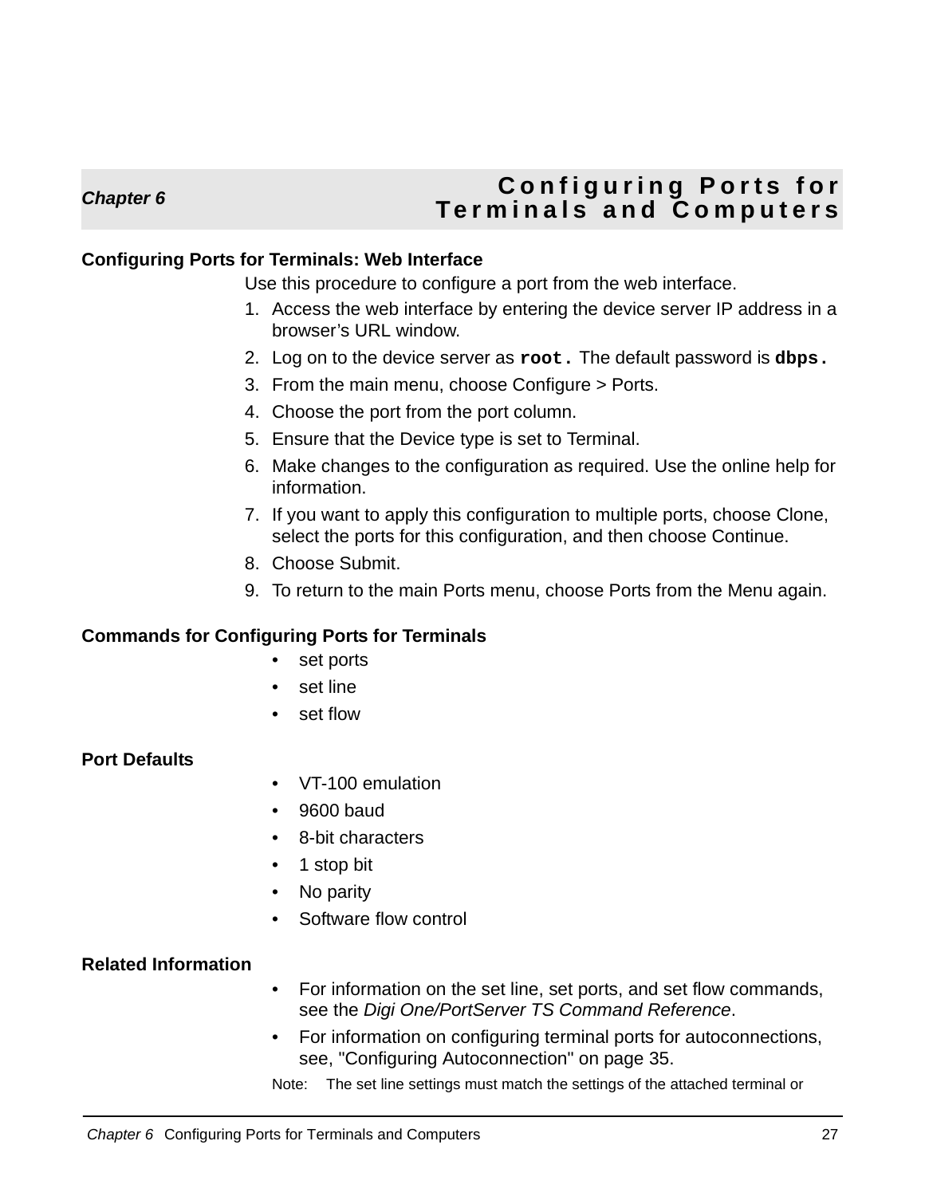# Chapter 6 Configuring Ports for Terminals and Computers

## Configuring Ports for Terminals: Web Interface

Use this procedure to configure a port from the web interface.

1. Access the web interface by entering the device server IP address in a browser’s URL window.
2. Log on to the device server as **`root.`** The default password is **`dbps.`**
3. From the main menu, choose Configure > Ports.
4. Choose the port from the port column.
5. Ensure that the Device type is set to Terminal.
6. Make changes to the configuration as required. Use the online help for information.
7. If you want to apply this configuration to multiple ports, choose Clone, select the ports for this configuration, and then choose Continue.
8. Choose Submit.
9. To return to the main Ports menu, choose Ports from the Menu again.

## Commands for Configuring Ports for Terminals

- set ports
- set line
- set flow

## Port Defaults

- VT-100 emulation
- 9600 baud
- 8-bit characters
- 1 stop bit
- No parity
- Software flow control

## Related Information

- For information on the set line, set ports, and set flow commands, see the *Digi One/PortServer TS Command Reference*.
- For information on configuring terminal ports for autoconnections, see, "Configuring Autoconnection" on page 35.

Note: The set line settings must match the settings of the attached terminal or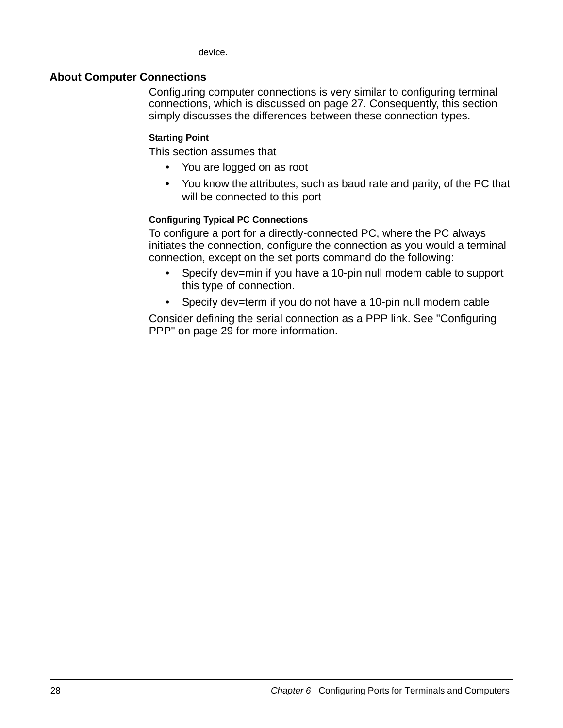device.

## About Computer Connections

Configuring computer connections is very similar to configuring terminal connections, which is discussed on page 27. Consequently, this section simply discusses the differences between these connection types.

### Starting Point

This section assumes that

- You are logged on as root
- You know the attributes, such as baud rate and parity, of the PC that will be connected to this port

### Configuring Typical PC Connections

To configure a port for a directly-connected PC, where the PC always initiates the connection, configure the connection as you would a terminal connection, except on the set ports command do the following:

- Specify dev=min if you have a 10-pin null modem cable to support this type of connection.
- Specify dev=term if you do not have a 10-pin null modem cable

Consider defining the serial connection as a PPP link. See "Configuring PPP" on page 29 for more information.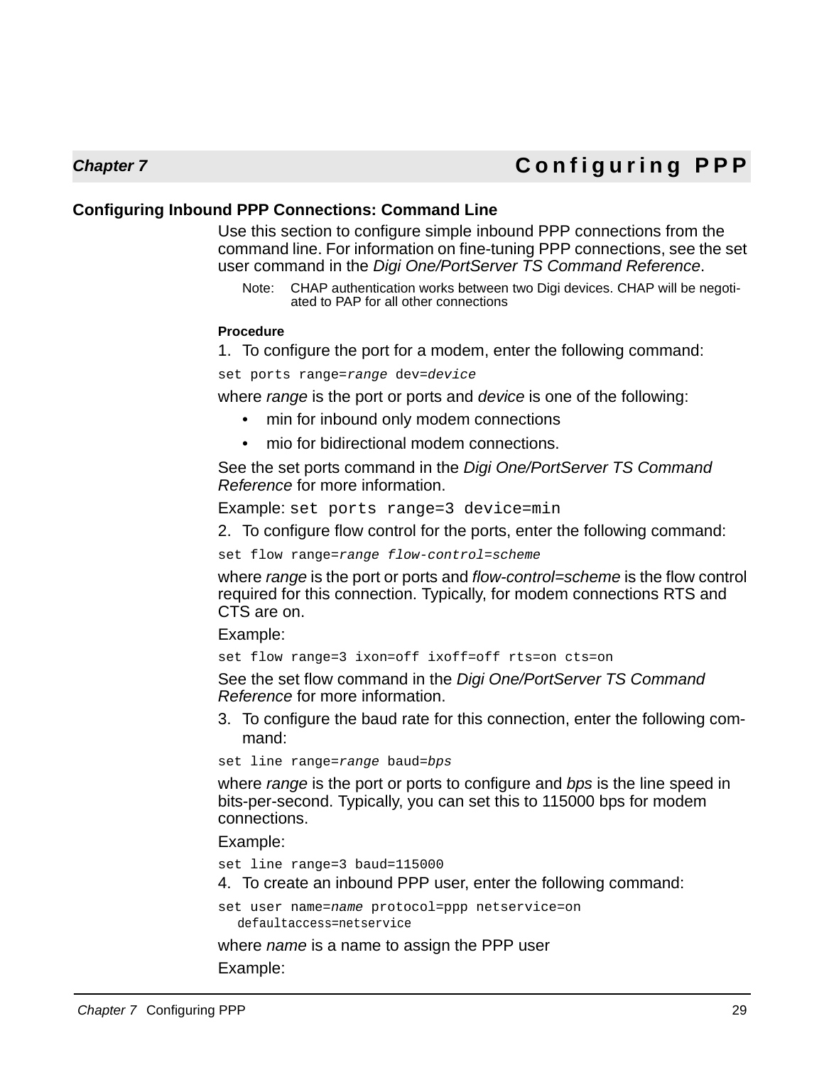## Chapter 7 Configuring PPP

### Configuring Inbound PPP Connections: Command Line

Use this section to configure simple inbound PPP connections from the command line. For information on fine-tuning PPP connections, see the set user command in the *Digi One/PortServer TS Command Reference*.

> Note: CHAP authentication works between two Digi devices. CHAP will be negotiated to PAP for all other connections

**Procedure**

1. To configure the port for a modem, enter the following command:

```
set ports range=range dev=device
```

where *range* is the port or ports and *device* is one of the following:

- min for inbound only modem connections
- mio for bidirectional modem connections.

See the set ports command in the *Digi One/PortServer TS Command Reference* for more information.

Example: `set ports range=3 device=min`

2. To configure flow control for the ports, enter the following command:

```
set flow range=range flow-control=scheme
```

where *range* is the port or ports and *flow-control=scheme* is the flow control required for this connection. Typically, for modem connections RTS and CTS are on.

Example:

```
set flow range=3 ixon=off ixoff=off rts=on cts=on
```

See the set flow command in the *Digi One/PortServer TS Command Reference* for more information.

3. To configure the baud rate for this connection, enter the following command:

```
set line range=range baud=bps
```

where *range* is the port or ports to configure and *bps* is the line speed in bits-per-second. Typically, you can set this to 115000 bps for modem connections.

Example:

```
set line range=3 baud=115000
```

4. To create an inbound PPP user, enter the following command:

```
set user name=name protocol=ppp netservice=on
  defaultaccess=netservice
```

where *name* is a name to assign the PPP user

Example: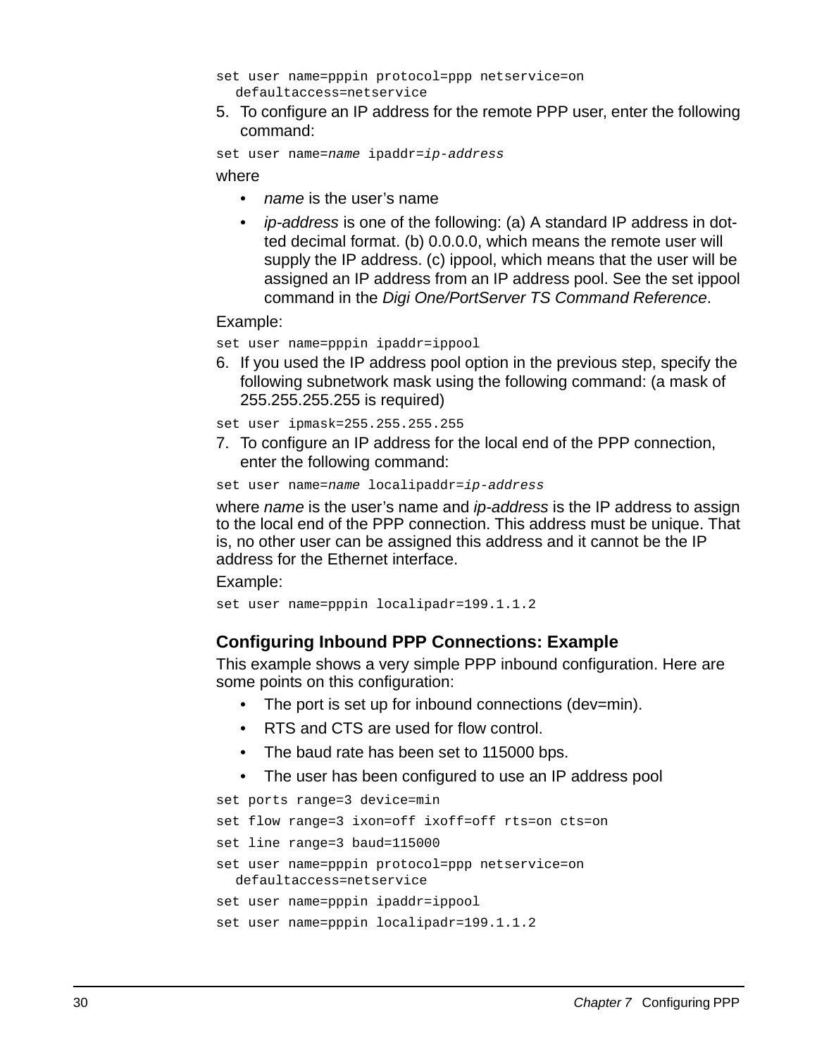```
set user name=pppin protocol=ppp netservice=on
   defaultaccess=netservice
```

5. To configure an IP address for the remote PPP user, enter the following command:

```
set user name=name ipaddr=ip-address
```

where

- *name* is the user's name
- *ip-address* is one of the following: (a) A standard IP address in dotted decimal format. (b) 0.0.0.0, which means the remote user will supply the IP address. (c) ippool, which means that the user will be assigned an IP address from an IP address pool. See the set ippool command in the *Digi One/PortServer TS Command Reference*.

Example:

```
set user name=pppin ipaddr=ippool
```

6. If you used the IP address pool option in the previous step, specify the following subnetwork mask using the following command: (a mask of 255.255.255.255 is required)

```
set user ipmask=255.255.255.255
```

7. To configure an IP address for the local end of the PPP connection, enter the following command:

```
set user name=name localipaddr=ip-address
```

where *name* is the user's name and *ip-address* is the IP address to assign to the local end of the PPP connection. This address must be unique. That is, no other user can be assigned this address and it cannot be the IP address for the Ethernet interface.

Example:

```
set user name=pppin localipadr=199.1.1.2
```

### Configuring Inbound PPP Connections: Example

This example shows a very simple PPP inbound configuration. Here are some points on this configuration:

- The port is set up for inbound connections (dev=min).
- RTS and CTS are used for flow control.
- The baud rate has been set to 115000 bps.
- The user has been configured to use an IP address pool

```
set ports range=3 device=min
set flow range=3 ixon=off ixoff=off rts=on cts=on
set line range=3 baud=115000
set user name=pppin protocol=ppp netservice=on
   defaultaccess=netservice
set user name=pppin ipaddr=ippool
set user name=pppin localipadr=199.1.1.2
```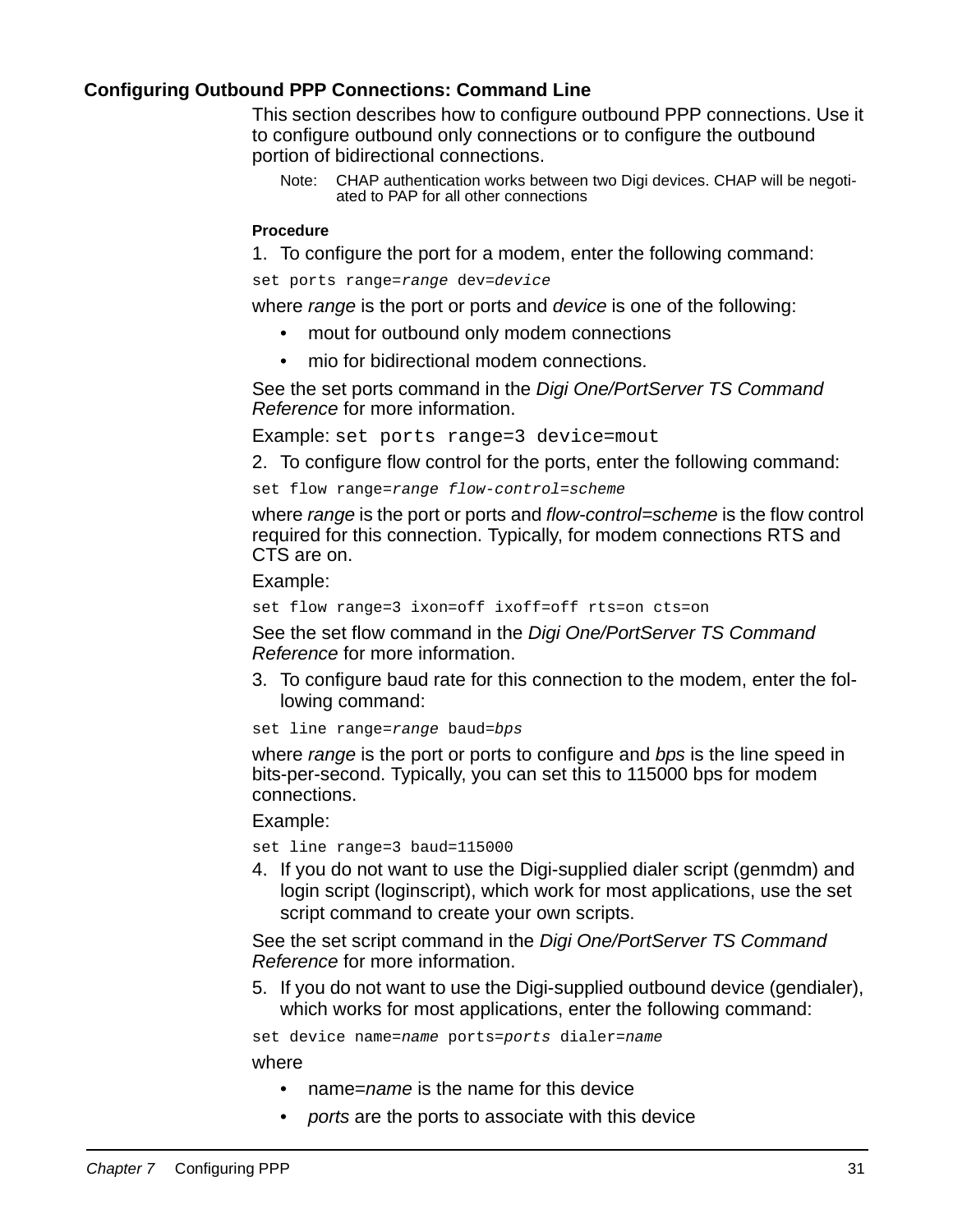### Configuring Outbound PPP Connections: Command Line

This section describes how to configure outbound PPP connections. Use it to configure outbound only connections or to configure the outbound portion of bidirectional connections.

Note: CHAP authentication works between two Digi devices. CHAP will be negotiated to PAP for all other connections

#### Procedure

1. To configure the port for a modem, enter the following command:

```
set ports range=range dev=device
```

where *range* is the port or ports and *device* is one of the following:

- mout for outbound only modem connections
- mio for bidirectional modem connections.

See the set ports command in the *Digi One/PortServer TS Command Reference* for more information.

Example: `set ports range=3 device=mout`

2. To configure flow control for the ports, enter the following command:

```
set flow range=range flow-control=scheme
```

where *range* is the port or ports and *flow-control=scheme* is the flow control required for this connection. Typically, for modem connections RTS and CTS are on.

Example:

```
set flow range=3 ixon=off ixoff=off rts=on cts=on
```

See the set flow command in the *Digi One/PortServer TS Command Reference* for more information.

3. To configure baud rate for this connection to the modem, enter the following command:

```
set line range=range baud=bps
```

where *range* is the port or ports to configure and *bps* is the line speed in bits-per-second. Typically, you can set this to 115000 bps for modem connections.

Example:

```
set line range=3 baud=115000
```

4. If you do not want to use the Digi-supplied dialer script (genmdm) and login script (loginscript), which work for most applications, use the set script command to create your own scripts.

See the set script command in the *Digi One/PortServer TS Command Reference* for more information.

5. If you do not want to use the Digi-supplied outbound device (gendialer), which works for most applications, enter the following command:

```
set device name=name ports=ports dialer=name
```

where

- name=*name* is the name for this device
- *ports* are the ports to associate with this device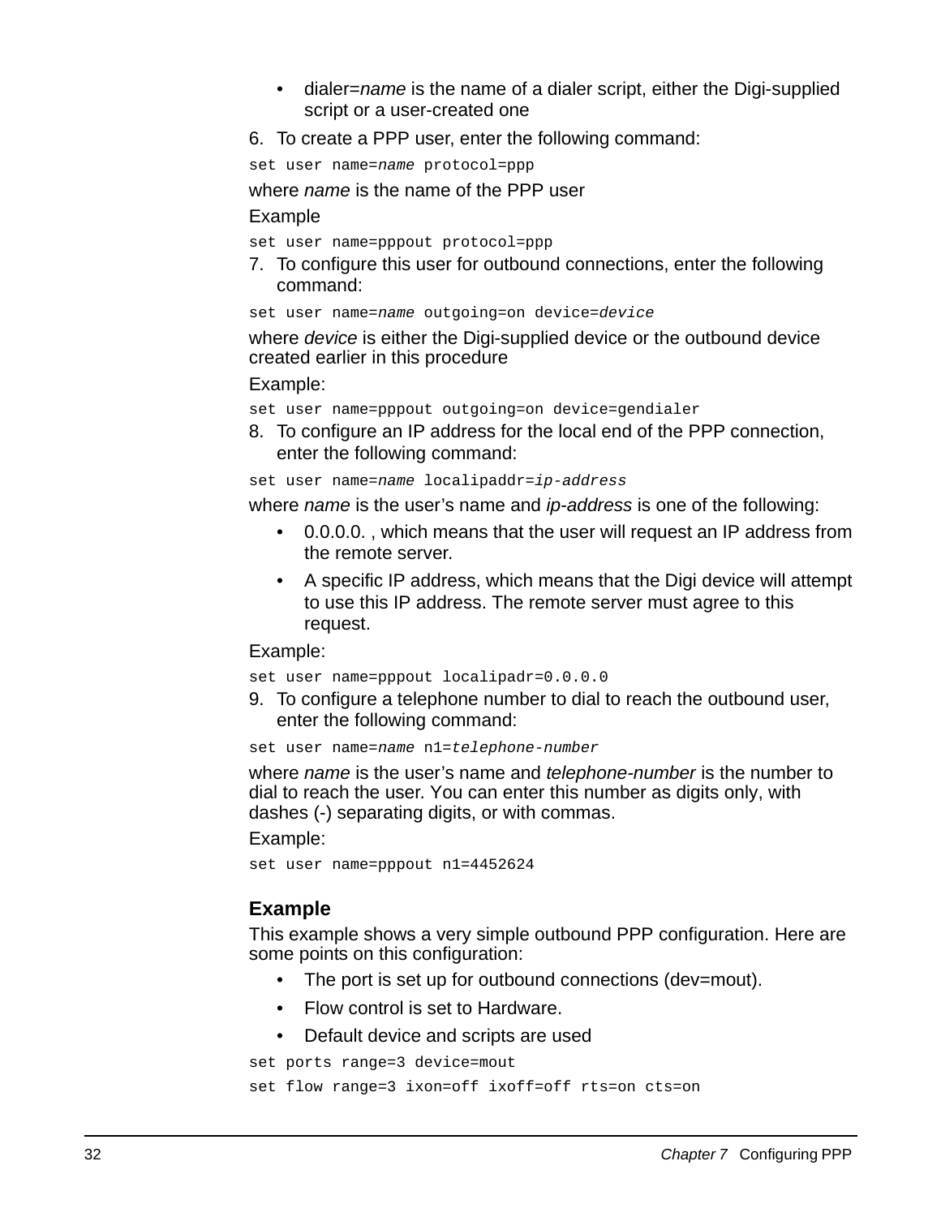- dialer=*name* is the name of a dialer script, either the Digi-supplied script or a user-created one

6. To create a PPP user, enter the following command:

```
set user name=name protocol=ppp
```

where *name* is the name of the PPP user

Example

```
set user name=pppout protocol=ppp
```

7. To configure this user for outbound connections, enter the following command:

```
set user name=name outgoing=on device=device
```

where *device* is either the Digi-supplied device or the outbound device created earlier in this procedure

Example:

```
set user name=pppout outgoing=on device=gendialer
```

8. To configure an IP address for the local end of the PPP connection, enter the following command:

```
set user name=name localipaddr=ip-address
```

where *name* is the user's name and *ip-address* is one of the following:

- 0.0.0.0. , which means that the user will request an IP address from the remote server.
- A specific IP address, which means that the Digi device will attempt to use this IP address. The remote server must agree to this request.

Example:

```
set user name=pppout localipadr=0.0.0.0
```

9. To configure a telephone number to dial to reach the outbound user, enter the following command:

```
set user name=name n1=telephone-number
```

where *name* is the user's name and *telephone-number* is the number to dial to reach the user. You can enter this number as digits only, with dashes (-) separating digits, or with commas.

Example:

```
set user name=pppout n1=4452624
```

### Example

This example shows a very simple outbound PPP configuration. Here are some points on this configuration:

- The port is set up for outbound connections (dev=mout).
- Flow control is set to Hardware.
- Default device and scripts are used

```
set ports range=3 device=mout
set flow range=3 ixon=off ixoff=off rts=on cts=on
```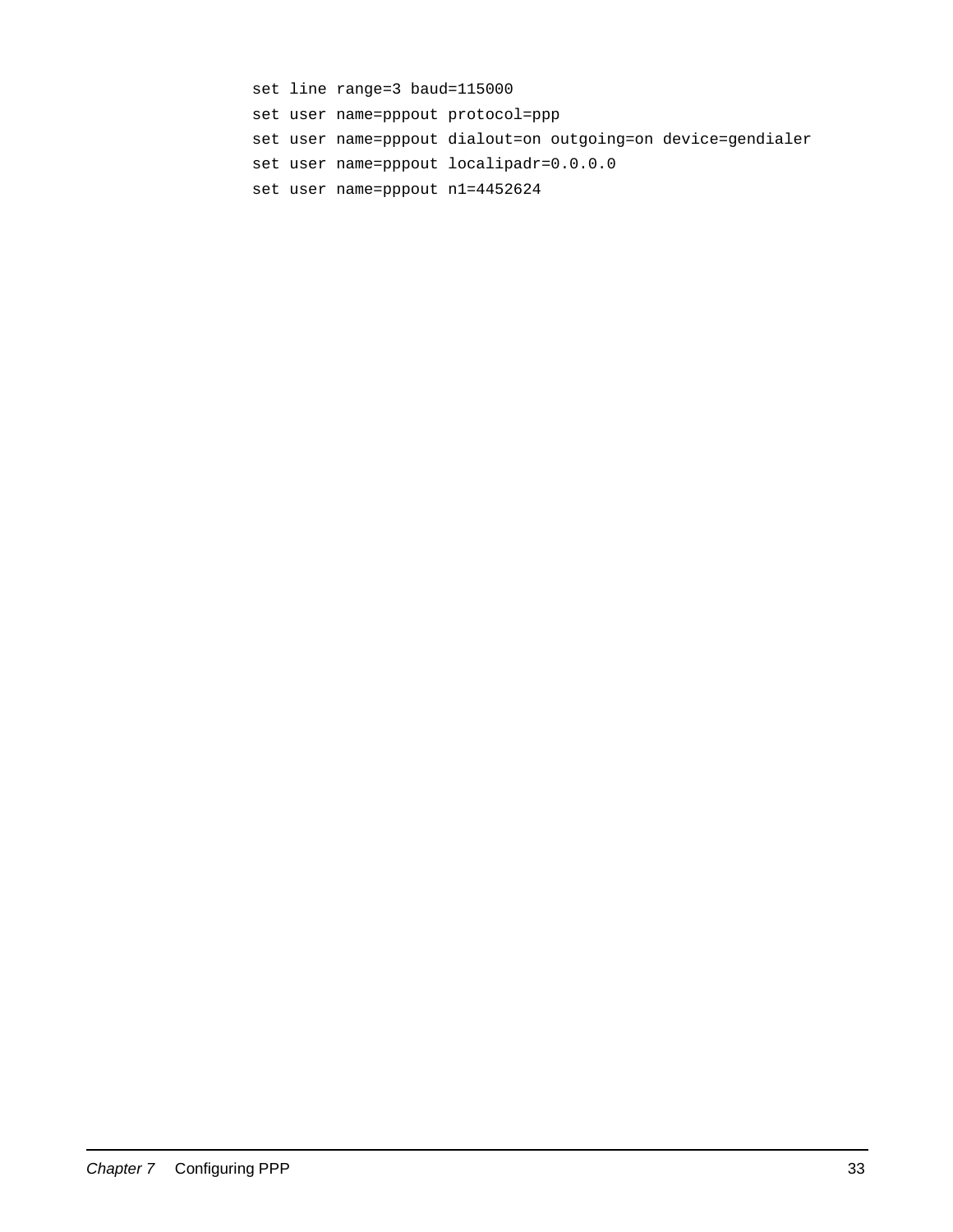```
set line range=3 baud=115000
set user name=pppout protocol=ppp
set user name=pppout dialout=on outgoing=on device=gendialer
set user name=pppout localipadr=0.0.0.0
set user name=pppout n1=4452624
```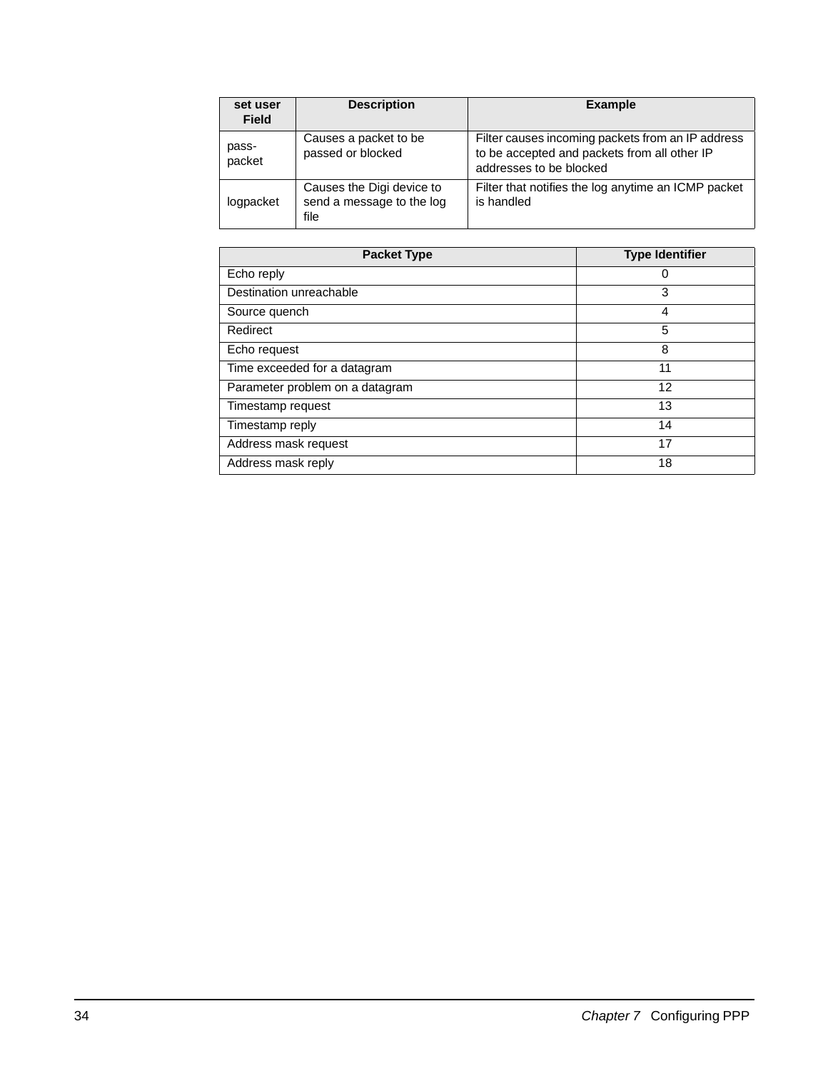| set user Field | Description | Example |
|---|---|---|
| pass-packet | Causes a packet to be passed or blocked | Filter causes incoming packets from an IP address to be accepted and packets from all other IP addresses to be blocked |
| logpacket | Causes the Digi device to send a message to the log file | Filter that notifies the log anytime an ICMP packet is handled |

| Packet Type | Type Identifier |
|---|---|
| Echo reply | 0 |
| Destination unreachable | 3 |
| Source quench | 4 |
| Redirect | 5 |
| Echo request | 8 |
| Time exceeded for a datagram | 11 |
| Parameter problem on a datagram | 12 |
| Timestamp request | 13 |
| Timestamp reply | 14 |
| Address mask request | 17 |
| Address mask reply | 18 |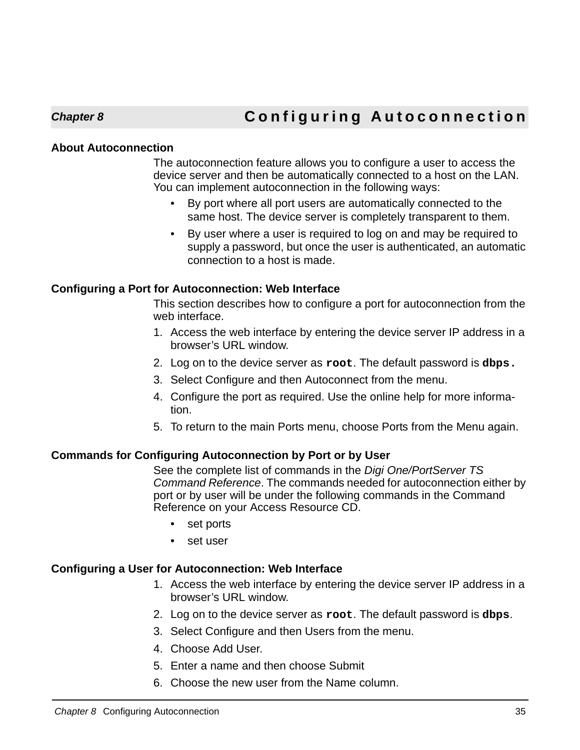# Chapter 8 Configuring Autoconnection

## About Autoconnection

The autoconnection feature allows you to configure a user to access the device server and then be automatically connected to a host on the LAN. You can implement autoconnection in the following ways:

- By port where all port users are automatically connected to the same host. The device server is completely transparent to them.
- By user where a user is required to log on and may be required to supply a password, but once the user is authenticated, an automatic connection to a host is made.

## Configuring a Port for Autoconnection: Web Interface

This section describes how to configure a port for autoconnection from the web interface.

1. Access the web interface by entering the device server IP address in a browser’s URL window.
2. Log on to the device server as **`root`**. The default password is **`dbps.`**
3. Select Configure and then Autoconnect from the menu.
4. Configure the port as required. Use the online help for more information.
5. To return to the main Ports menu, choose Ports from the Menu again.

## Commands for Configuring Autoconnection by Port or by User

See the complete list of commands in the *Digi One/PortServer TS Command Reference*. The commands needed for autoconnection either by port or by user will be under the following commands in the Command Reference on your Access Resource CD.

- set ports
- set user

## Configuring a User for Autoconnection: Web Interface

1. Access the web interface by entering the device server IP address in a browser’s URL window.
2. Log on to the device server as **`root`**. The default password is **`dbps`**.
3. Select Configure and then Users from the menu.
4. Choose Add User.
5. Enter a name and then choose Submit
6. Choose the new user from the Name column.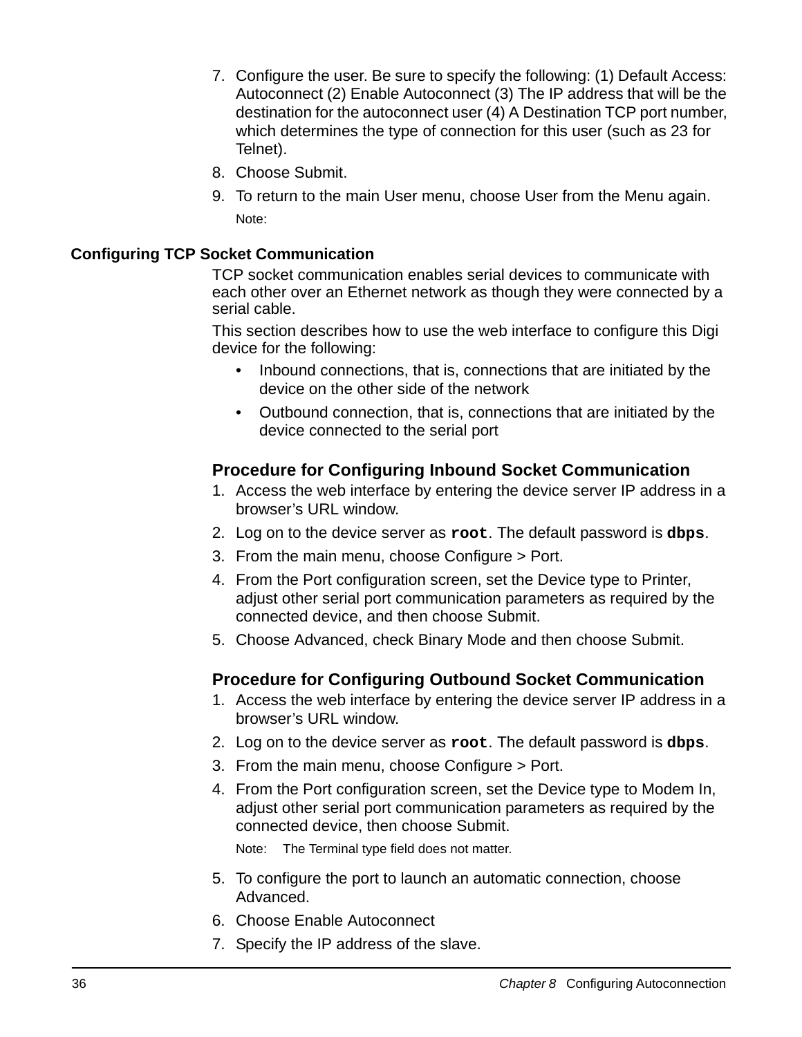7. Configure the user. Be sure to specify the following: (1) Default Access: Autoconnect (2) Enable Autoconnect (3) The IP address that will be the destination for the autoconnect user (4) A Destination TCP port number, which determines the type of connection for this user (such as 23 for Telnet).
8. Choose Submit.
9. To return to the main User menu, choose User from the Menu again.

   Note:

## Configuring TCP Socket Communication

TCP socket communication enables serial devices to communicate with each other over an Ethernet network as though they were connected by a serial cable.

This section describes how to use the web interface to configure this Digi device for the following:

- Inbound connections, that is, connections that are initiated by the device on the other side of the network
- Outbound connection, that is, connections that are initiated by the device connected to the serial port

### Procedure for Configuring Inbound Socket Communication

1. Access the web interface by entering the device server IP address in a browser's URL window.
2. Log on to the device server as **`root`**. The default password is **`dbps`**.
3. From the main menu, choose Configure > Port.
4. From the Port configuration screen, set the Device type to Printer, adjust other serial port communication parameters as required by the connected device, and then choose Submit.
5. Choose Advanced, check Binary Mode and then choose Submit.

### Procedure for Configuring Outbound Socket Communication

1. Access the web interface by entering the device server IP address in a browser's URL window.
2. Log on to the device server as **`root`**. The default password is **`dbps`**.
3. From the main menu, choose Configure > Port.
4. From the Port configuration screen, set the Device type to Modem In, adjust other serial port communication parameters as required by the connected device, then choose Submit.

   Note: The Terminal type field does not matter.

5. To configure the port to launch an automatic connection, choose Advanced.
6. Choose Enable Autoconnect
7. Specify the IP address of the slave.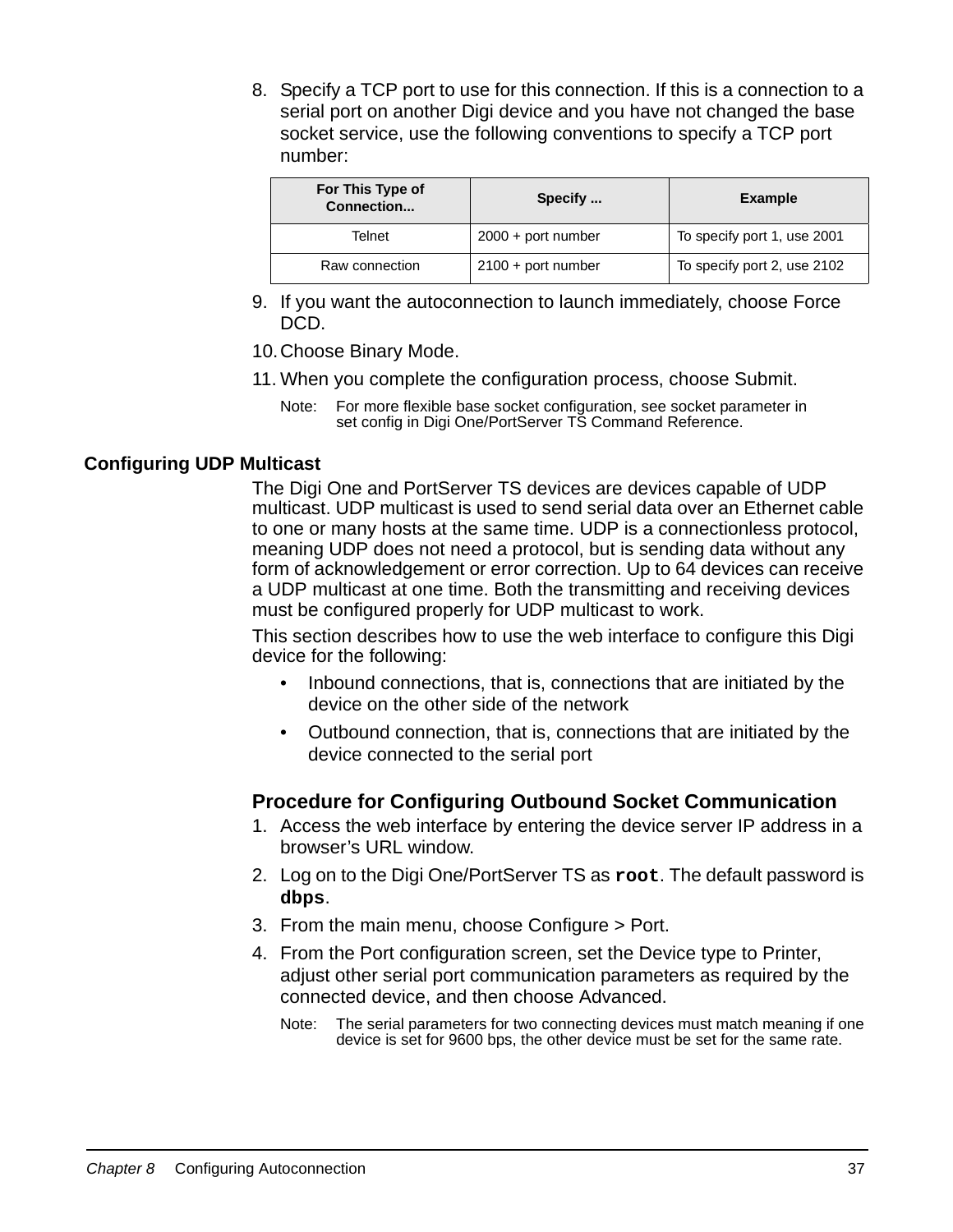8. Specify a TCP port to use for this connection. If this is a connection to a serial port on another Digi device and you have not changed the base socket service, use the following conventions to specify a TCP port number:

| For This Type of Connection... | Specify ... | Example |
| --- | --- | --- |
| Telnet | 2000 + port number | To specify port 1, use 2001 |
| Raw connection | 2100 + port number | To specify port 2, use 2102 |

9. If you want the autoconnection to launch immediately, choose Force DCD.
10. Choose Binary Mode.
11. When you complete the configuration process, choose Submit.

Note: For more flexible base socket configuration, see socket parameter in set config in Digi One/PortServer TS Command Reference.

## Configuring UDP Multicast

The Digi One and PortServer TS devices are devices capable of UDP multicast. UDP multicast is used to send serial data over an Ethernet cable to one or many hosts at the same time. UDP is a connectionless protocol, meaning UDP does not need a protocol, but is sending data without any form of acknowledgement or error correction. Up to 64 devices can receive a UDP multicast at one time. Both the transmitting and receiving devices must be configured properly for UDP multicast to work.

This section describes how to use the web interface to configure this Digi device for the following:

- Inbound connections, that is, connections that are initiated by the device on the other side of the network
- Outbound connection, that is, connections that are initiated by the device connected to the serial port

### Procedure for Configuring Outbound Socket Communication

1. Access the web interface by entering the device server IP address in a browser's URL window.
2. Log on to the Digi One/PortServer TS as **`root`**. The default password is **`dbps`**.
3. From the main menu, choose Configure > Port.
4. From the Port configuration screen, set the Device type to Printer, adjust other serial port communication parameters as required by the connected device, and then choose Advanced.

Note: The serial parameters for two connecting devices must match meaning if one device is set for 9600 bps, the other device must be set for the same rate.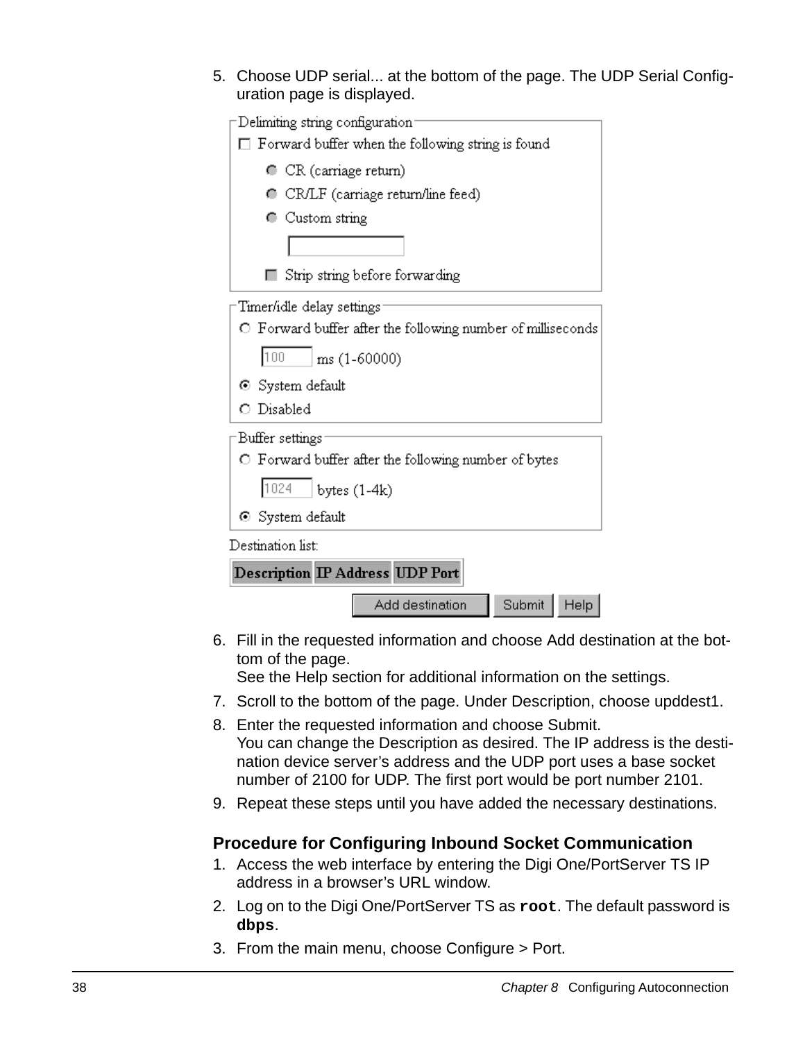5. Choose UDP serial... at the bottom of the page. The UDP Serial Configuration page is displayed.

Delimiting string configuration

☐ Forward buffer when the following string is found

- CR (carriage return)
- CR/LF (carriage return/line feed)
- Custom string

☐ Strip string before forwarding

Timer/idle delay settings

- Forward buffer after the following number of milliseconds

100 ms (1-60000)

- System default
- Disabled

Buffer settings

- Forward buffer after the following number of bytes

1024 bytes (1-4k)

- System default

Destination list:

| Description | IP Address | UDP Port |
|---|---|---|

Add destination | Submit | Help

6. Fill in the requested information and choose Add destination at the bottom of the page.
   See the Help section for additional information on the settings.
7. Scroll to the bottom of the page. Under Description, choose upddest1.
8. Enter the requested information and choose Submit.
   You can change the Description as desired. The IP address is the destination device server's address and the UDP port uses a base socket number of 2100 for UDP. The first port would be port number 2101.
9. Repeat these steps until you have added the necessary destinations.

### Procedure for Configuring Inbound Socket Communication

1. Access the web interface by entering the Digi One/PortServer TS IP address in a browser's URL window.
2. Log on to the Digi One/PortServer TS as **`root`**. The default password is **`dbps`**.
3. From the main menu, choose Configure > Port.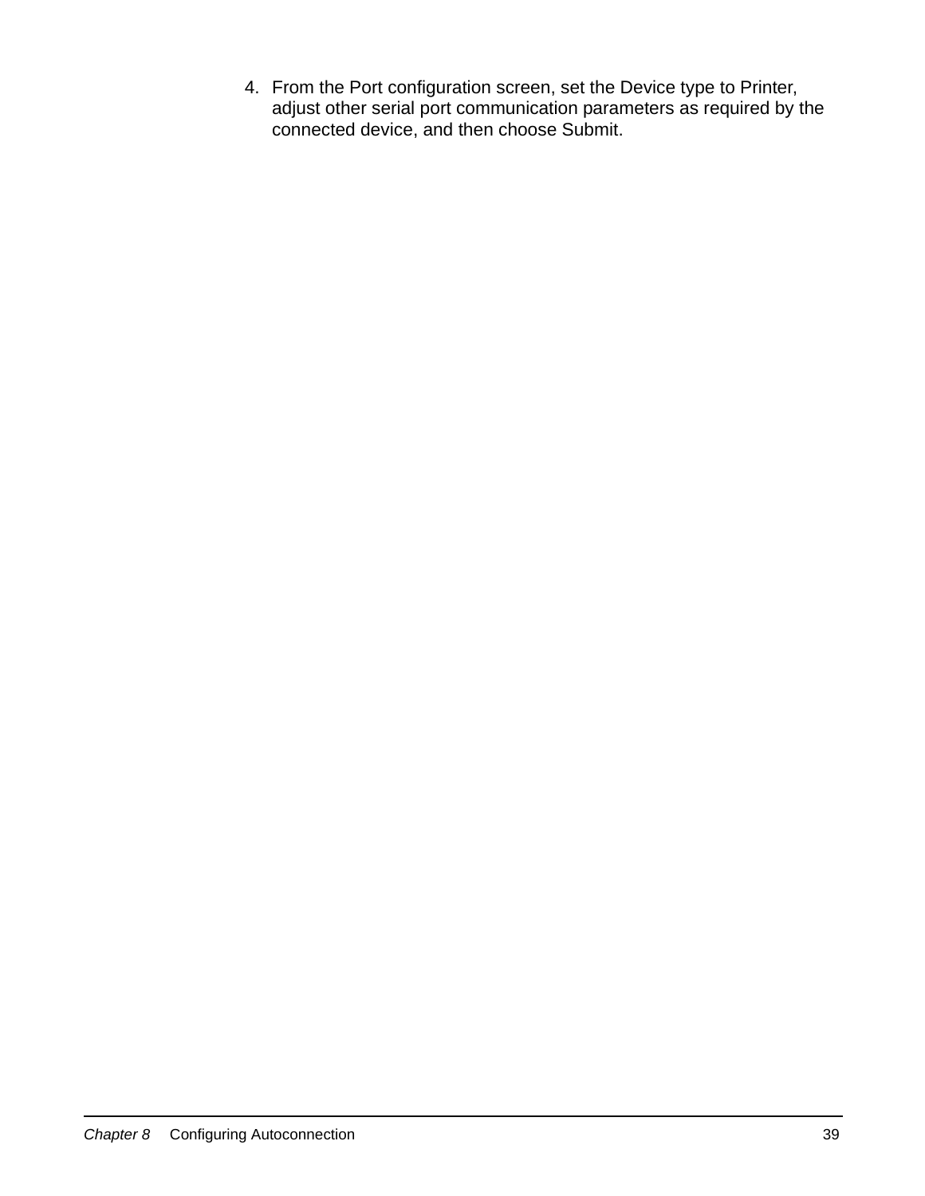4. From the Port configuration screen, set the Device type to Printer, adjust other serial port communication parameters as required by the connected device, and then choose Submit.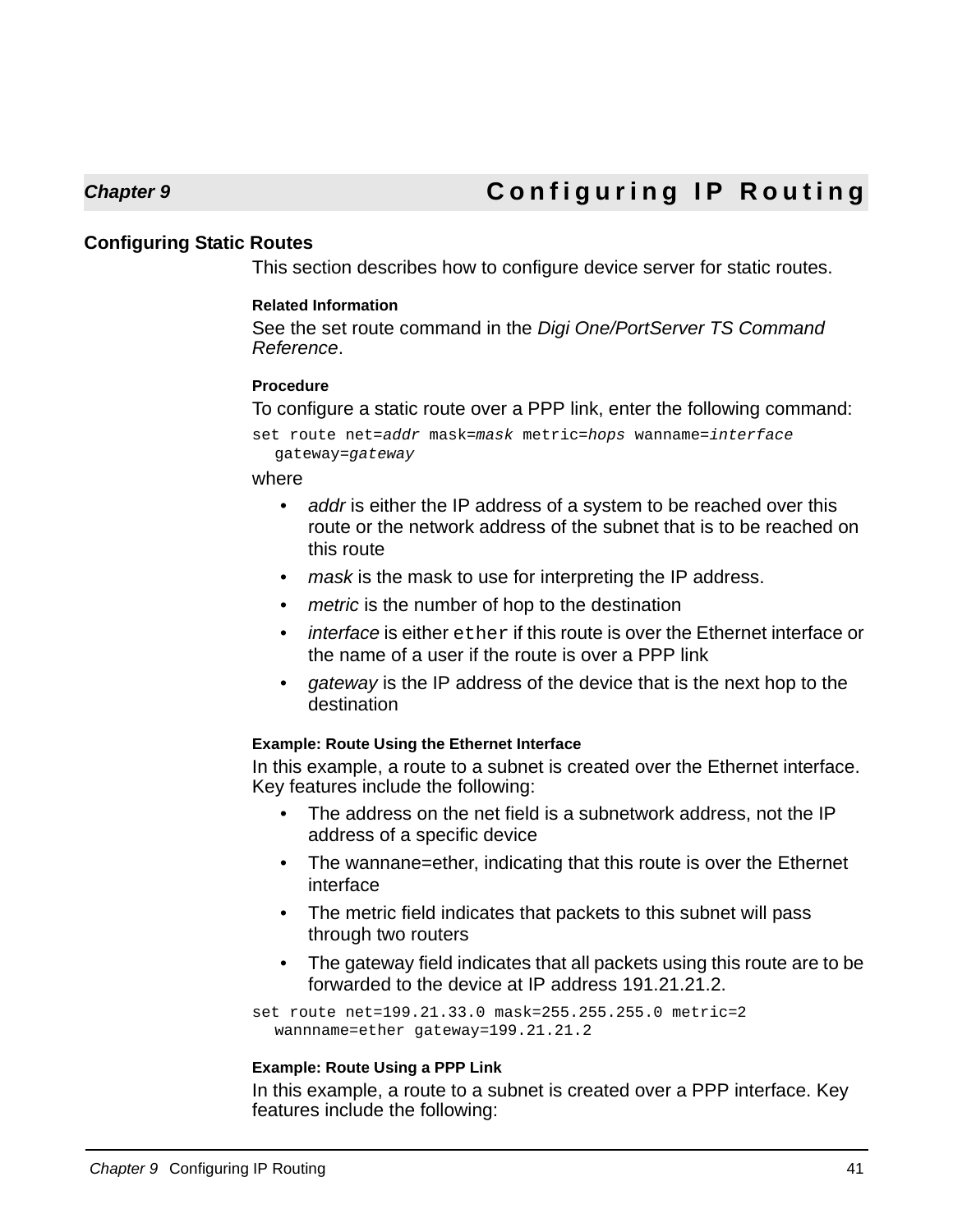# Chapter 9 Configuring IP Routing

## Configuring Static Routes

This section describes how to configure device server for static routes.

#### Related Information

See the set route command in the *Digi One/PortServer TS Command Reference*.

#### Procedure

To configure a static route over a PPP link, enter the following command:

```
set route net=addr mask=mask metric=hops wanname=interface
  gateway=gateway
```

where

- *addr* is either the IP address of a system to be reached over this route or the network address of the subnet that is to be reached on this route
- *mask* is the mask to use for interpreting the IP address.
- *metric* is the number of hop to the destination
- *interface* is either `ether` if this route is over the Ethernet interface or the name of a user if the route is over a PPP link
- *gateway* is the IP address of the device that is the next hop to the destination

#### Example: Route Using the Ethernet Interface

In this example, a route to a subnet is created over the Ethernet interface. Key features include the following:

- The address on the net field is a subnetwork address, not the IP address of a specific device
- The wannane=ether, indicating that this route is over the Ethernet interface
- The metric field indicates that packets to this subnet will pass through two routers
- The gateway field indicates that all packets using this route are to be forwarded to the device at IP address 191.21.21.2.

```
set route net=199.21.33.0 mask=255.255.255.0 metric=2
  wannname=ether gateway=199.21.21.2
```

#### Example: Route Using a PPP Link

In this example, a route to a subnet is created over a PPP interface. Key features include the following: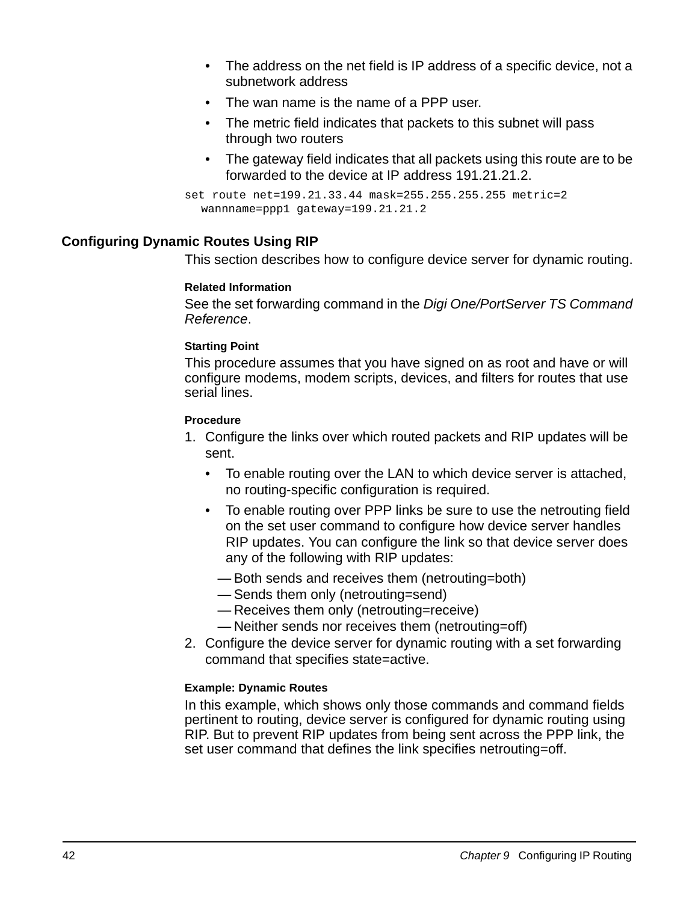- The address on the net field is IP address of a specific device, not a subnetwork address
- The wan name is the name of a PPP user.
- The metric field indicates that packets to this subnet will pass through two routers
- The gateway field indicates that all packets using this route are to be forwarded to the device at IP address 191.21.21.2.

```
set route net=199.21.33.44 mask=255.255.255.255 metric=2
  wannname=ppp1 gateway=199.21.21.2
```

## Configuring Dynamic Routes Using RIP

This section describes how to configure device server for dynamic routing.

#### Related Information

See the set forwarding command in the *Digi One/PortServer TS Command Reference*.

#### Starting Point

This procedure assumes that you have signed on as root and have or will configure modems, modem scripts, devices, and filters for routes that use serial lines.

#### Procedure

1. Configure the links over which routed packets and RIP updates will be sent.
   - To enable routing over the LAN to which device server is attached, no routing-specific configuration is required.
   - To enable routing over PPP links be sure to use the netrouting field on the set user command to configure how device server handles RIP updates. You can configure the link so that device server does any of the following with RIP updates:

     — Both sends and receives them (netrouting=both)
     — Sends them only (netrouting=send)
     — Receives them only (netrouting=receive)
     — Neither sends nor receives them (netrouting=off)
2. Configure the device server for dynamic routing with a set forwarding command that specifies state=active.

#### Example: Dynamic Routes

In this example, which shows only those commands and command fields pertinent to routing, device server is configured for dynamic routing using RIP. But to prevent RIP updates from being sent across the PPP link, the set user command that defines the link specifies netrouting=off.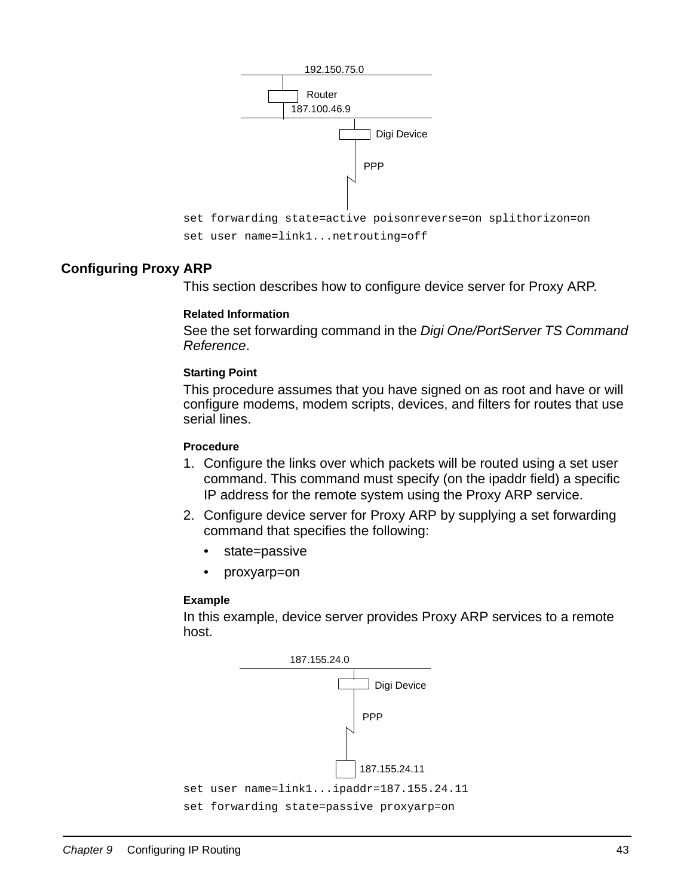192.150.75.0

Router
187.100.46.9

Digi Device

PPP

```
set forwarding state=active poisonreverse=on splithorizon=on
set user name=link1...netrouting=off
```

## Configuring Proxy ARP

This section describes how to configure device server for Proxy ARP.

#### Related Information

See the set forwarding command in the *Digi One/PortServer TS Command Reference*.

#### Starting Point

This procedure assumes that you have signed on as root and have or will configure modems, modem scripts, devices, and filters for routes that use serial lines.

#### Procedure

1. Configure the links over which packets will be routed using a set user command. This command must specify (on the ipaddr field) a specific IP address for the remote system using the Proxy ARP service.
2. Configure device server for Proxy ARP by supplying a set forwarding command that specifies the following:
   - state=passive
   - proxyarp=on

#### Example

In this example, device server provides Proxy ARP services to a remote host.

187.155.24.0

Digi Device

PPP

187.155.24.11

```
set user name=link1...ipaddr=187.155.24.11
set forwarding state=passive proxyarp=on
```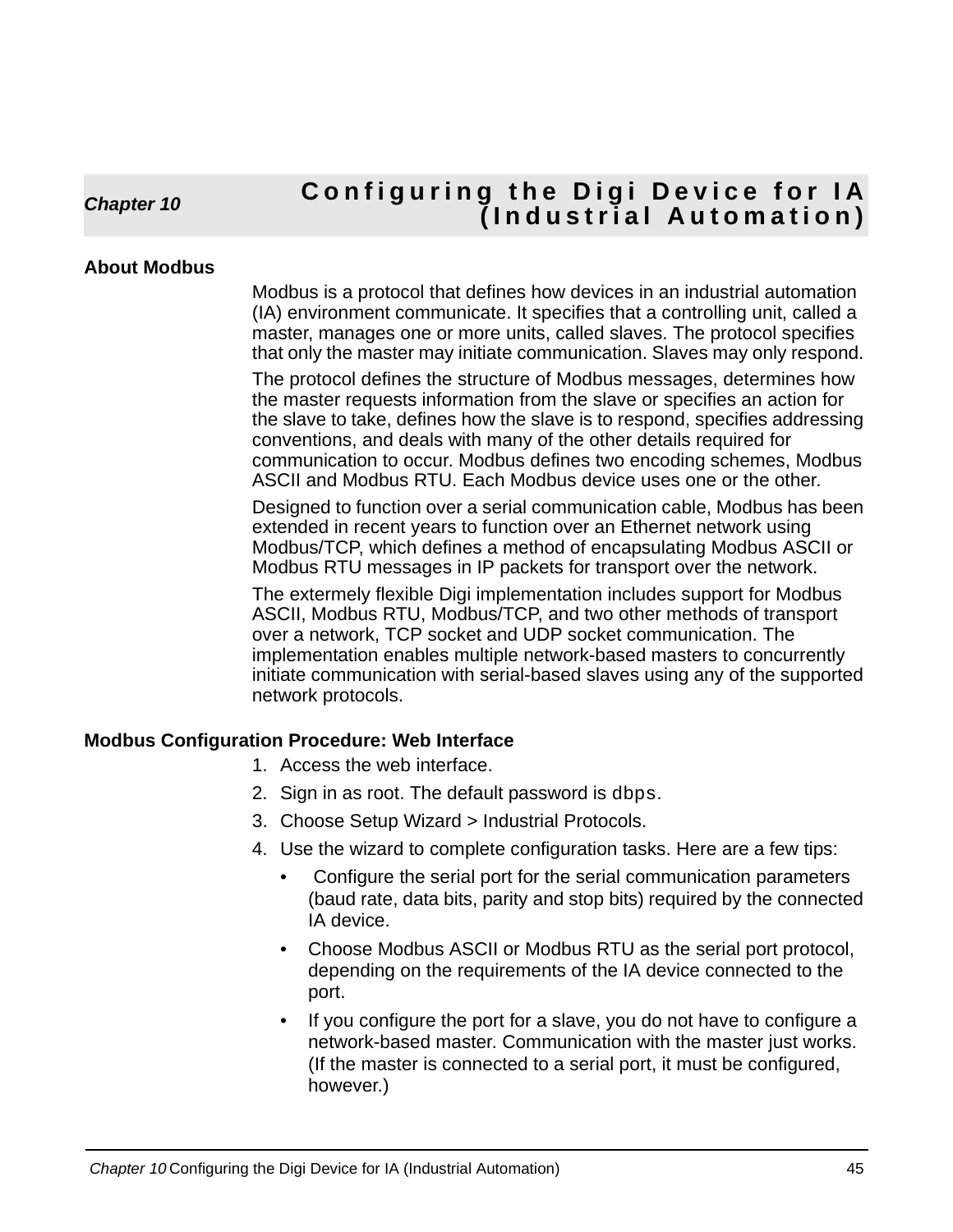# Chapter 10 Configuring the Digi Device for IA (Industrial Automation)

## About Modbus

Modbus is a protocol that defines how devices in an industrial automation (IA) environment communicate. It specifies that a controlling unit, called a master, manages one or more units, called slaves. The protocol specifies that only the master may initiate communication. Slaves may only respond.

The protocol defines the structure of Modbus messages, determines how the master requests information from the slave or specifies an action for the slave to take, defines how the slave is to respond, specifies addressing conventions, and deals with many of the other details required for communication to occur. Modbus defines two encoding schemes, Modbus ASCII and Modbus RTU. Each Modbus device uses one or the other.

Designed to function over a serial communication cable, Modbus has been extended in recent years to function over an Ethernet network using Modbus/TCP, which defines a method of encapsulating Modbus ASCII or Modbus RTU messages in IP packets for transport over the network.

The extermely flexible Digi implementation includes support for Modbus ASCII, Modbus RTU, Modbus/TCP, and two other methods of transport over a network, TCP socket and UDP socket communication. The implementation enables multiple network-based masters to concurrently initiate communication with serial-based slaves using any of the supported network protocols.

## Modbus Configuration Procedure: Web Interface

1. Access the web interface.
2. Sign in as root. The default password is `dbps`.
3. Choose Setup Wizard > Industrial Protocols.
4. Use the wizard to complete configuration tasks. Here are a few tips:
   - Configure the serial port for the serial communication parameters (baud rate, data bits, parity and stop bits) required by the connected IA device.
   - Choose Modbus ASCII or Modbus RTU as the serial port protocol, depending on the requirements of the IA device connected to the port.
   - If you configure the port for a slave, you do not have to configure a network-based master. Communication with the master just works. (If the master is connected to a serial port, it must be configured, however.)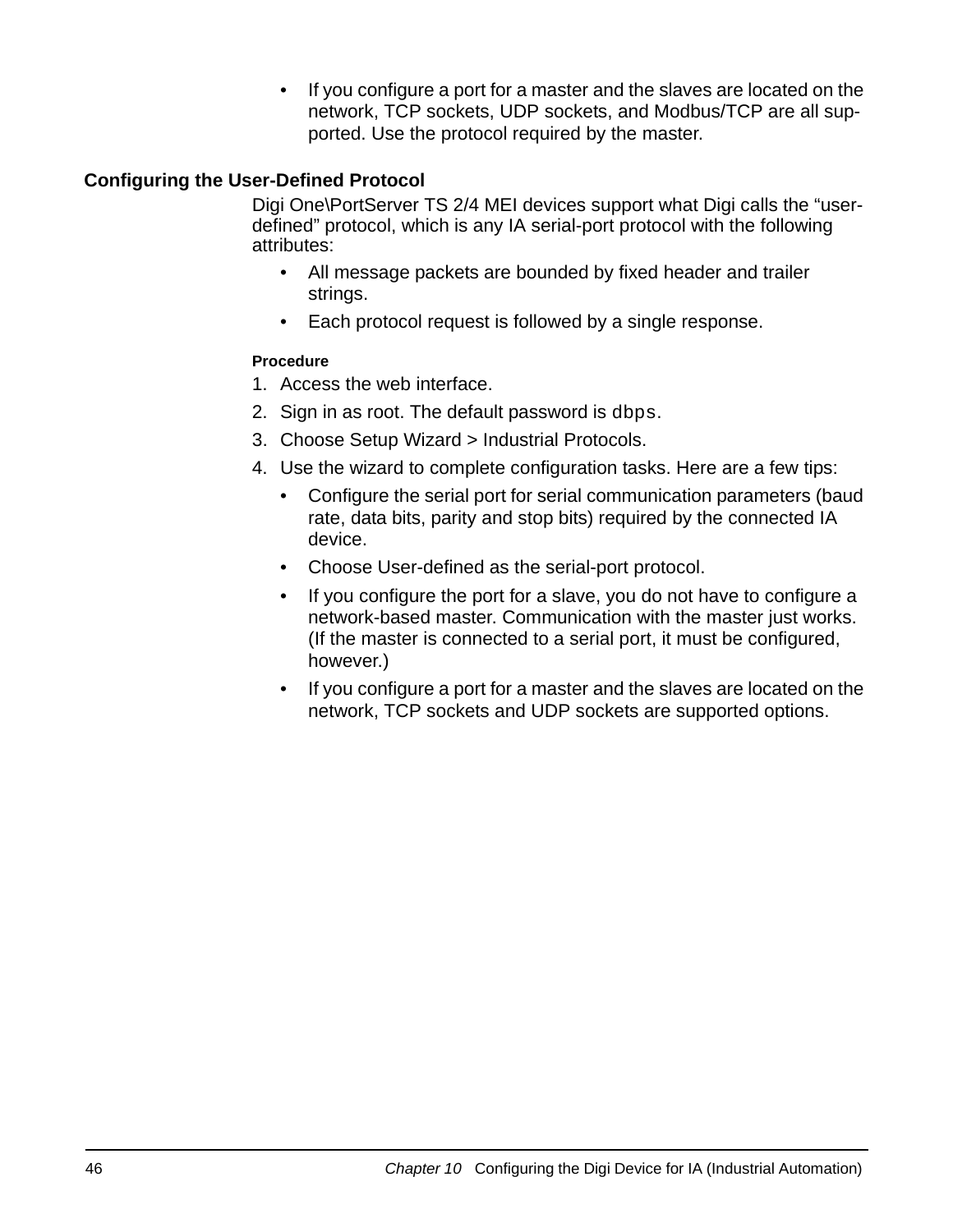- If you configure a port for a master and the slaves are located on the network, TCP sockets, UDP sockets, and Modbus/TCP are all supported. Use the protocol required by the master.

## Configuring the User-Defined Protocol

Digi One\PortServer TS 2/4 MEI devices support what Digi calls the "user-defined" protocol, which is any IA serial-port protocol with the following attributes:

- All message packets are bounded by fixed header and trailer strings.
- Each protocol request is followed by a single response.

**Procedure**

1. Access the web interface.
2. Sign in as root. The default password is `dbps`.
3. Choose Setup Wizard > Industrial Protocols.
4. Use the wizard to complete configuration tasks. Here are a few tips:
   - Configure the serial port for serial communication parameters (baud rate, data bits, parity and stop bits) required by the connected IA device.
   - Choose User-defined as the serial-port protocol.
   - If you configure the port for a slave, you do not have to configure a network-based master. Communication with the master just works. (If the master is connected to a serial port, it must be configured, however.)
   - If you configure a port for a master and the slaves are located on the network, TCP sockets and UDP sockets are supported options.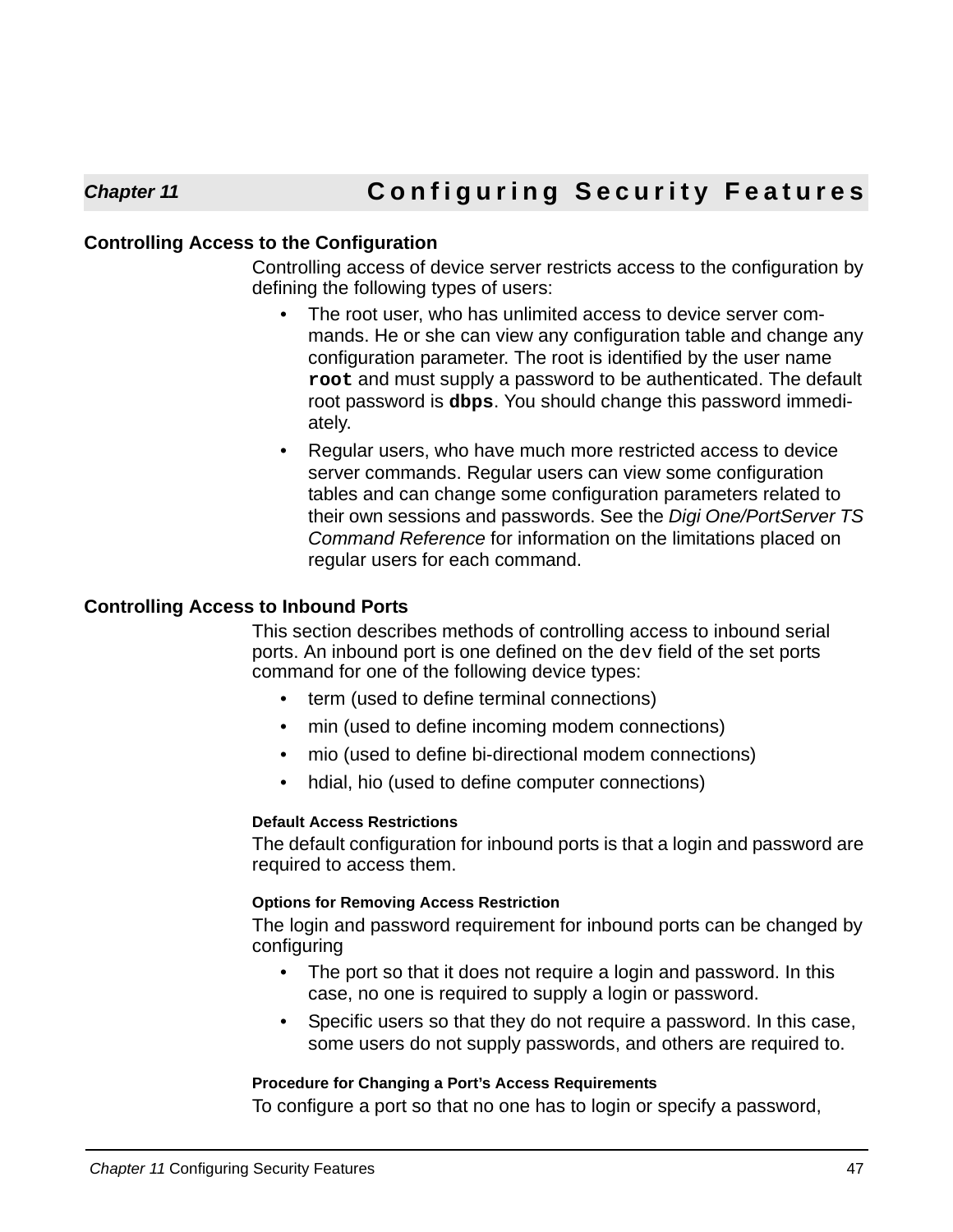# Chapter 11 Configuring Security Features

## Controlling Access to the Configuration

Controlling access of device server restricts access to the configuration by defining the following types of users:

- The root user, who has unlimited access to device server commands. He or she can view any configuration table and change any configuration parameter. The root is identified by the user name **`root`** and must supply a password to be authenticated. The default root password is **`dbps`**. You should change this password immediately.
- Regular users, who have much more restricted access to device server commands. Regular users can view some configuration tables and can change some configuration parameters related to their own sessions and passwords. See the *Digi One/PortServer TS Command Reference* for information on the limitations placed on regular users for each command.

## Controlling Access to Inbound Ports

This section describes methods of controlling access to inbound serial ports. An inbound port is one defined on the `dev` field of the set ports command for one of the following device types:

- term (used to define terminal connections)
- min (used to define incoming modem connections)
- mio (used to define bi-directional modem connections)
- hdial, hio (used to define computer connections)

### Default Access Restrictions

The default configuration for inbound ports is that a login and password are required to access them.

### Options for Removing Access Restriction

The login and password requirement for inbound ports can be changed by configuring

- The port so that it does not require a login and password. In this case, no one is required to supply a login or password.
- Specific users so that they do not require a password. In this case, some users do not supply passwords, and others are required to.

### Procedure for Changing a Port's Access Requirements

To configure a port so that no one has to login or specify a password,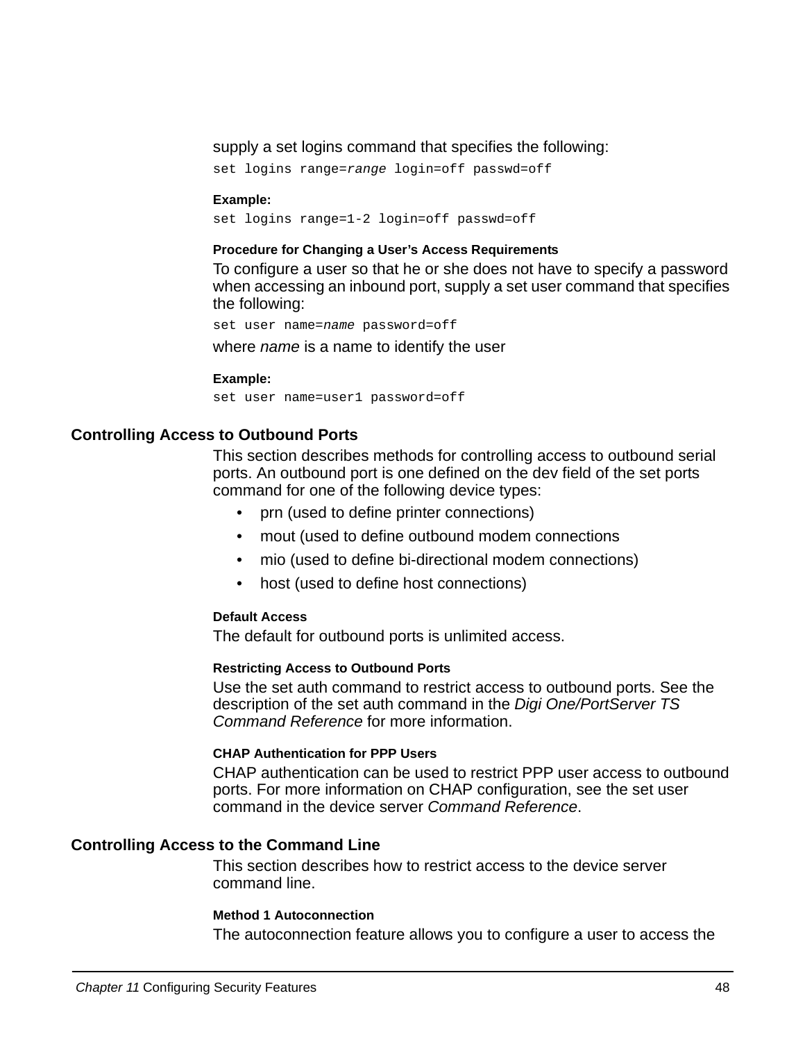supply a set logins command that specifies the following:

```
set logins range=range login=off passwd=off
```

**Example:**

```
set logins range=1-2 login=off passwd=off
```

#### Procedure for Changing a User’s Access Requirements

To configure a user so that he or she does not have to specify a password when accessing an inbound port, supply a set user command that specifies the following:

```
set user name=name password=off
```

where *name* is a name to identify the user

**Example:**

```
set user name=user1 password=off
```

### Controlling Access to Outbound Ports

This section describes methods for controlling access to outbound serial ports. An outbound port is one defined on the dev field of the set ports command for one of the following device types:

- prn (used to define printer connections)
- mout (used to define outbound modem connections
- mio (used to define bi-directional modem connections)
- host (used to define host connections)

#### Default Access

The default for outbound ports is unlimited access.

#### Restricting Access to Outbound Ports

Use the set auth command to restrict access to outbound ports. See the description of the set auth command in the *Digi One/PortServer TS Command Reference* for more information.

#### CHAP Authentication for PPP Users

CHAP authentication can be used to restrict PPP user access to outbound ports. For more information on CHAP configuration, see the set user command in the device server *Command Reference*.

### Controlling Access to the Command Line

This section describes how to restrict access to the device server command line.

#### Method 1 Autoconnection

The autoconnection feature allows you to configure a user to access the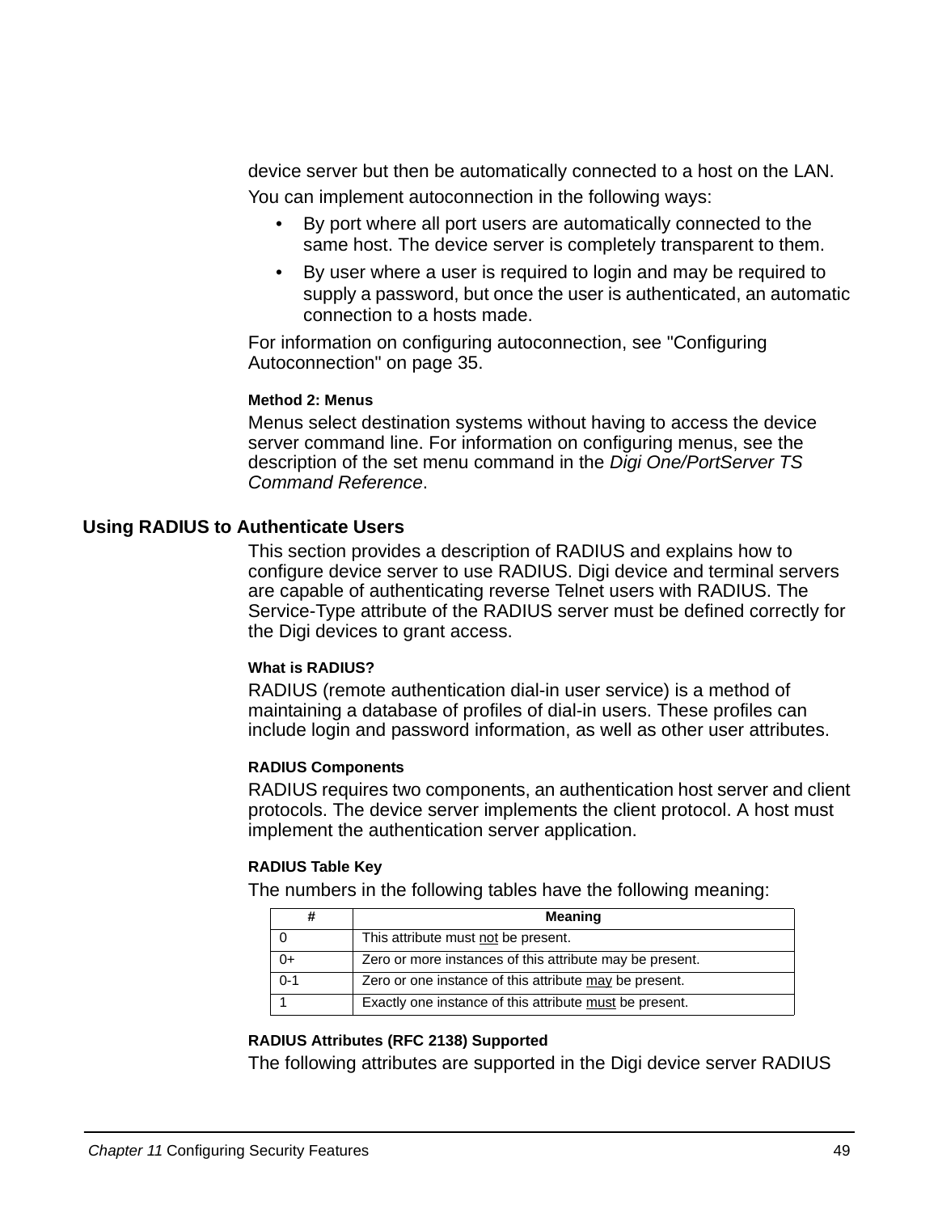device server but then be automatically connected to a host on the LAN.

You can implement autoconnection in the following ways:

- By port where all port users are automatically connected to the same host. The device server is completely transparent to them.
- By user where a user is required to login and may be required to supply a password, but once the user is authenticated, an automatic connection to a hosts made.

For information on configuring autoconnection, see "Configuring Autoconnection" on page 35.

#### Method 2: Menus

Menus select destination systems without having to access the device server command line. For information on configuring menus, see the description of the set menu command in the *Digi One/PortServer TS Command Reference*.

### Using RADIUS to Authenticate Users

This section provides a description of RADIUS and explains how to configure device server to use RADIUS. Digi device and terminal servers are capable of authenticating reverse Telnet users with RADIUS. The Service-Type attribute of the RADIUS server must be defined correctly for the Digi devices to grant access.

#### What is RADIUS?

RADIUS (remote authentication dial-in user service) is a method of maintaining a database of profiles of dial-in users. These profiles can include login and password information, as well as other user attributes.

#### RADIUS Components

RADIUS requires two components, an authentication host server and client protocols. The device server implements the client protocol. A host must implement the authentication server application.

#### RADIUS Table Key

The numbers in the following tables have the following meaning:

| # | Meaning |
|---|---|
| 0 | This attribute must not be present. |
| 0+ | Zero or more instances of this attribute may be present. |
| 0-1 | Zero or one instance of this attribute may be present. |
| 1 | Exactly one instance of this attribute must be present. |

#### RADIUS Attributes (RFC 2138) Supported

The following attributes are supported in the Digi device server RADIUS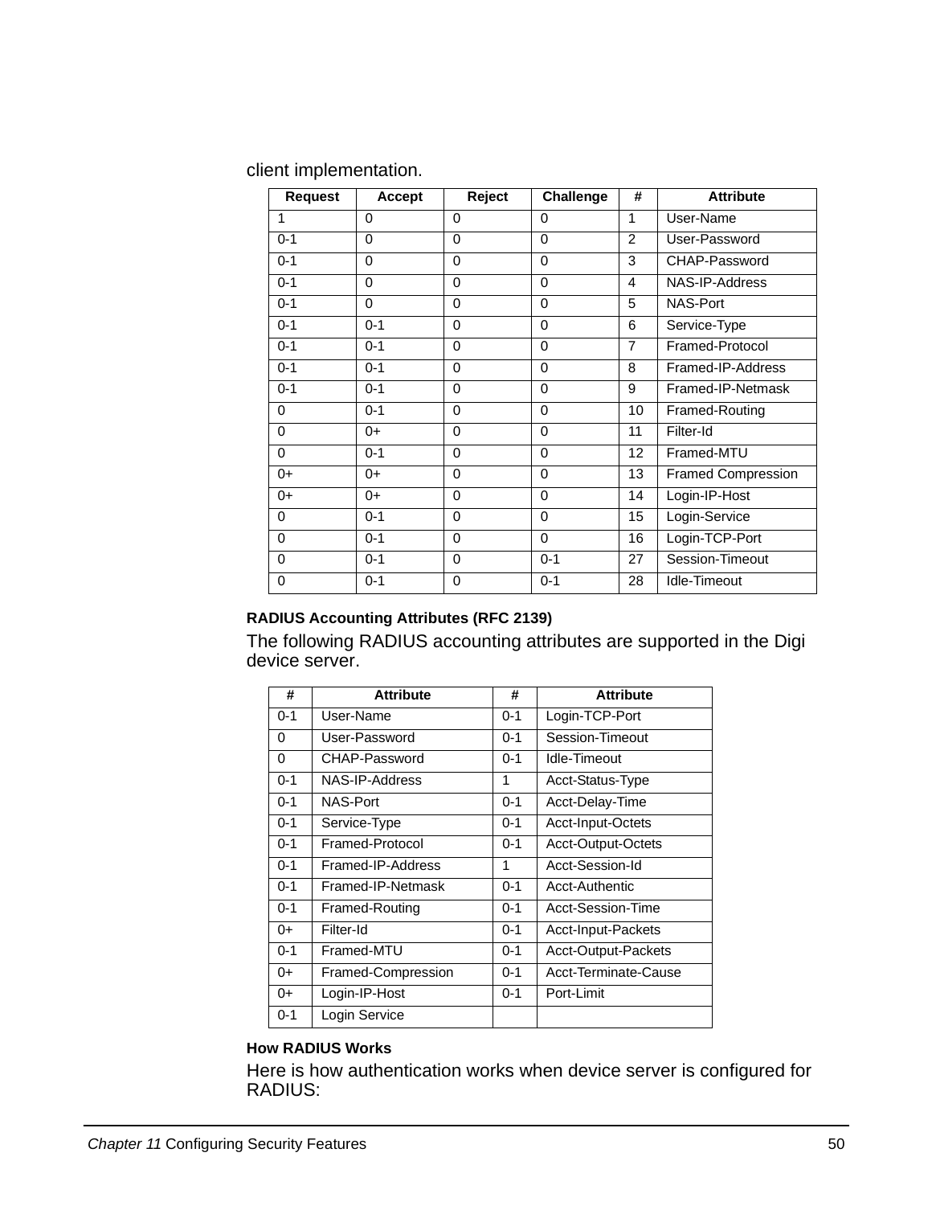client implementation.

| Request | Accept | Reject | Challenge | # | Attribute |
|---|---|---|---|---|---|
| 1 | 0 | 0 | 0 | 1 | User-Name |
| 0-1 | 0 | 0 | 0 | 2 | User-Password |
| 0-1 | 0 | 0 | 0 | 3 | CHAP-Password |
| 0-1 | 0 | 0 | 0 | 4 | NAS-IP-Address |
| 0-1 | 0 | 0 | 0 | 5 | NAS-Port |
| 0-1 | 0-1 | 0 | 0 | 6 | Service-Type |
| 0-1 | 0-1 | 0 | 0 | 7 | Framed-Protocol |
| 0-1 | 0-1 | 0 | 0 | 8 | Framed-IP-Address |
| 0-1 | 0-1 | 0 | 0 | 9 | Framed-IP-Netmask |
| 0 | 0-1 | 0 | 0 | 10 | Framed-Routing |
| 0 | 0+ | 0 | 0 | 11 | Filter-Id |
| 0 | 0-1 | 0 | 0 | 12 | Framed-MTU |
| 0+ | 0+ | 0 | 0 | 13 | Framed Compression |
| 0+ | 0+ | 0 | 0 | 14 | Login-IP-Host |
| 0 | 0-1 | 0 | 0 | 15 | Login-Service |
| 0 | 0-1 | 0 | 0 | 16 | Login-TCP-Port |
| 0 | 0-1 | 0 | 0-1 | 27 | Session-Timeout |
| 0 | 0-1 | 0 | 0-1 | 28 | Idle-Timeout |

**RADIUS Accounting Attributes (RFC 2139)**

The following RADIUS accounting attributes are supported in the Digi device server.

| # | Attribute | # | Attribute |
|---|---|---|---|
| 0-1 | User-Name | 0-1 | Login-TCP-Port |
| 0 | User-Password | 0-1 | Session-Timeout |
| 0 | CHAP-Password | 0-1 | Idle-Timeout |
| 0-1 | NAS-IP-Address | 1 | Acct-Status-Type |
| 0-1 | NAS-Port | 0-1 | Acct-Delay-Time |
| 0-1 | Service-Type | 0-1 | Acct-Input-Octets |
| 0-1 | Framed-Protocol | 0-1 | Acct-Output-Octets |
| 0-1 | Framed-IP-Address | 1 | Acct-Session-Id |
| 0-1 | Framed-IP-Netmask | 0-1 | Acct-Authentic |
| 0-1 | Framed-Routing | 0-1 | Acct-Session-Time |
| 0+ | Filter-Id | 0-1 | Acct-Input-Packets |
| 0-1 | Framed-MTU | 0-1 | Acct-Output-Packets |
| 0+ | Framed-Compression | 0-1 | Acct-Terminate-Cause |
| 0+ | Login-IP-Host | 0-1 | Port-Limit |
| 0-1 | Login Service | | |

**How RADIUS Works**

Here is how authentication works when device server is configured for RADIUS: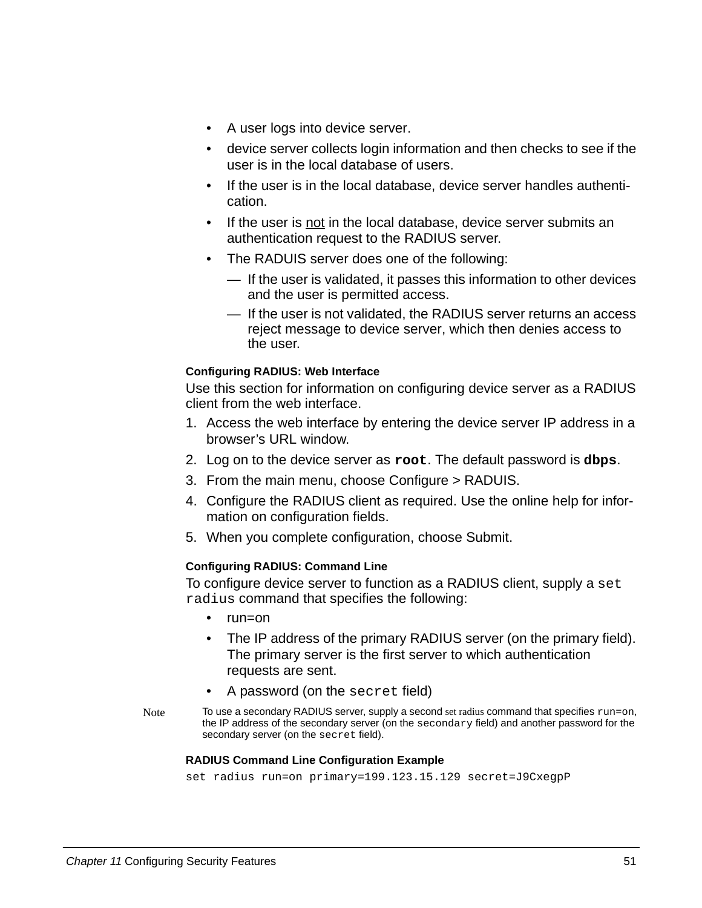- A user logs into device server.
- device server collects login information and then checks to see if the user is in the local database of users.
- If the user is in the local database, device server handles authentication.
- If the user is not in the local database, device server submits an authentication request to the RADIUS server.
- The RADUIS server does one of the following:
  - If the user is validated, it passes this information to other devices and the user is permitted access.
  - If the user is not validated, the RADIUS server returns an access reject message to device server, which then denies access to the user.

#### Configuring RADIUS: Web Interface

Use this section for information on configuring device server as a RADIUS client from the web interface.

1. Access the web interface by entering the device server IP address in a browser's URL window.
2. Log on to the device server as **`root`**. The default password is **`dbps`**.
3. From the main menu, choose Configure > RADUIS.
4. Configure the RADIUS client as required. Use the online help for information on configuration fields.
5. When you complete configuration, choose Submit.

#### Configuring RADIUS: Command Line

To configure device server to function as a RADIUS client, supply a `set radius` command that specifies the following:

- run=on
- The IP address of the primary RADIUS server (on the primary field). The primary server is the first server to which authentication requests are sent.
- A password (on the `secret` field)

Note: To use a secondary RADIUS server, supply a second set radius command that specifies `run=on`, the IP address of the secondary server (on the `secondary` field) and another password for the secondary server (on the `secret` field).

#### RADIUS Command Line Configuration Example

```
set radius run=on primary=199.123.15.129 secret=J9CxegpP
```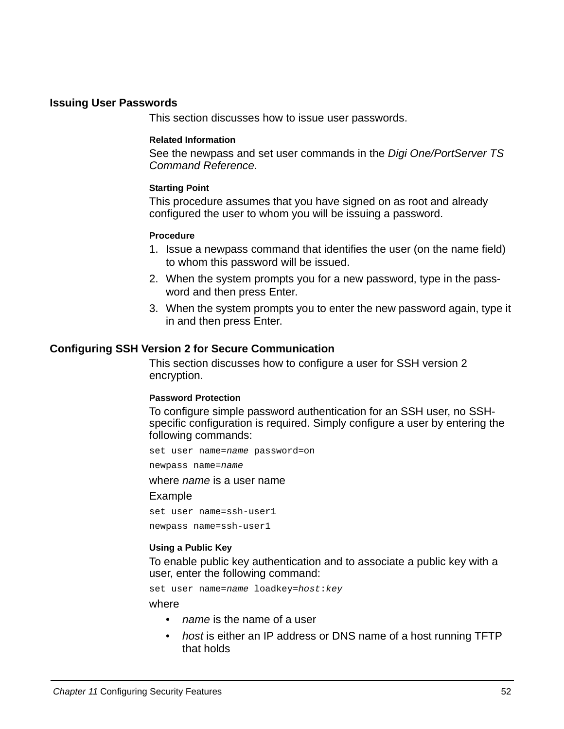## Issuing User Passwords

This section discusses how to issue user passwords.

#### Related Information

See the newpass and set user commands in the *Digi One/PortServer TS Command Reference*.

#### Starting Point

This procedure assumes that you have signed on as root and already configured the user to whom you will be issuing a password.

#### Procedure

1. Issue a newpass command that identifies the user (on the name field) to whom this password will be issued.
2. When the system prompts you for a new password, type in the password and then press Enter.
3. When the system prompts you to enter the new password again, type it in and then press Enter.

## Configuring SSH Version 2 for Secure Communication

This section discusses how to configure a user for SSH version 2 encryption.

#### Password Protection

To configure simple password authentication for an SSH user, no SSH-specific configuration is required. Simply configure a user by entering the following commands:

```
set user name=name password=on
newpass name=name
```

where *name* is a user name

Example

```
set user name=ssh-user1
newpass name=ssh-user1
```

#### Using a Public Key

To enable public key authentication and to associate a public key with a user, enter the following command:

```
set user name=name loadkey=host:key
```

where

- *name* is the name of a user
- *host* is either an IP address or DNS name of a host running TFTP that holds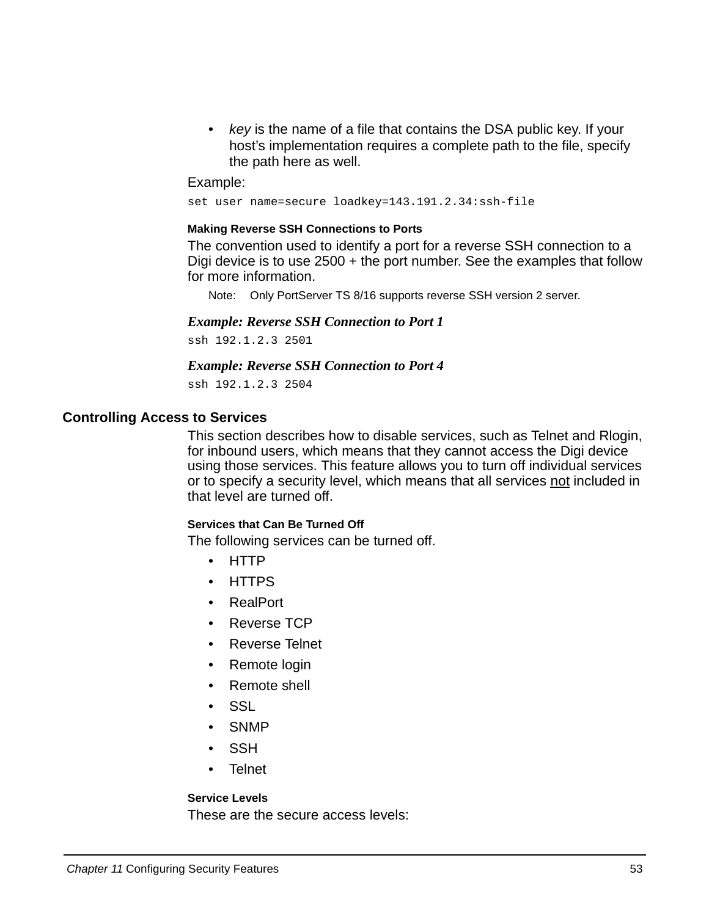- *key* is the name of a file that contains the DSA public key. If your host's implementation requires a complete path to the file, specify the path here as well.

Example:

```
set user name=secure loadkey=143.191.2.34:ssh-file
```

#### Making Reverse SSH Connections to Ports

The convention used to identify a port for a reverse SSH connection to a Digi device is to use 2500 + the port number. See the examples that follow for more information.

Note: Only PortServer TS 8/16 supports reverse SSH version 2 server.

***Example: Reverse SSH Connection to Port 1***

```
ssh 192.1.2.3 2501
```

***Example: Reverse SSH Connection to Port 4***

```
ssh 192.1.2.3 2504
```

### Controlling Access to Services

This section describes how to disable services, such as Telnet and Rlogin, for inbound users, which means that they cannot access the Digi device using those services. This feature allows you to turn off individual services or to specify a security level, which means that all services not included in that level are turned off.

#### Services that Can Be Turned Off

The following services can be turned off.

- HTTP
- HTTPS
- RealPort
- Reverse TCP
- Reverse Telnet
- Remote login
- Remote shell
- SSL
- SNMP
- SSH
- Telnet

#### Service Levels

These are the secure access levels: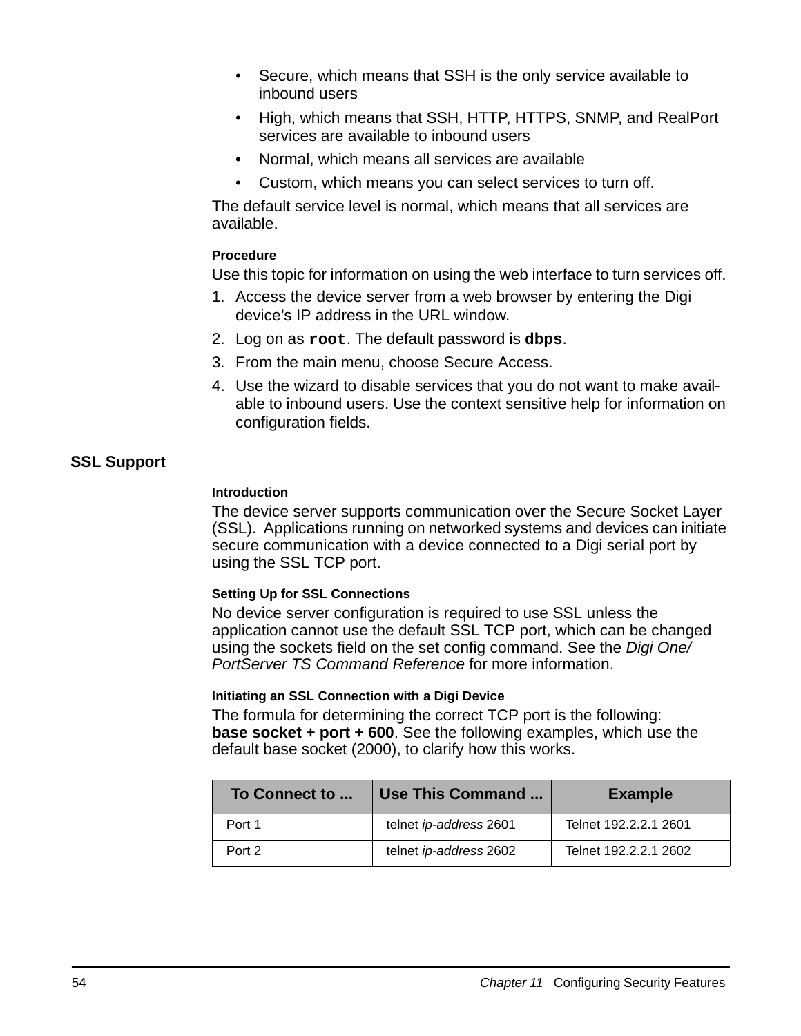- Secure, which means that SSH is the only service available to inbound users
- High, which means that SSH, HTTP, HTTPS, SNMP, and RealPort services are available to inbound users
- Normal, which means all services are available
- Custom, which means you can select services to turn off.

The default service level is normal, which means that all services are available.

#### Procedure

Use this topic for information on using the web interface to turn services off.

1. Access the device server from a web browser by entering the Digi device's IP address in the URL window.
2. Log on as **`root`**. The default password is **`dbps`**.
3. From the main menu, choose Secure Access.
4. Use the wizard to disable services that you do not want to make available to inbound users. Use the context sensitive help for information on configuration fields.

## SSL Support

#### Introduction

The device server supports communication over the Secure Socket Layer (SSL). Applications running on networked systems and devices can initiate secure communication with a device connected to a Digi serial port by using the SSL TCP port.

#### Setting Up for SSL Connections

No device server configuration is required to use SSL unless the application cannot use the default SSL TCP port, which can be changed using the sockets field on the set config command. See the *Digi One/ PortServer TS Command Reference* for more information.

#### Initiating an SSL Connection with a Digi Device

The formula for determining the correct TCP port is the following:
**base socket + port + 600**. See the following examples, which use the default base socket (2000), to clarify how this works.

| To Connect to ... | Use This Command ... | Example |
|---|---|---|
| Port 1 | telnet *ip-address* 2601 | Telnet 192.2.2.1 2601 |
| Port 2 | telnet *ip-address* 2602 | Telnet 192.2.2.1 2602 |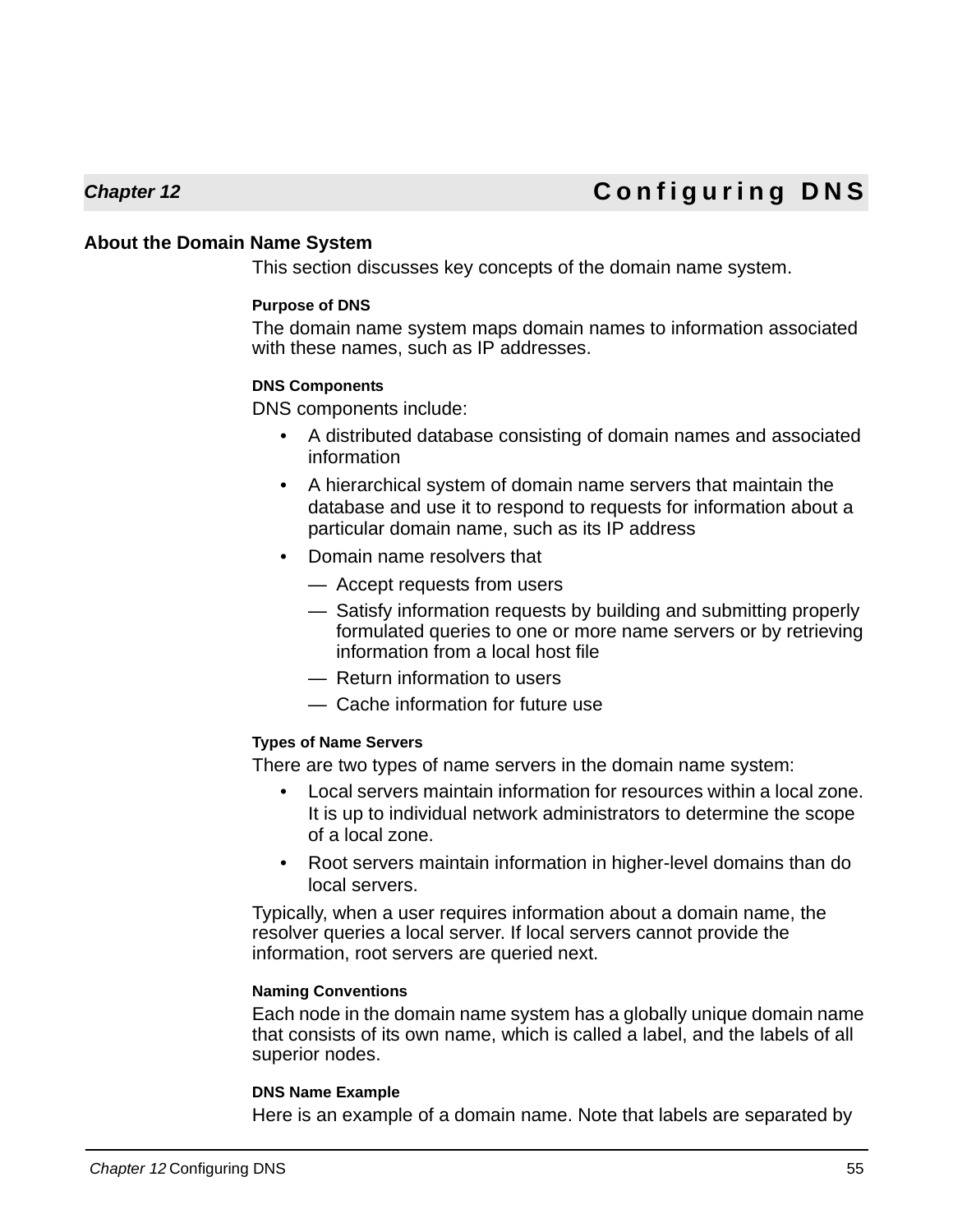# Chapter 12 Configuring DNS

## About the Domain Name System

This section discusses key concepts of the domain name system.

### Purpose of DNS

The domain name system maps domain names to information associated with these names, such as IP addresses.

### DNS Components

DNS components include:

- A distributed database consisting of domain names and associated information
- A hierarchical system of domain name servers that maintain the database and use it to respond to requests for information about a particular domain name, such as its IP address
- Domain name resolvers that
  - Accept requests from users
  - Satisfy information requests by building and submitting properly formulated queries to one or more name servers or by retrieving information from a local host file
  - Return information to users
  - Cache information for future use

### Types of Name Servers

There are two types of name servers in the domain name system:

- Local servers maintain information for resources within a local zone. It is up to individual network administrators to determine the scope of a local zone.
- Root servers maintain information in higher-level domains than do local servers.

Typically, when a user requires information about a domain name, the resolver queries a local server. If local servers cannot provide the information, root servers are queried next.

### Naming Conventions

Each node in the domain name system has a globally unique domain name that consists of its own name, which is called a label, and the labels of all superior nodes.

### DNS Name Example

Here is an example of a domain name. Note that labels are separated by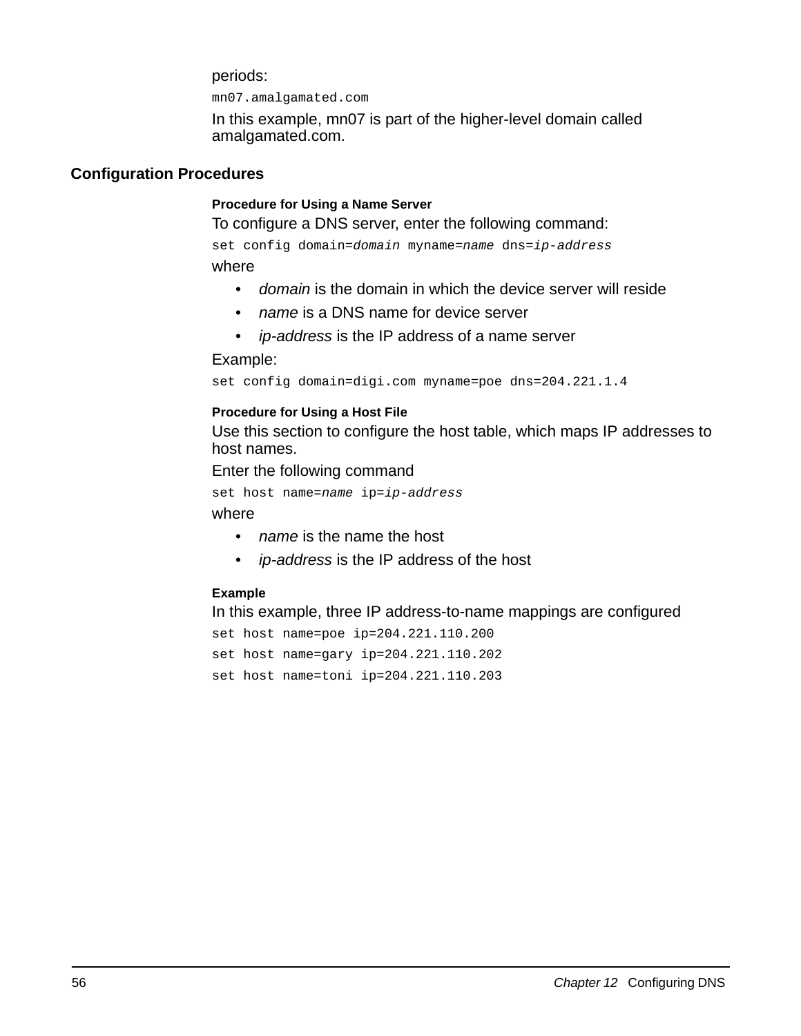periods:

```
mn07.amalgamated.com
```

In this example, mn07 is part of the higher-level domain called amalgamated.com.

## Configuration Procedures

### Procedure for Using a Name Server

To configure a DNS server, enter the following command:

```
set config domain=domain myname=name dns=ip-address
```

where

- *domain* is the domain in which the device server will reside
- *name* is a DNS name for device server
- *ip-address* is the IP address of a name server

Example:

```
set config domain=digi.com myname=poe dns=204.221.1.4
```

### Procedure for Using a Host File

Use this section to configure the host table, which maps IP addresses to host names.

Enter the following command

```
set host name=name ip=ip-address
```

where

- *name* is the name the host
- *ip-address* is the IP address of the host

#### Example

In this example, three IP address-to-name mappings are configured

```
set host name=poe ip=204.221.110.200
set host name=gary ip=204.221.110.202
set host name=toni ip=204.221.110.203
```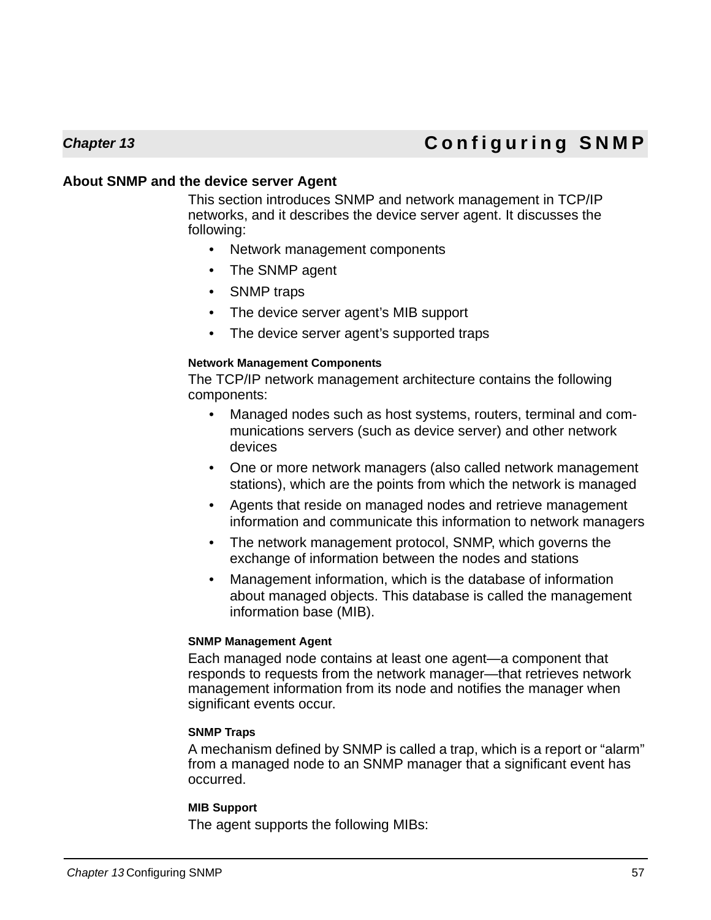# Chapter 13 Configuring SNMP

## About SNMP and the device server Agent

This section introduces SNMP and network management in TCP/IP networks, and it describes the device server agent. It discusses the following:

- Network management components
- The SNMP agent
- SNMP traps
- The device server agent's MIB support
- The device server agent's supported traps

### Network Management Components

The TCP/IP network management architecture contains the following components:

- Managed nodes such as host systems, routers, terminal and communications servers (such as device server) and other network devices
- One or more network managers (also called network management stations), which are the points from which the network is managed
- Agents that reside on managed nodes and retrieve management information and communicate this information to network managers
- The network management protocol, SNMP, which governs the exchange of information between the nodes and stations
- Management information, which is the database of information about managed objects. This database is called the management information base (MIB).

### SNMP Management Agent

Each managed node contains at least one agent—a component that responds to requests from the network manager—that retrieves network management information from its node and notifies the manager when significant events occur.

### SNMP Traps

A mechanism defined by SNMP is called a trap, which is a report or "alarm" from a managed node to an SNMP manager that a significant event has occurred.

### MIB Support

The agent supports the following MIBs: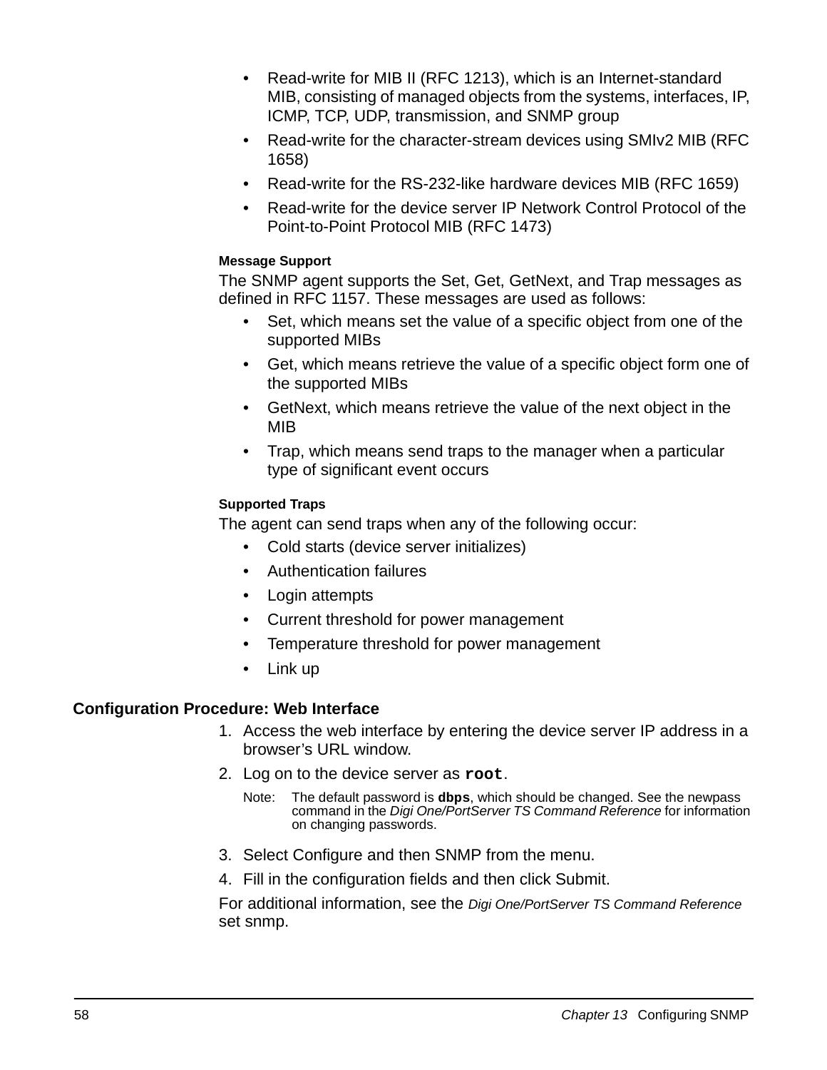- Read-write for MIB II (RFC 1213), which is an Internet-standard MIB, consisting of managed objects from the systems, interfaces, IP, ICMP, TCP, UDP, transmission, and SNMP group
- Read-write for the character-stream devices using SMIv2 MIB (RFC 1658)
- Read-write for the RS-232-like hardware devices MIB (RFC 1659)
- Read-write for the device server IP Network Control Protocol of the Point-to-Point Protocol MIB (RFC 1473)

#### Message Support

The SNMP agent supports the Set, Get, GetNext, and Trap messages as defined in RFC 1157. These messages are used as follows:

- Set, which means set the value of a specific object from one of the supported MIBs
- Get, which means retrieve the value of a specific object form one of the supported MIBs
- GetNext, which means retrieve the value of the next object in the MIB
- Trap, which means send traps to the manager when a particular type of significant event occurs

#### Supported Traps

The agent can send traps when any of the following occur:

- Cold starts (device server initializes)
- Authentication failures
- Login attempts
- Current threshold for power management
- Temperature threshold for power management
- Link up

### Configuration Procedure: Web Interface

1. Access the web interface by entering the device server IP address in a browser's URL window.
2. Log on to the device server as **`root`**.

   Note: The default password is **`dbps`**, which should be changed. See the newpass command in the *Digi One/PortServer TS Command Reference* for information on changing passwords.

3. Select Configure and then SNMP from the menu.
4. Fill in the configuration fields and then click Submit.

For additional information, see the *Digi One/PortServer TS Command Reference* set snmp.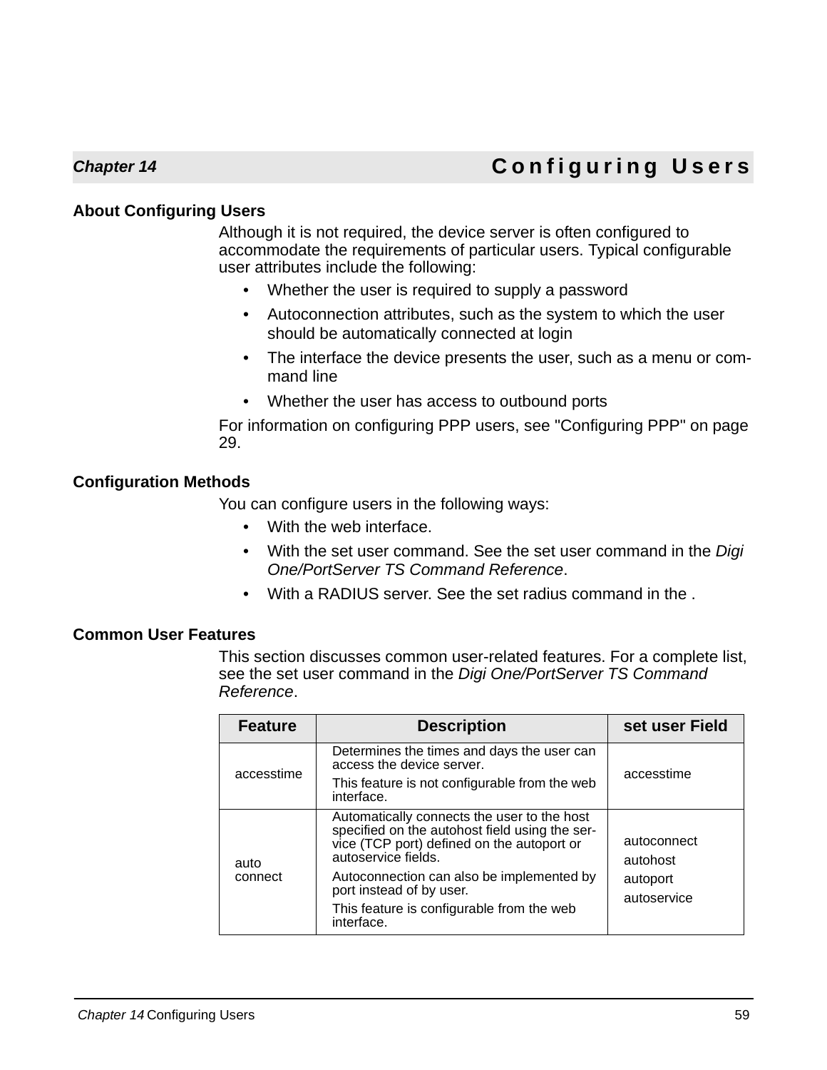# Chapter 14 Configuring Users

## About Configuring Users

Although it is not required, the device server is often configured to accommodate the requirements of particular users. Typical configurable user attributes include the following:

- Whether the user is required to supply a password
- Autoconnection attributes, such as the system to which the user should be automatically connected at login
- The interface the device presents the user, such as a menu or command line
- Whether the user has access to outbound ports

For information on configuring PPP users, see "Configuring PPP" on page 29.

## Configuration Methods

You can configure users in the following ways:

- With the web interface.
- With the set user command. See the set user command in the *Digi One/PortServer TS Command Reference*.
- With a RADIUS server. See the set radius command in the .

## Common User Features

This section discusses common user-related features. For a complete list, see the set user command in the *Digi One/PortServer TS Command Reference*.

| Feature | Description | set user Field |
|---|---|---|
| accesstime | Determines the times and days the user can access the device server.<br>This feature is not configurable from the web interface. | accesstime |
| auto connect | Automatically connects the user to the host specified on the autohost field using the service (TCP port) defined on the autoport or autoservice fields.<br>Autoconnection can also be implemented by port instead of by user.<br>This feature is configurable from the web interface. | autoconnect<br>autohost<br>autoport<br>autoservice |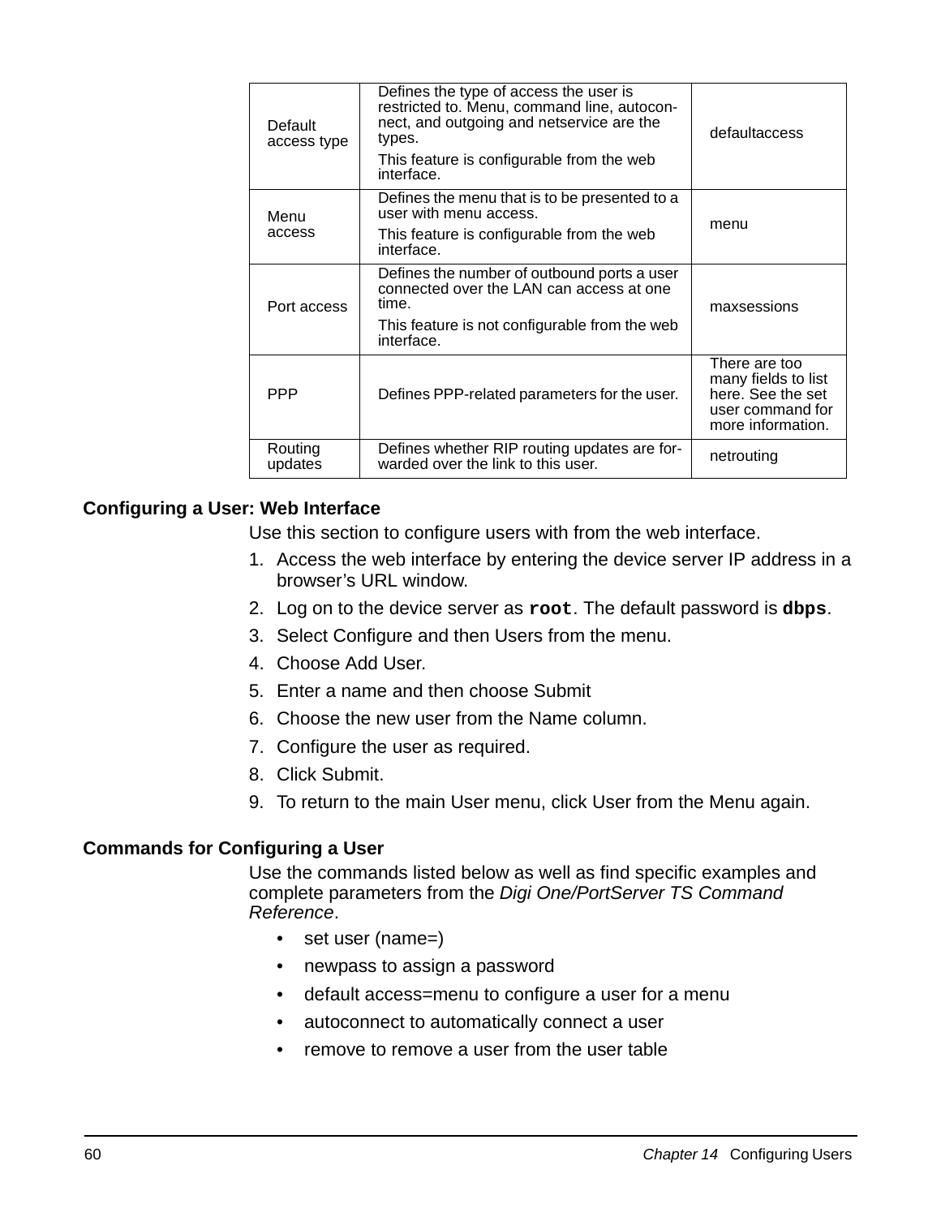| Default access type | Defines the type of access the user is restricted to. Menu, command line, autoconnect, and outgoing and netservice are the types.<br>This feature is configurable from the web interface. | defaultaccess |
|---|---|---|
| Menu access | Defines the menu that is to be presented to a user with menu access.<br>This feature is configurable from the web interface. | menu |
| Port access | Defines the number of outbound ports a user connected over the LAN can access at one time.<br>This feature is not configurable from the web interface. | maxsessions |
| PPP | Defines PPP-related parameters for the user. | There are too many fields to list here. See the set user command for more information. |
| Routing updates | Defines whether RIP routing updates are forwarded over the link to this user. | netrouting |

### Configuring a User: Web Interface

Use this section to configure users with from the web interface.

1. Access the web interface by entering the device server IP address in a browser's URL window.
2. Log on to the device server as **`root`**. The default password is **`dbps`**.
3. Select Configure and then Users from the menu.
4. Choose Add User.
5. Enter a name and then choose Submit
6. Choose the new user from the Name column.
7. Configure the user as required.
8. Click Submit.
9. To return to the main User menu, click User from the Menu again.

### Commands for Configuring a User

Use the commands listed below as well as find specific examples and complete parameters from the *Digi One/PortServer TS Command Reference*.

- set user (name=)
- newpass to assign a password
- default access=menu to configure a user for a menu
- autoconnect to automatically connect a user
- remove to remove a user from the user table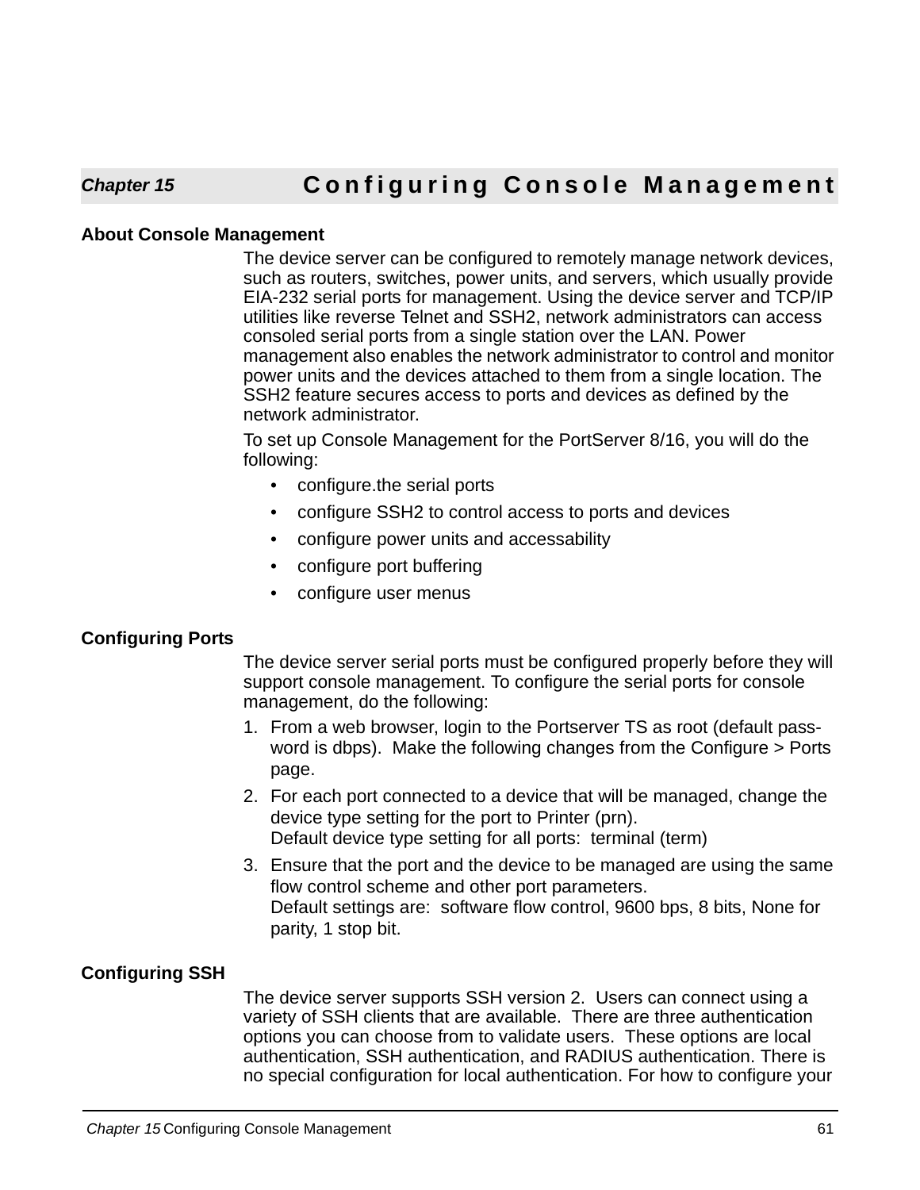# Chapter 15 Configuring Console Management

## About Console Management

The device server can be configured to remotely manage network devices, such as routers, switches, power units, and servers, which usually provide EIA-232 serial ports for management. Using the device server and TCP/IP utilities like reverse Telnet and SSH2, network administrators can access consoled serial ports from a single station over the LAN. Power management also enables the network administrator to control and monitor power units and the devices attached to them from a single location. The SSH2 feature secures access to ports and devices as defined by the network administrator.

To set up Console Management for the PortServer 8/16, you will do the following:

- configure.the serial ports
- configure SSH2 to control access to ports and devices
- configure power units and accessability
- configure port buffering
- configure user menus

## Configuring Ports

The device server serial ports must be configured properly before they will support console management. To configure the serial ports for console management, do the following:

1. From a web browser, login to the Portserver TS as root (default password is dbps). Make the following changes from the Configure > Ports page.
2. For each port connected to a device that will be managed, change the device type setting for the port to Printer (prn).
   Default device type setting for all ports: terminal (term)
3. Ensure that the port and the device to be managed are using the same flow control scheme and other port parameters.
   Default settings are: software flow control, 9600 bps, 8 bits, None for parity, 1 stop bit.

## Configuring SSH

The device server supports SSH version 2. Users can connect using a variety of SSH clients that are available. There are three authentication options you can choose from to validate users. These options are local authentication, SSH authentication, and RADIUS authentication. There is no special configuration for local authentication. For how to configure your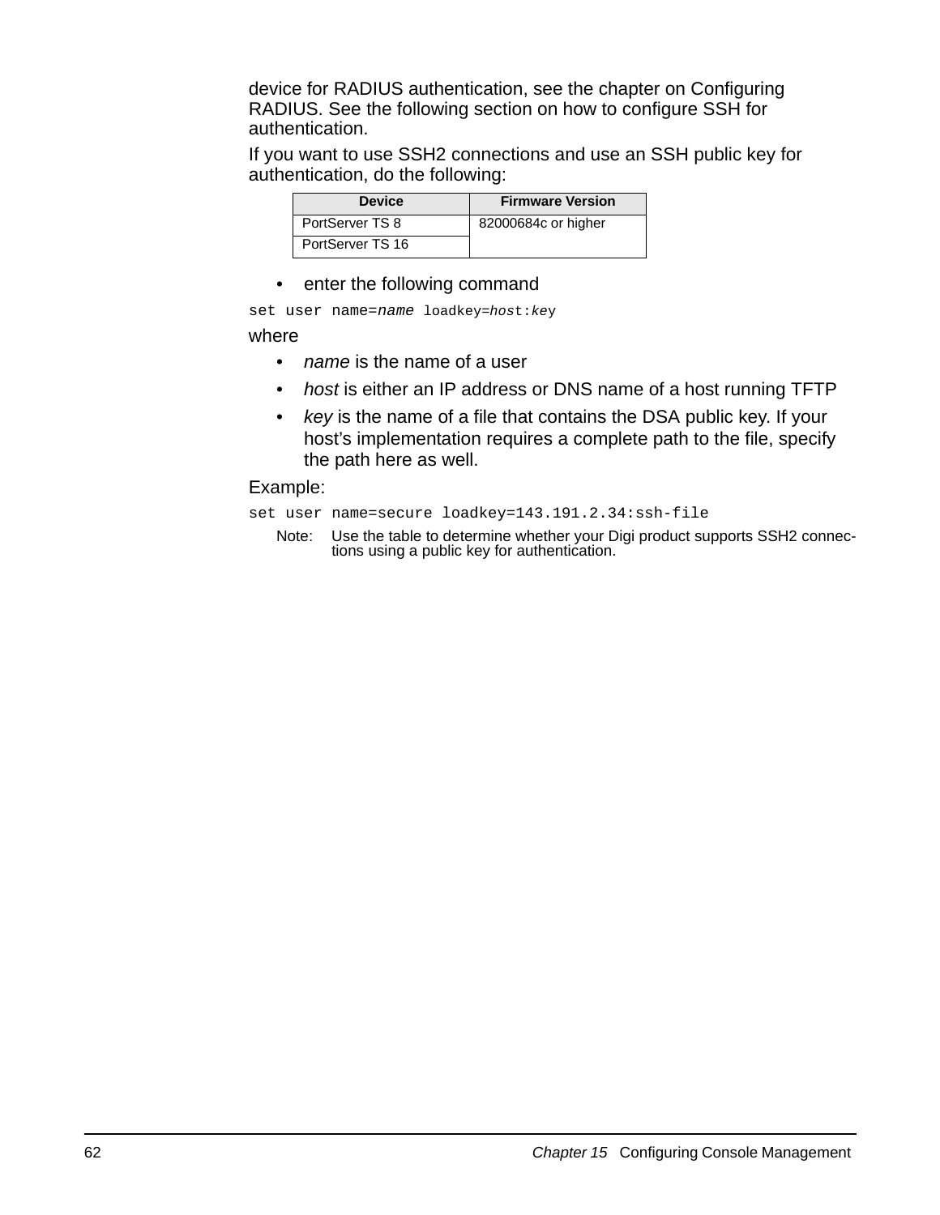device for RADIUS authentication, see the chapter on Configuring RADIUS. See the following section on how to configure SSH for authentication.

If you want to use SSH2 connections and use an SSH public key for authentication, do the following:

| Device | Firmware Version |
|---|---|
| PortServer TS 8 | 82000684c or higher |
| PortServer TS 16 | |

- enter the following command

```
set user name=name loadkey=host:key
```

where

- *name* is the name of a user
- *host* is either an IP address or DNS name of a host running TFTP
- *key* is the name of a file that contains the DSA public key. If your host's implementation requires a complete path to the file, specify the path here as well.

Example:

```
set user name=secure loadkey=143.191.2.34:ssh-file
```

Note: Use the table to determine whether your Digi product supports SSH2 connections using a public key for authentication.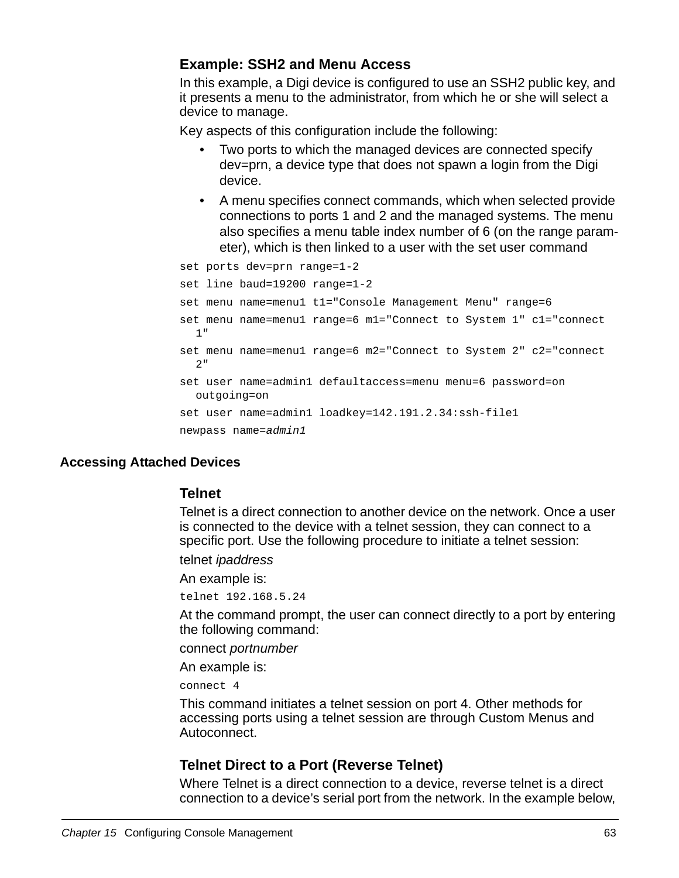### Example: SSH2 and Menu Access

In this example, a Digi device is configured to use an SSH2 public key, and it presents a menu to the administrator, from which he or she will select a device to manage.

Key aspects of this configuration include the following:

- Two ports to which the managed devices are connected specify dev=prn, a device type that does not spawn a login from the Digi device.
- A menu specifies connect commands, which when selected provide connections to ports 1 and 2 and the managed systems. The menu also specifies a menu table index number of 6 (on the range parameter), which is then linked to a user with the set user command

```
set ports dev=prn range=1-2
set line baud=19200 range=1-2
set menu name=menu1 t1="Console Management Menu" range=6
set menu name=menu1 range=6 m1="Connect to System 1" c1="connect
  1"
set menu name=menu1 range=6 m2="Connect to System 2" c2="connect
  2"
set user name=admin1 defaultaccess=menu menu=6 password=on
  outgoing=on
set user name=admin1 loadkey=142.191.2.34:ssh-file1
newpass name=admin1
```

## Accessing Attached Devices

### Telnet

Telnet is a direct connection to another device on the network. Once a user is connected to the device with a telnet session, they can connect to a specific port. Use the following procedure to initiate a telnet session:

telnet *ipaddress*

An example is:

```
telnet 192.168.5.24
```

At the command prompt, the user can connect directly to a port by entering the following command:

connect *portnumber*

An example is:

```
connect 4
```

This command initiates a telnet session on port 4. Other methods for accessing ports using a telnet session are through Custom Menus and Autoconnect.

### Telnet Direct to a Port (Reverse Telnet)

Where Telnet is a direct connection to a device, reverse telnet is a direct connection to a device's serial port from the network. In the example below,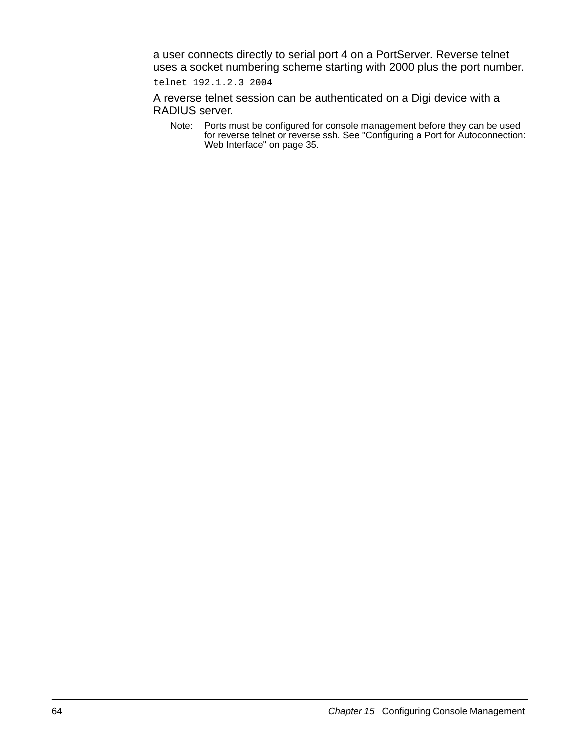a user connects directly to serial port 4 on a PortServer. Reverse telnet uses a socket numbering scheme starting with 2000 plus the port number.

```
telnet 192.1.2.3 2004
```

A reverse telnet session can be authenticated on a Digi device with a RADIUS server.

Note: Ports must be configured for console management before they can be used for reverse telnet or reverse ssh. See "Configuring a Port for Autoconnection: Web Interface" on page 35.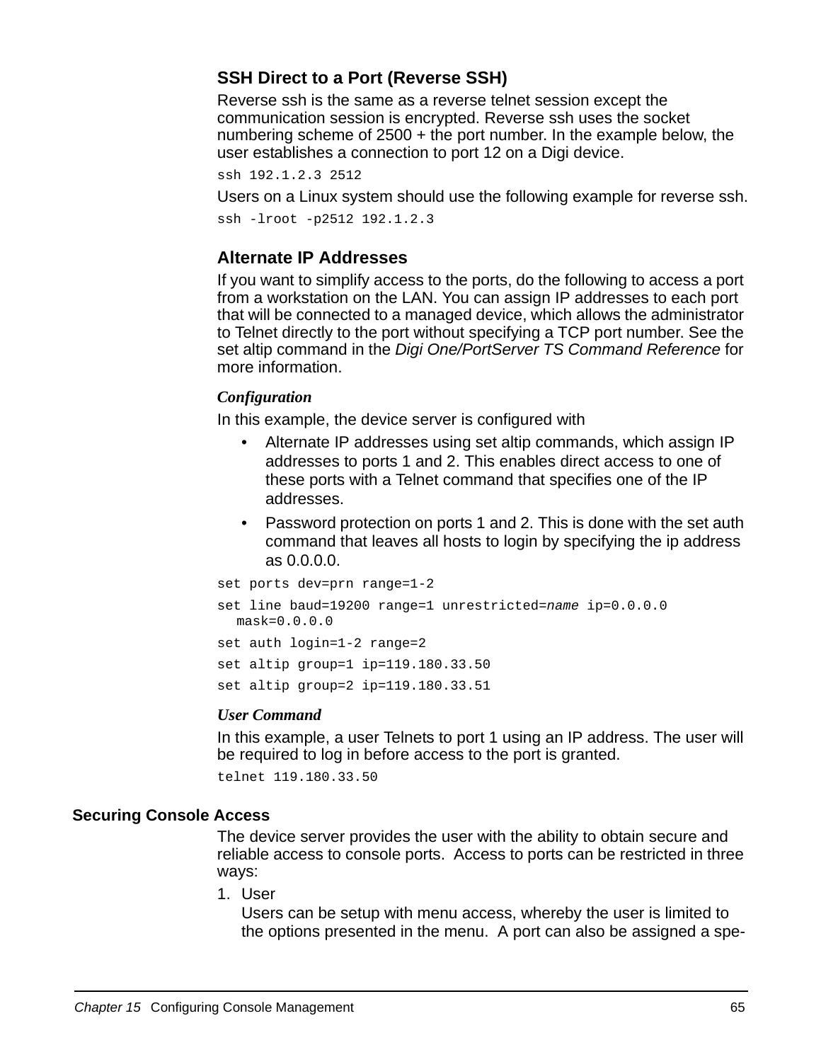### SSH Direct to a Port (Reverse SSH)

Reverse ssh is the same as a reverse telnet session except the communication session is encrypted. Reverse ssh uses the socket numbering scheme of 2500 + the port number. In the example below, the user establishes a connection to port 12 on a Digi device.

```
ssh 192.1.2.3 2512
```

Users on a Linux system should use the following example for reverse ssh.

```
ssh -lroot -p2512 192.1.2.3
```

### Alternate IP Addresses

If you want to simplify access to the ports, do the following to access a port from a workstation on the LAN. You can assign IP addresses to each port that will be connected to a managed device, which allows the administrator to Telnet directly to the port without specifying a TCP port number. See the set altip command in the *Digi One/PortServer TS Command Reference* for more information.

#### *Configuration*

In this example, the device server is configured with

- Alternate IP addresses using set altip commands, which assign IP addresses to ports 1 and 2. This enables direct access to one of these ports with a Telnet command that specifies one of the IP addresses.
- Password protection on ports 1 and 2. This is done with the set auth command that leaves all hosts to login by specifying the ip address as 0.0.0.0.

```
set ports dev=prn range=1-2
set line baud=19200 range=1 unrestricted=name ip=0.0.0.0
  mask=0.0.0.0
set auth login=1-2 range=2
set altip group=1 ip=119.180.33.50
set altip group=2 ip=119.180.33.51
```

#### *User Command*

In this example, a user Telnets to port 1 using an IP address. The user will be required to log in before access to the port is granted.

```
telnet 119.180.33.50
```

## Securing Console Access

The device server provides the user with the ability to obtain secure and reliable access to console ports. Access to ports can be restricted in three ways:

1. User
   Users can be setup with menu access, whereby the user is limited to the options presented in the menu. A port can also be assigned a spe-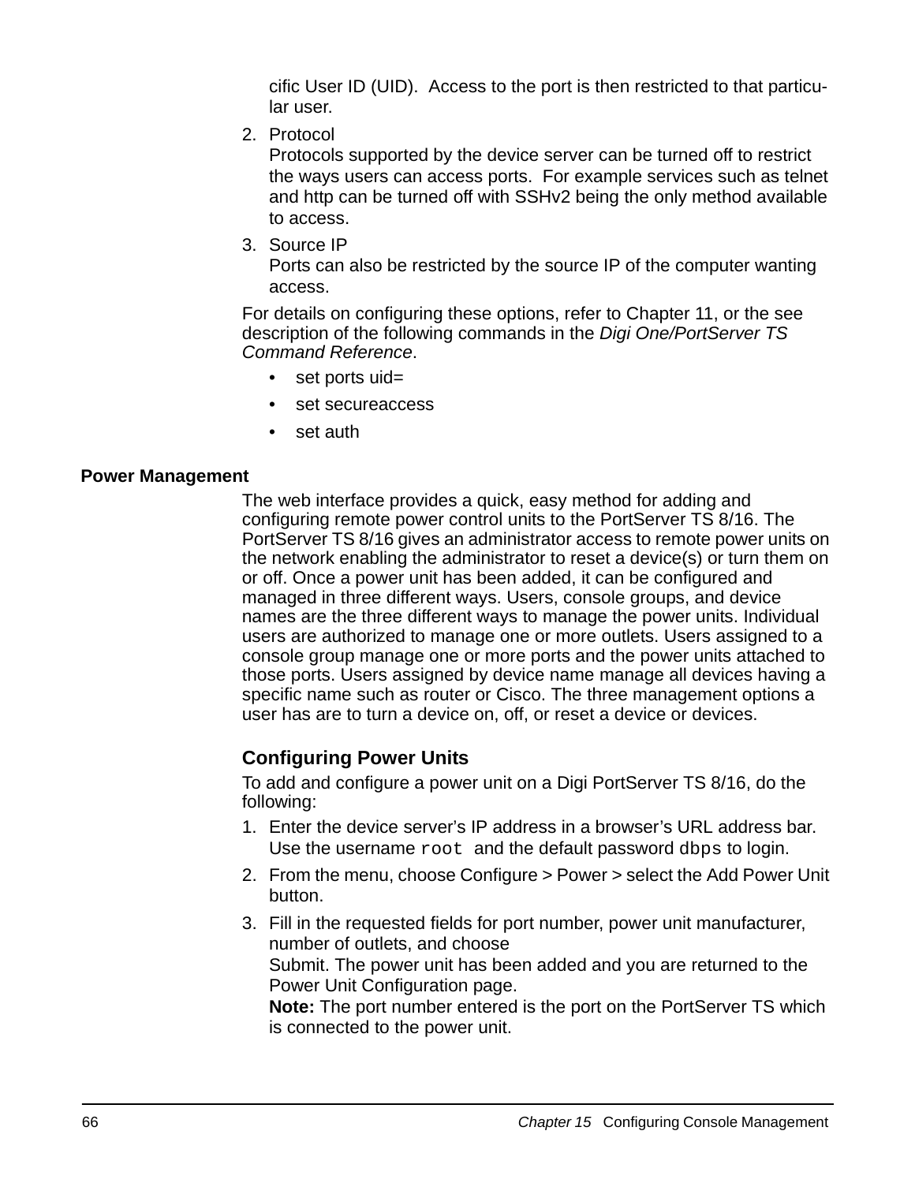cific User ID (UID). Access to the port is then restricted to that particular user.

2. Protocol
   Protocols supported by the device server can be turned off to restrict the ways users can access ports. For example services such as telnet and http can be turned off with SSHv2 being the only method available to access.

3. Source IP
   Ports can also be restricted by the source IP of the computer wanting access.

For details on configuring these options, refer to Chapter 11, or the see description of the following commands in the *Digi One/PortServer TS Command Reference*.

- set ports uid=
- set secureaccess
- set auth

## Power Management

The web interface provides a quick, easy method for adding and configuring remote power control units to the PortServer TS 8/16. The PortServer TS 8/16 gives an administrator access to remote power units on the network enabling the administrator to reset a device(s) or turn them on or off. Once a power unit has been added, it can be configured and managed in three different ways. Users, console groups, and device names are the three different ways to manage the power units. Individual users are authorized to manage one or more outlets. Users assigned to a console group manage one or more ports and the power units attached to those ports. Users assigned by device name manage all devices having a specific name such as router or Cisco. The three management options a user has are to turn a device on, off, or reset a device or devices.

### Configuring Power Units

To add and configure a power unit on a Digi PortServer TS 8/16, do the following:

1. Enter the device server's IP address in a browser's URL address bar. Use the username `root` and the default password `dbps` to login.

2. From the menu, choose Configure > Power > select the Add Power Unit button.

3. Fill in the requested fields for port number, power unit manufacturer, number of outlets, and choose
   Submit. The power unit has been added and you are returned to the Power Unit Configuration page.
   **Note:** The port number entered is the port on the PortServer TS which is connected to the power unit.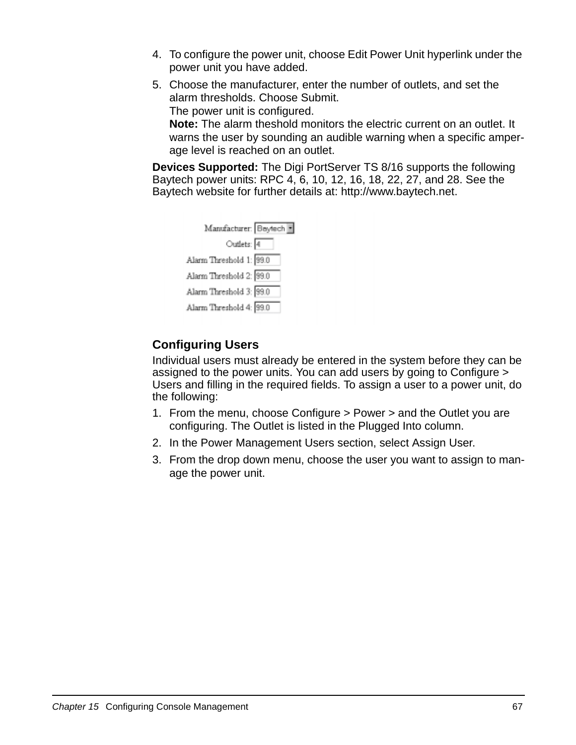4. To configure the power unit, choose Edit Power Unit hyperlink under the power unit you have added.
5. Choose the manufacturer, enter the number of outlets, and set the alarm thresholds. Choose Submit.
   The power unit is configured.
   **Note:** The alarm theshold monitors the electric current on an outlet. It warns the user by sounding an audible warning when a specific amperage level is reached on an outlet.

**Devices Supported:** The Digi PortServer TS 8/16 supports the following Baytech power units: RPC 4, 6, 10, 12, 16, 18, 22, 27, and 28. See the Baytech website for further details at: http://www.baytech.net.

Manufacturer: Baytech
Outlets: 4
Alarm Threshold 1: 99.0
Alarm Threshold 2: 99.0
Alarm Threshold 3: 99.0
Alarm Threshold 4: 99.0

## Configuring Users

Individual users must already be entered in the system before they can be assigned to the power units. You can add users by going to Configure > Users and filling in the required fields. To assign a user to a power unit, do the following:

1. From the menu, choose Configure > Power > and the Outlet you are configuring. The Outlet is listed in the Plugged Into column.
2. In the Power Management Users section, select Assign User.
3. From the drop down menu, choose the user you want to assign to manage the power unit.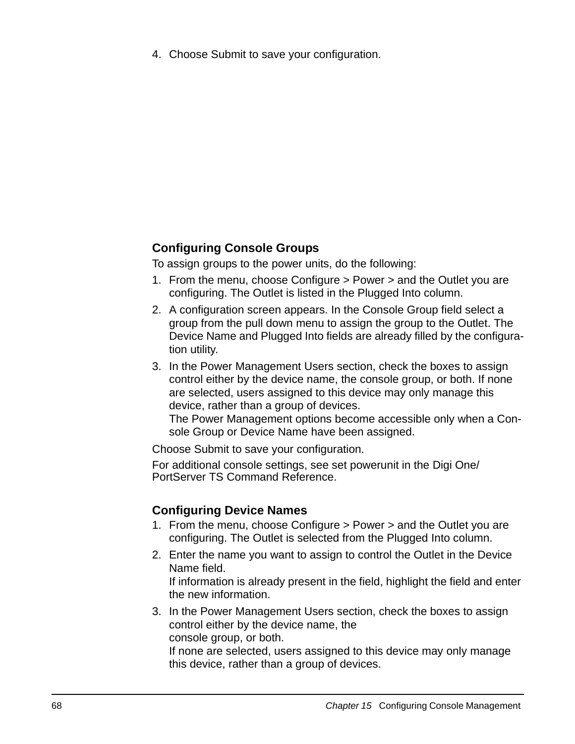4. Choose Submit to save your configuration.

### Configuring Console Groups

To assign groups to the power units, do the following:

1. From the menu, choose Configure > Power > and the Outlet you are configuring. The Outlet is listed in the Plugged Into column.
2. A configuration screen appears. In the Console Group field select a group from the pull down menu to assign the group to the Outlet. The Device Name and Plugged Into fields are already filled by the configuration utility.
3. In the Power Management Users section, check the boxes to assign control either by the device name, the console group, or both. If none are selected, users assigned to this device may only manage this device, rather than a group of devices.
   The Power Management options become accessible only when a Console Group or Device Name have been assigned.

Choose Submit to save your configuration.

For additional console settings, see set powerunit in the Digi One/ PortServer TS Command Reference.

### Configuring Device Names

1. From the menu, choose Configure > Power > and the Outlet you are configuring. The Outlet is selected from the Plugged Into column.
2. Enter the name you want to assign to control the Outlet in the Device Name field.
   If information is already present in the field, highlight the field and enter the new information.
3. In the Power Management Users section, check the boxes to assign control either by the device name, the console group, or both.
   If none are selected, users assigned to this device may only manage this device, rather than a group of devices.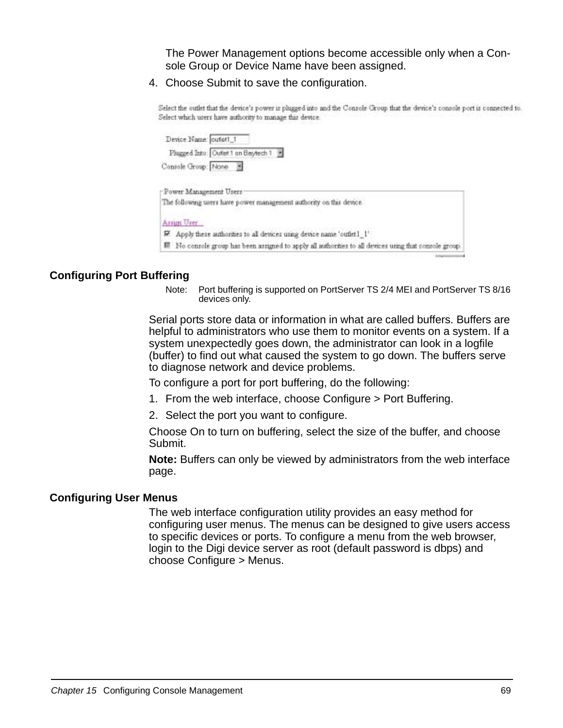The Power Management options become accessible only when a Console Group or Device Name have been assigned.

4. Choose Submit to save the configuration.

## Configuring Port Buffering

Note: Port buffering is supported on PortServer TS 2/4 MEI and PortServer TS 8/16 devices only.

Serial ports store data or information in what are called buffers. Buffers are helpful to administrators who use them to monitor events on a system. If a system unexpectedly goes down, the administrator can look in a logfile (buffer) to find out what caused the system to go down. The buffers serve to diagnose network and device problems.

To configure a port for port buffering, do the following:

1. From the web interface, choose Configure > Port Buffering.
2. Select the port you want to configure.

Choose On to turn on buffering, select the size of the buffer, and choose Submit.

**Note:** Buffers can only be viewed by administrators from the web interface page.

## Configuring User Menus

The web interface configuration utility provides an easy method for configuring user menus. The menus can be designed to give users access to specific devices or ports. To configure a menu from the web browser, login to the Digi device server as root (default password is dbps) and choose Configure > Menus.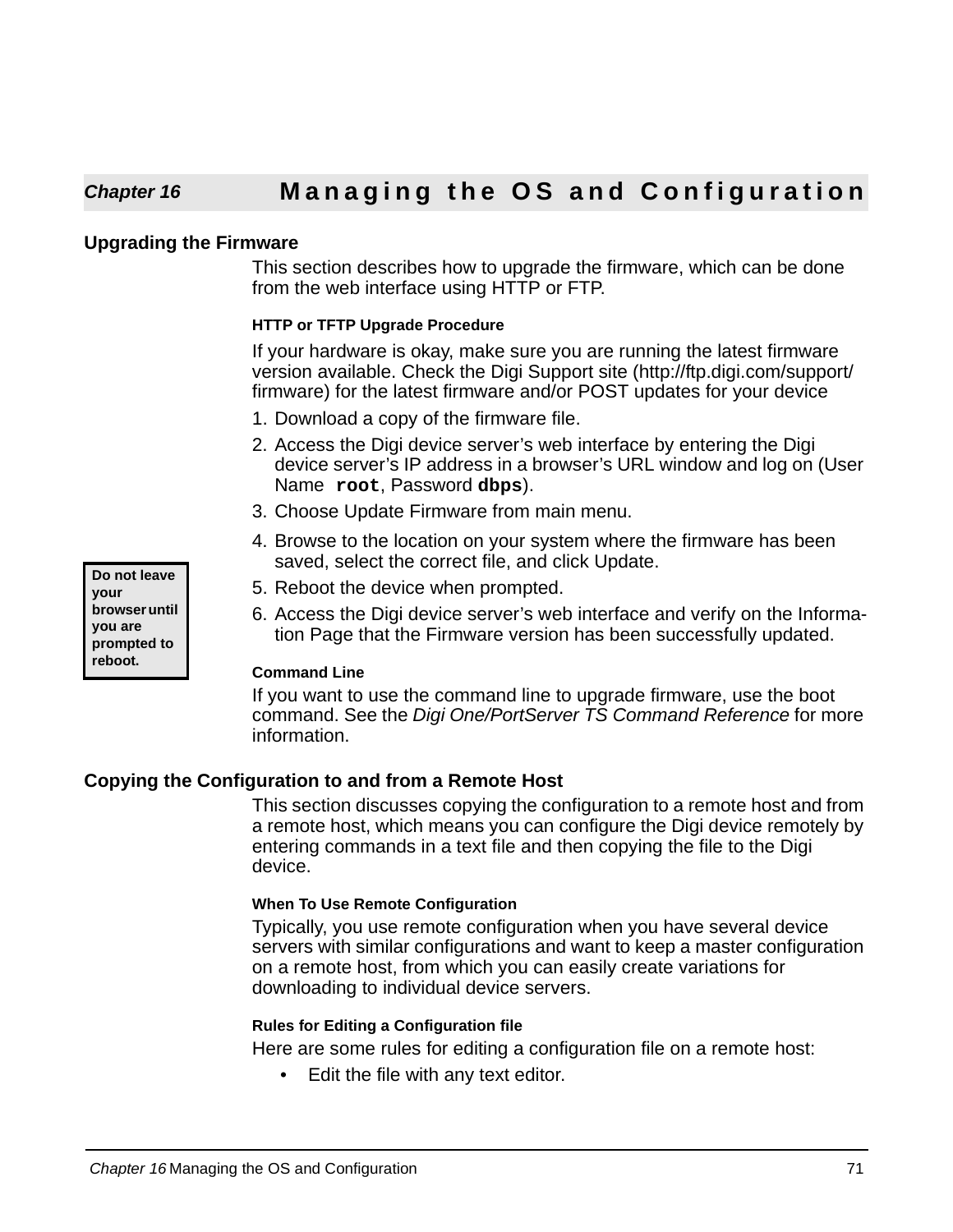# Chapter 16 Managing the OS and Configuration

## Upgrading the Firmware

This section describes how to upgrade the firmware, which can be done from the web interface using HTTP or FTP.

### HTTP or TFTP Upgrade Procedure

If your hardware is okay, make sure you are running the latest firmware version available. Check the Digi Support site (http://ftp.digi.com/support/firmware) for the latest firmware and/or POST updates for your device

1. Download a copy of the firmware file.
2. Access the Digi device server's web interface by entering the Digi device server's IP address in a browser's URL window and log on (User Name **`root`**, Password **`dbps`**).
3. Choose Update Firmware from main menu.
4. Browse to the location on your system where the firmware has been saved, select the correct file, and click Update.
5. Reboot the device when prompted.
6. Access the Digi device server's web interface and verify on the Information Page that the Firmware version has been successfully updated.

**Do not leave your browser until you are prompted to reboot.**

### Command Line

If you want to use the command line to upgrade firmware, use the boot command. See the *Digi One/PortServer TS Command Reference* for more information.

## Copying the Configuration to and from a Remote Host

This section discusses copying the configuration to a remote host and from a remote host, which means you can configure the Digi device remotely by entering commands in a text file and then copying the file to the Digi device.

### When To Use Remote Configuration

Typically, you use remote configuration when you have several device servers with similar configurations and want to keep a master configuration on a remote host, from which you can easily create variations for downloading to individual device servers.

### Rules for Editing a Configuration file

Here are some rules for editing a configuration file on a remote host:

- Edit the file with any text editor.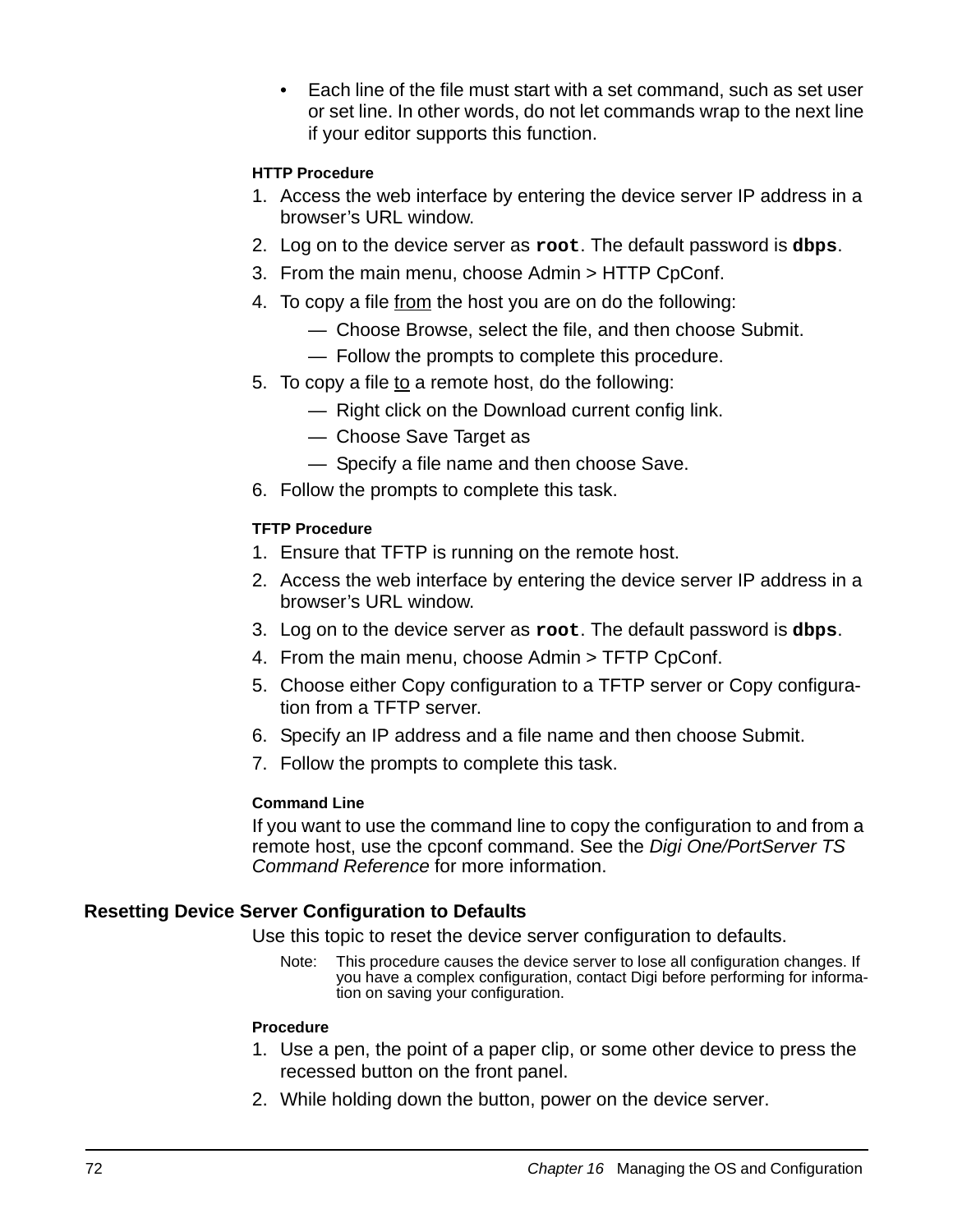- Each line of the file must start with a set command, such as set user or set line. In other words, do not let commands wrap to the next line if your editor supports this function.

#### HTTP Procedure

1. Access the web interface by entering the device server IP address in a browser's URL window.
2. Log on to the device server as **`root`**. The default password is **`dbps`**.
3. From the main menu, choose Admin > HTTP CpConf.
4. To copy a file <u>from</u> the host you are on do the following:
   - — Choose Browse, select the file, and then choose Submit.
   - — Follow the prompts to complete this procedure.
5. To copy a file <u>to</u> a remote host, do the following:
   - — Right click on the Download current config link.
   - — Choose Save Target as
   - — Specify a file name and then choose Save.
6. Follow the prompts to complete this task.

#### TFTP Procedure

1. Ensure that TFTP is running on the remote host.
2. Access the web interface by entering the device server IP address in a browser's URL window.
3. Log on to the device server as **`root`**. The default password is **`dbps`**.
4. From the main menu, choose Admin > TFTP CpConf.
5. Choose either Copy configuration to a TFTP server or Copy configuration from a TFTP server.
6. Specify an IP address and a file name and then choose Submit.
7. Follow the prompts to complete this task.

#### Command Line

If you want to use the command line to copy the configuration to and from a remote host, use the cpconf command. See the *Digi One/PortServer TS Command Reference* for more information.

### Resetting Device Server Configuration to Defaults

Use this topic to reset the device server configuration to defaults.

Note: This procedure causes the device server to lose all configuration changes. If you have a complex configuration, contact Digi before performing for information on saving your configuration.

#### Procedure

1. Use a pen, the point of a paper clip, or some other device to press the recessed button on the front panel.
2. While holding down the button, power on the device server.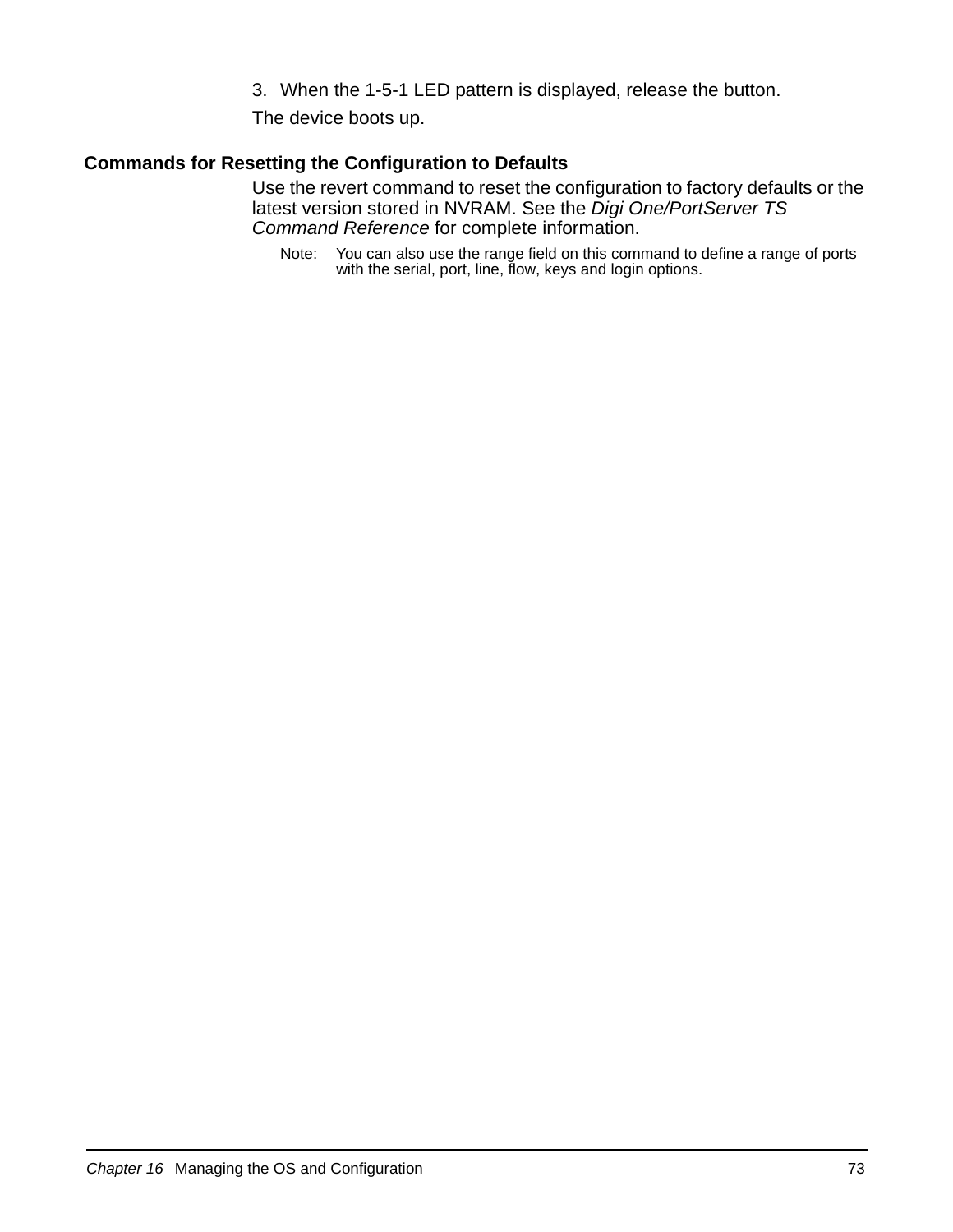3. When the 1-5-1 LED pattern is displayed, release the button.

The device boots up.

## Commands for Resetting the Configuration to Defaults

Use the revert command to reset the configuration to factory defaults or the latest version stored in NVRAM. See the *Digi One/PortServer TS Command Reference* for complete information.

Note: You can also use the range field on this command to define a range of ports with the serial, port, line, flow, keys and login options.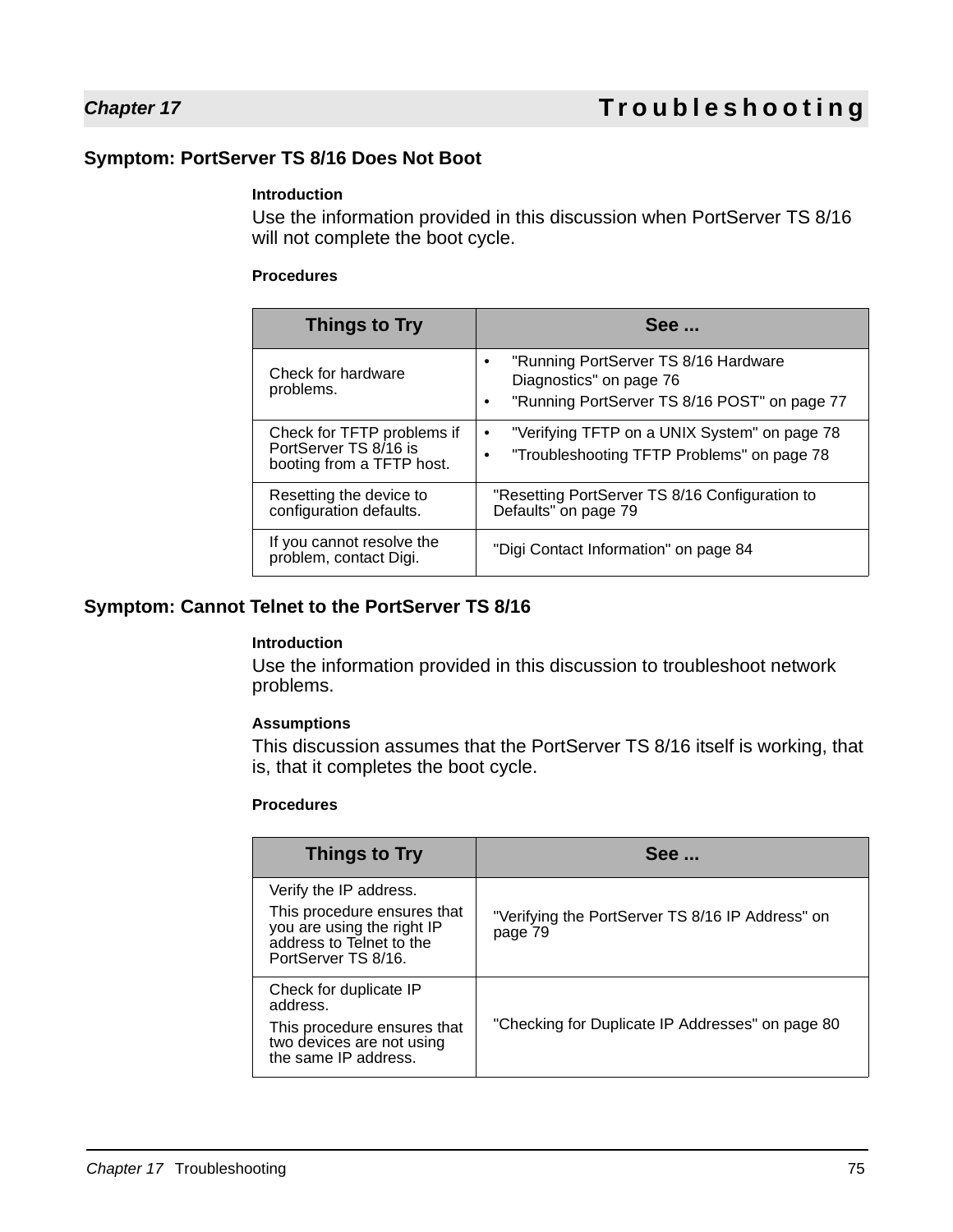## Symptom: PortServer TS 8/16 Does Not Boot

**Introduction**

Use the information provided in this discussion when PortServer TS 8/16 will not complete the boot cycle.

**Procedures**

| Things to Try | See ... |
|---|---|
| Check for hardware problems. | • "Running PortServer TS 8/16 Hardware Diagnostics" on page 76<br>• "Running PortServer TS 8/16 POST" on page 77 |
| Check for TFTP problems if PortServer TS 8/16 is booting from a TFTP host. | • "Verifying TFTP on a UNIX System" on page 78<br>• "Troubleshooting TFTP Problems" on page 78 |
| Resetting the device to configuration defaults. | "Resetting PortServer TS 8/16 Configuration to Defaults" on page 79 |
| If you cannot resolve the problem, contact Digi. | "Digi Contact Information" on page 84 |

## Symptom: Cannot Telnet to the PortServer TS 8/16

**Introduction**

Use the information provided in this discussion to troubleshoot network problems.

**Assumptions**

This discussion assumes that the PortServer TS 8/16 itself is working, that is, that it completes the boot cycle.

**Procedures**

| Things to Try | See ... |
|---|---|
| Verify the IP address.<br>This procedure ensures that you are using the right IP address to Telnet to the PortServer TS 8/16. | "Verifying the PortServer TS 8/16 IP Address" on page 79 |
| Check for duplicate IP address.<br>This procedure ensures that two devices are not using the same IP address. | "Checking for Duplicate IP Addresses" on page 80 |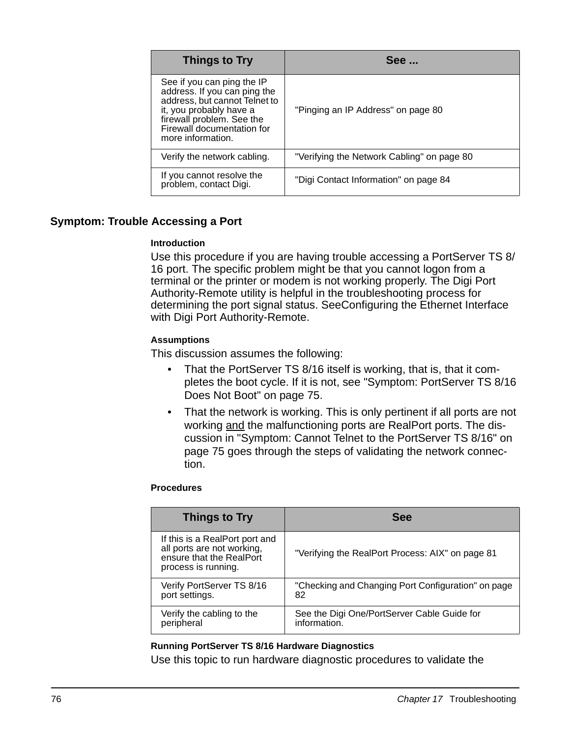| Things to Try | See ... |
| --- | --- |
| See if you can ping the IP address. If you can ping the address, but cannot Telnet to it, you probably have a firewall problem. See the Firewall documentation for more information. | "Pinging an IP Address" on page 80 |
| Verify the network cabling. | "Verifying the Network Cabling" on page 80 |
| If you cannot resolve the problem, contact Digi. | "Digi Contact Information" on page 84 |

## Symptom: Trouble Accessing a Port

#### Introduction

Use this procedure if you are having trouble accessing a PortServer TS 8/16 port. The specific problem might be that you cannot logon from a terminal or the printer or modem is not working properly. The Digi Port Authority-Remote utility is helpful in the troubleshooting process for determining the port signal status. SeeConfiguring the Ethernet Interface with Digi Port Authority-Remote.

#### Assumptions

This discussion assumes the following:

- That the PortServer TS 8/16 itself is working, that is, that it completes the boot cycle. If it is not, see "Symptom: PortServer TS 8/16 Does Not Boot" on page 75.
- That the network is working. This is only pertinent if all ports are not working and the malfunctioning ports are RealPort ports. The discussion in "Symptom: Cannot Telnet to the PortServer TS 8/16" on page 75 goes through the steps of validating the network connection.

#### Procedures

| Things to Try | See |
| --- | --- |
| If this is a RealPort port and all ports are not working, ensure that the RealPort process is running. | "Verifying the RealPort Process: AIX" on page 81 |
| Verify PortServer TS 8/16 port settings. | "Checking and Changing Port Configuration" on page 82 |
| Verify the cabling to the peripheral | See the Digi One/PortServer Cable Guide for information. |

#### Running PortServer TS 8/16 Hardware Diagnostics

Use this topic to run hardware diagnostic procedures to validate the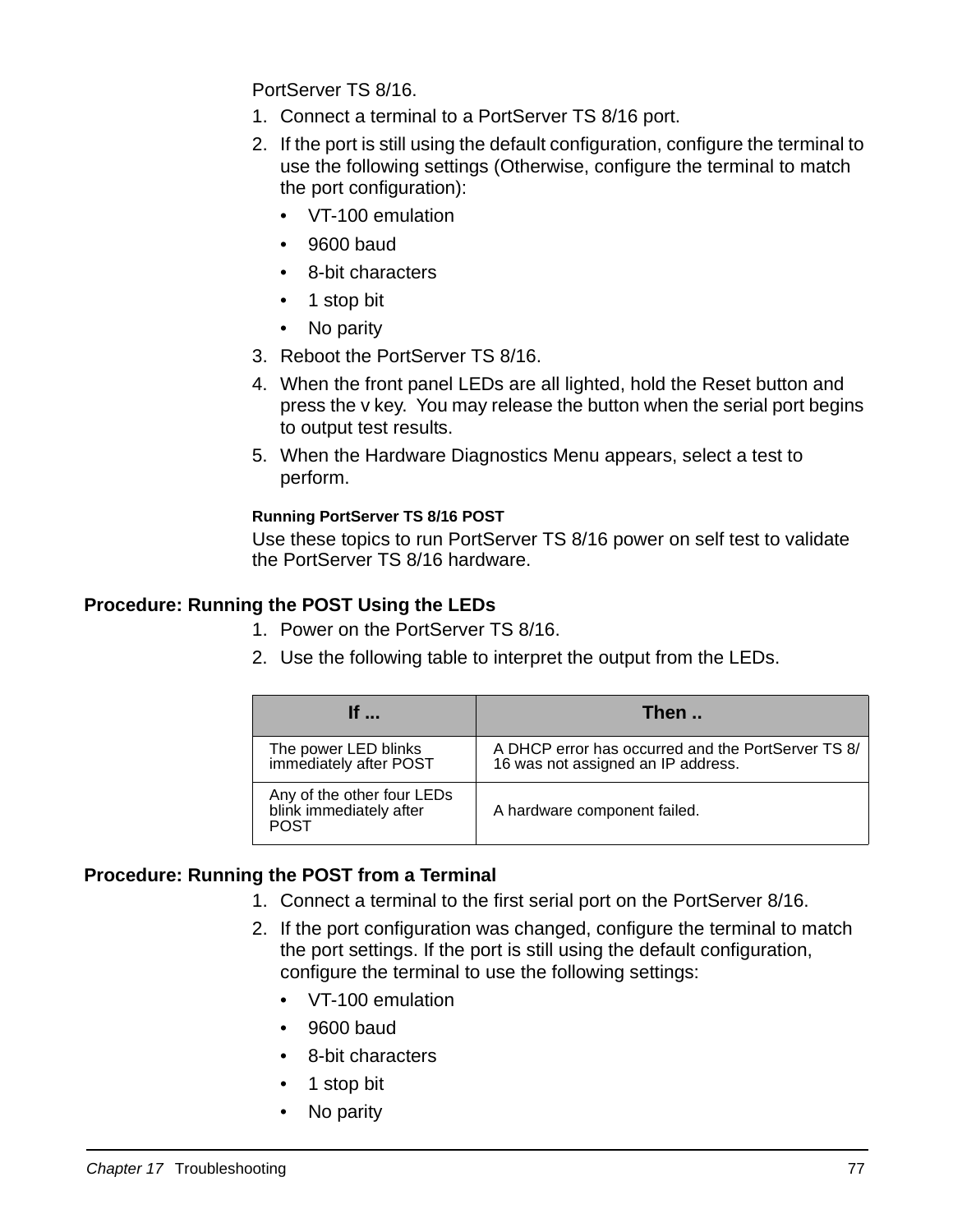PortServer TS 8/16.

1. Connect a terminal to a PortServer TS 8/16 port.
2. If the port is still using the default configuration, configure the terminal to use the following settings (Otherwise, configure the terminal to match the port configuration):
   - VT-100 emulation
   - 9600 baud
   - 8-bit characters
   - 1 stop bit
   - No parity
3. Reboot the PortServer TS 8/16.
4. When the front panel LEDs are all lighted, hold the Reset button and press the v key. You may release the button when the serial port begins to output test results.
5. When the Hardware Diagnostics Menu appears, select a test to perform.

#### Running PortServer TS 8/16 POST

Use these topics to run PortServer TS 8/16 power on self test to validate the PortServer TS 8/16 hardware.

### Procedure: Running the POST Using the LEDs

1. Power on the PortServer TS 8/16.
2. Use the following table to interpret the output from the LEDs.

| If ... | Then .. |
| --- | --- |
| The power LED blinks immediately after POST | A DHCP error has occurred and the PortServer TS 8/16 was not assigned an IP address. |
| Any of the other four LEDs blink immediately after POST | A hardware component failed. |

### Procedure: Running the POST from a Terminal

1. Connect a terminal to the first serial port on the PortServer 8/16.
2. If the port configuration was changed, configure the terminal to match the port settings. If the port is still using the default configuration, configure the terminal to use the following settings:
   - VT-100 emulation
   - 9600 baud
   - 8-bit characters
   - 1 stop bit
   - No parity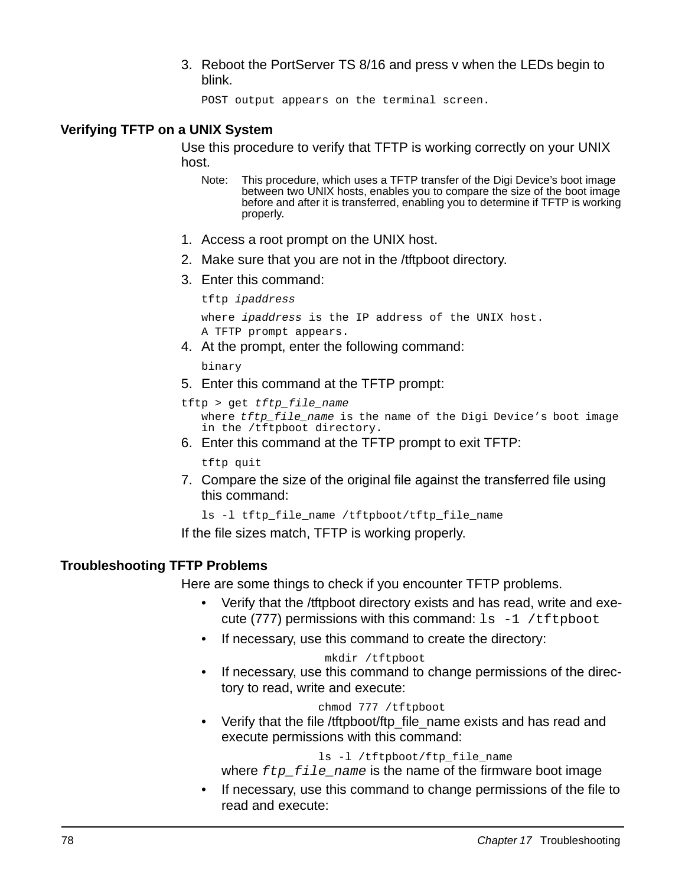3. Reboot the PortServer TS 8/16 and press v when the LEDs begin to blink.

   `POST output appears on the terminal screen.`

### Verifying TFTP on a UNIX System

Use this procedure to verify that TFTP is working correctly on your UNIX host.

> Note: This procedure, which uses a TFTP transfer of the Digi Device's boot image between two UNIX hosts, enables you to compare the size of the boot image before and after it is transferred, enabling you to determine if TFTP is working properly.

1. Access a root prompt on the UNIX host.
2. Make sure that you are not in the /tftpboot directory.
3. Enter this command:

   ```
   tftp ipaddress
   ```

   where *ipaddress* is the IP address of the UNIX host.
   A TFTP prompt appears.
4. At the prompt, enter the following command:

   ```
   binary
   ```

5. Enter this command at the TFTP prompt:

   ```
   tftp > get tftp_file_name
   ```

   where *tftp_file_name* is the name of the Digi Device's boot image in the /tftpboot directory.
6. Enter this command at the TFTP prompt to exit TFTP:

   ```
   tftp quit
   ```

7. Compare the size of the original file against the transferred file using this command:

   ```
   ls -l tftp_file_name /tftpboot/tftp_file_name
   ```

If the file sizes match, TFTP is working properly.

### Troubleshooting TFTP Problems

Here are some things to check if you encounter TFTP problems.

- Verify that the /tftpboot directory exists and has read, write and execute (777) permissions with this command: `ls -1 /tftpboot`
- If necessary, use this command to create the directory:

  ```
  mkdir /tftpboot
  ```

- If necessary, use this command to change permissions of the directory to read, write and execute:

  ```
  chmod 777 /tftpboot
  ```

- Verify that the file /tftpboot/ftp_file_name exists and has read and execute permissions with this command:

  ```
  ls -l /tftpboot/ftp_file_name
  ```

  where *ftp_file_name* is the name of the firmware boot image
- If necessary, use this command to change permissions of the file to read and execute: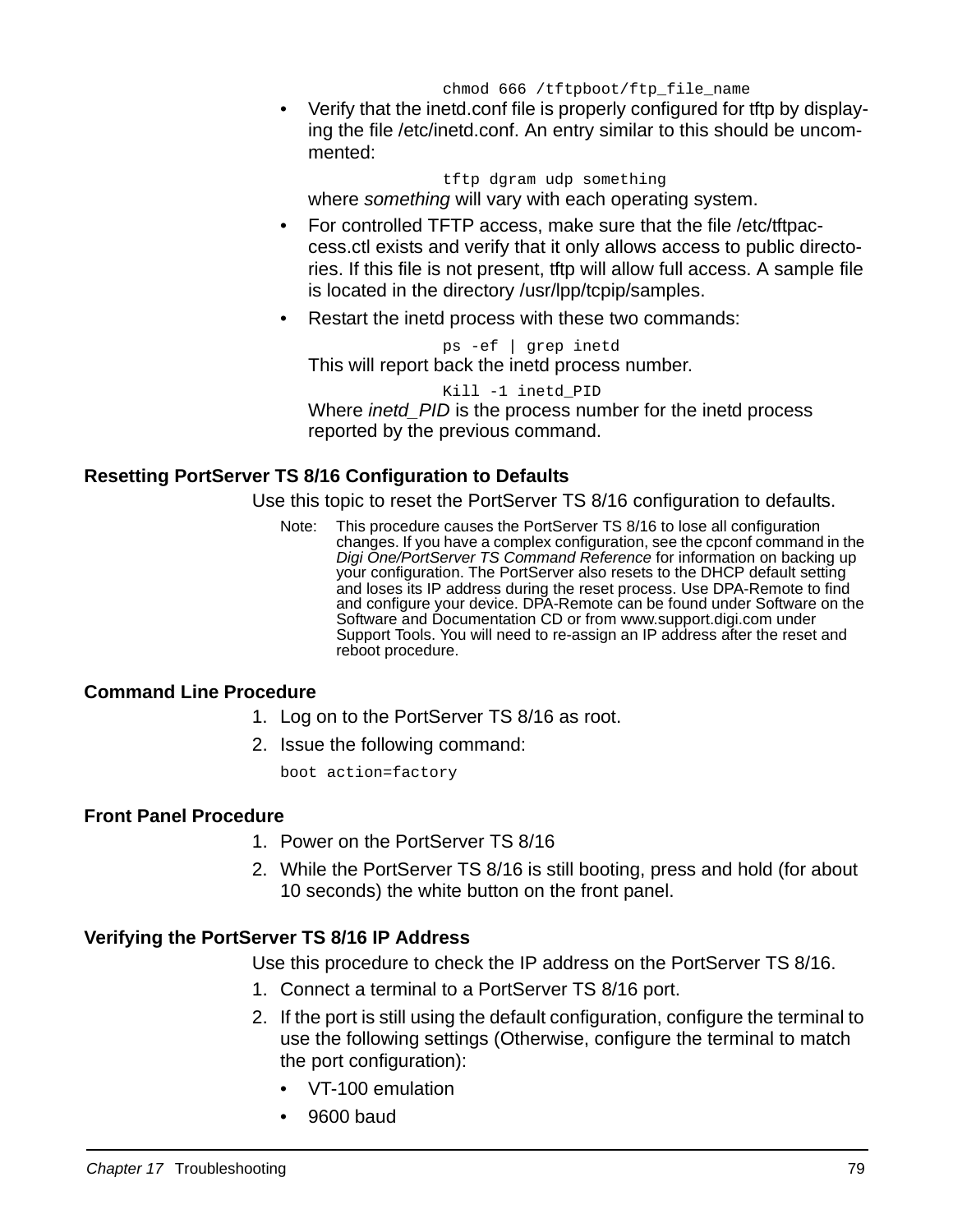```
chmod 666 /tftpboot/ftp_file_name
```

- Verify that the inetd.conf file is properly configured for tftp by displaying the file /etc/inetd.conf. An entry similar to this should be uncommented:

  ```
  tftp dgram udp something
  ```

  where *something* will vary with each operating system.
- For controlled TFTP access, make sure that the file /etc/tftpaccess.ctl exists and verify that it only allows access to public directories. If this file is not present, tftp will allow full access. A sample file is located in the directory /usr/lpp/tcpip/samples.
- Restart the inetd process with these two commands:

  ```
  ps -ef | grep inetd
  ```

  This will report back the inetd process number.

  ```
  Kill -1 inetd_PID
  ```

  Where *inetd_PID* is the process number for the inetd process reported by the previous command.

### Resetting PortServer TS 8/16 Configuration to Defaults

Use this topic to reset the PortServer TS 8/16 configuration to defaults.

Note: This procedure causes the PortServer TS 8/16 to lose all configuration changes. If you have a complex configuration, see the cpconf command in the *Digi One/PortServer TS Command Reference* for information on backing up your configuration. The PortServer also resets to the DHCP default setting and loses its IP address during the reset process. Use DPA-Remote to find and configure your device. DPA-Remote can be found under Software on the Software and Documentation CD or from www.support.digi.com under Support Tools. You will need to re-assign an IP address after the reset and reboot procedure.

### Command Line Procedure

1. Log on to the PortServer TS 8/16 as root.
2. Issue the following command:

   ```
   boot action=factory
   ```

### Front Panel Procedure

1. Power on the PortServer TS 8/16
2. While the PortServer TS 8/16 is still booting, press and hold (for about 10 seconds) the white button on the front panel.

### Verifying the PortServer TS 8/16 IP Address

Use this procedure to check the IP address on the PortServer TS 8/16.

1. Connect a terminal to a PortServer TS 8/16 port.
2. If the port is still using the default configuration, configure the terminal to use the following settings (Otherwise, configure the terminal to match the port configuration):
   - VT-100 emulation
   - 9600 baud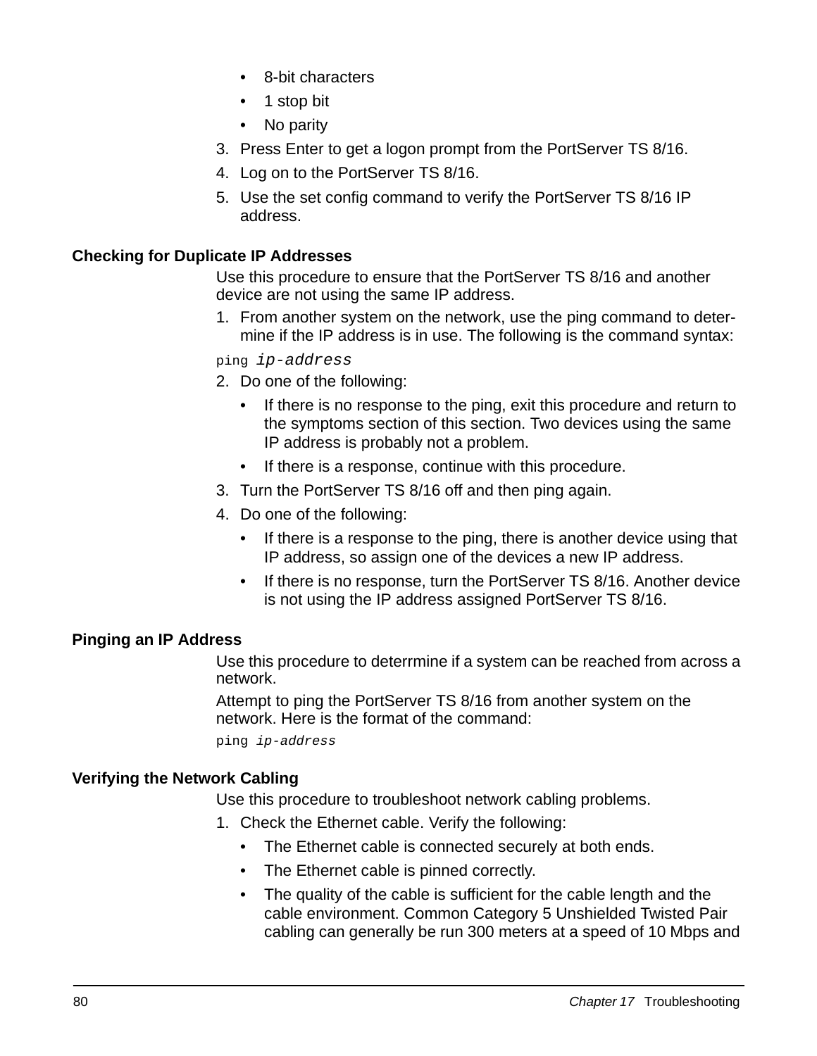- 8-bit characters
- 1 stop bit
- No parity

3. Press Enter to get a logon prompt from the PortServer TS 8/16.
4. Log on to the PortServer TS 8/16.
5. Use the set config command to verify the PortServer TS 8/16 IP address.

### Checking for Duplicate IP Addresses

Use this procedure to ensure that the PortServer TS 8/16 and another device are not using the same IP address.

1. From another system on the network, use the ping command to determine if the IP address is in use. The following is the command syntax:

```
ping ip-address
```

2. Do one of the following:
   - If there is no response to the ping, exit this procedure and return to the symptoms section of this section. Two devices using the same IP address is probably not a problem.
   - If there is a response, continue with this procedure.
3. Turn the PortServer TS 8/16 off and then ping again.
4. Do one of the following:
   - If there is a response to the ping, there is another device using that IP address, so assign one of the devices a new IP address.
   - If there is no response, turn the PortServer TS 8/16. Another device is not using the IP address assigned PortServer TS 8/16.

### Pinging an IP Address

Use this procedure to deterrmine if a system can be reached from across a network.

Attempt to ping the PortServer TS 8/16 from another system on the network. Here is the format of the command:

```
ping ip-address
```

### Verifying the Network Cabling

Use this procedure to troubleshoot network cabling problems.

1. Check the Ethernet cable. Verify the following:
   - The Ethernet cable is connected securely at both ends.
   - The Ethernet cable is pinned correctly.
   - The quality of the cable is sufficient for the cable length and the cable environment. Common Category 5 Unshielded Twisted Pair cabling can generally be run 300 meters at a speed of 10 Mbps and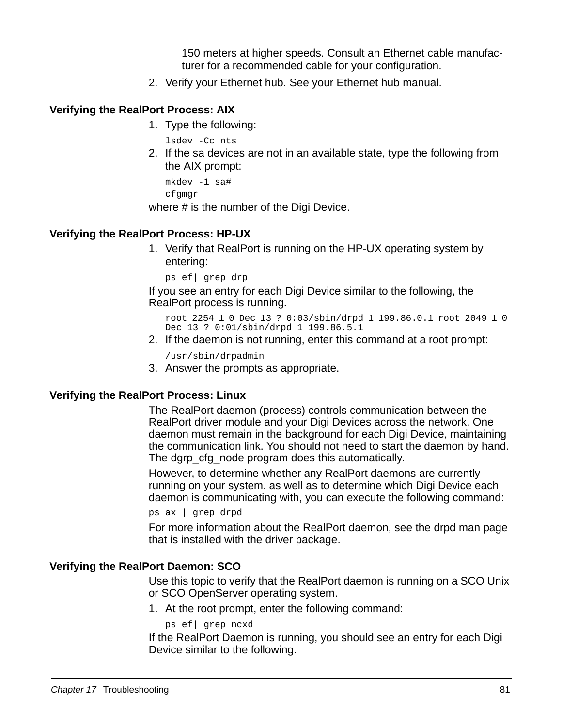150 meters at higher speeds. Consult an Ethernet cable manufacturer for a recommended cable for your configuration.

2. Verify your Ethernet hub. See your Ethernet hub manual.

### Verifying the RealPort Process: AIX

1. Type the following:

   ```
   lsdev -Cc nts
   ```

2. If the sa devices are not in an available state, type the following from the AIX prompt:

   ```
   mkdev -1 sa#
   cfgmgr
   ```

where # is the number of the Digi Device.

### Verifying the RealPort Process: HP-UX

1. Verify that RealPort is running on the HP-UX operating system by entering:

   ```
   ps ef| grep drp
   ```

If you see an entry for each Digi Device similar to the following, the RealPort process is running.

   ```
   root 2254 1 0 Dec 13 ? 0:03/sbin/drpd 1 199.86.0.1 root 2049 1 0
   Dec 13 ? 0:01/sbin/drpd 1 199.86.5.1
   ```

2. If the daemon is not running, enter this command at a root prompt:

   ```
   /usr/sbin/drpadmin
   ```

3. Answer the prompts as appropriate.

### Verifying the RealPort Process: Linux

The RealPort daemon (process) controls communication between the RealPort driver module and your Digi Devices across the network. One daemon must remain in the background for each Digi Device, maintaining the communication link. You should not need to start the daemon by hand. The dgrp_cfg_node program does this automatically.

However, to determine whether any RealPort daemons are currently running on your system, as well as to determine which Digi Device each daemon is communicating with, you can execute the following command:

```
ps ax | grep drpd
```

For more information about the RealPort daemon, see the drpd man page that is installed with the driver package.

### Verifying the RealPort Daemon: SCO

Use this topic to verify that the RealPort daemon is running on a SCO Unix or SCO OpenServer operating system.

1. At the root prompt, enter the following command:

   ```
   ps ef| grep ncxd
   ```

If the RealPort Daemon is running, you should see an entry for each Digi Device similar to the following.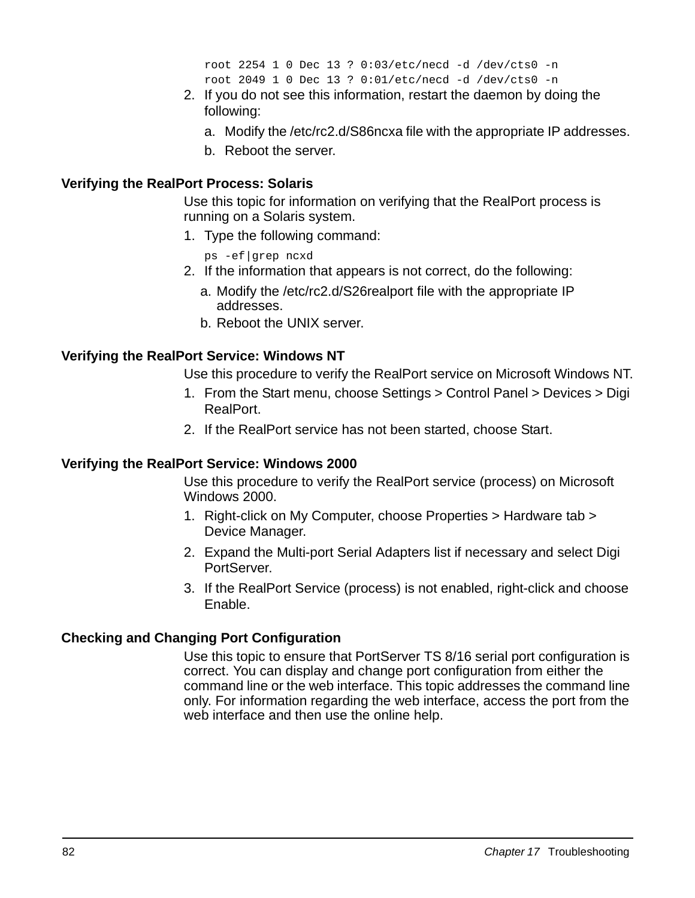```
root 2254 1 0 Dec 13 ? 0:03/etc/necd -d /dev/cts0 -n
root 2049 1 0 Dec 13 ? 0:01/etc/necd -d /dev/cts0 -n
```

2. If you do not see this information, restart the daemon by doing the following:
   a. Modify the /etc/rc2.d/S86ncxa file with the appropriate IP addresses.
   b. Reboot the server.

### Verifying the RealPort Process: Solaris

Use this topic for information on verifying that the RealPort process is running on a Solaris system.

1. Type the following command:

   ```
   ps -ef|grep ncxd
   ```

2. If the information that appears is not correct, do the following:
   a. Modify the /etc/rc2.d/S26realport file with the appropriate IP addresses.
   b. Reboot the UNIX server.

### Verifying the RealPort Service: Windows NT

Use this procedure to verify the RealPort service on Microsoft Windows NT.

1. From the Start menu, choose Settings > Control Panel > Devices > Digi RealPort.
2. If the RealPort service has not been started, choose Start.

### Verifying the RealPort Service: Windows 2000

Use this procedure to verify the RealPort service (process) on Microsoft Windows 2000.

1. Right-click on My Computer, choose Properties > Hardware tab > Device Manager.
2. Expand the Multi-port Serial Adapters list if necessary and select Digi PortServer.
3. If the RealPort Service (process) is not enabled, right-click and choose Enable.

### Checking and Changing Port Configuration

Use this topic to ensure that PortServer TS 8/16 serial port configuration is correct. You can display and change port configuration from either the command line or the web interface. This topic addresses the command line only. For information regarding the web interface, access the port from the web interface and then use the online help.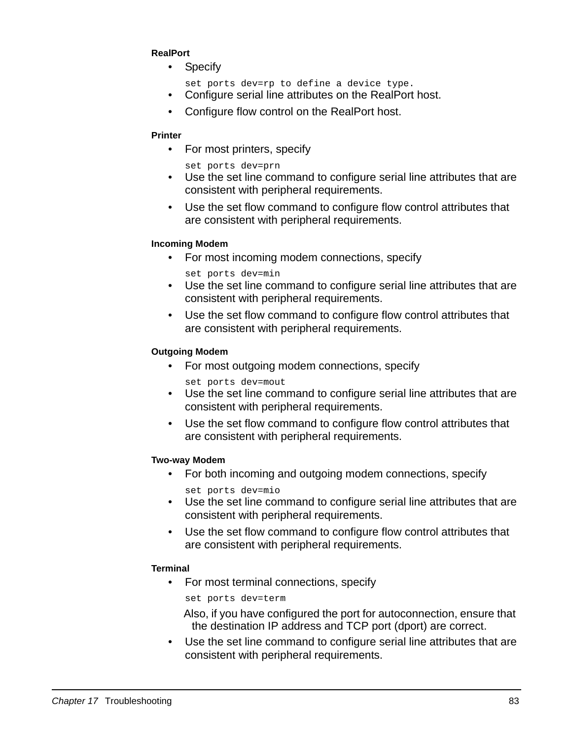#### RealPort

- Specify

  `set ports dev=rp to define a device type.`
- Configure serial line attributes on the RealPort host.
- Configure flow control on the RealPort host.

#### Printer

- For most printers, specify

  `set ports dev=prn`
- Use the set line command to configure serial line attributes that are consistent with peripheral requirements.
- Use the set flow command to configure flow control attributes that are consistent with peripheral requirements.

#### Incoming Modem

- For most incoming modem connections, specify

  `set ports dev=min`
- Use the set line command to configure serial line attributes that are consistent with peripheral requirements.
- Use the set flow command to configure flow control attributes that are consistent with peripheral requirements.

#### Outgoing Modem

- For most outgoing modem connections, specify

  `set ports dev=mout`
- Use the set line command to configure serial line attributes that are consistent with peripheral requirements.
- Use the set flow command to configure flow control attributes that are consistent with peripheral requirements.

#### Two-way Modem

- For both incoming and outgoing modem connections, specify

  `set ports dev=mio`
- Use the set line command to configure serial line attributes that are consistent with peripheral requirements.
- Use the set flow command to configure flow control attributes that are consistent with peripheral requirements.

#### Terminal

- For most terminal connections, specify

  `set ports dev=term`

  Also, if you have configured the port for autoconnection, ensure that the destination IP address and TCP port (dport) are correct.
- Use the set line command to configure serial line attributes that are consistent with peripheral requirements.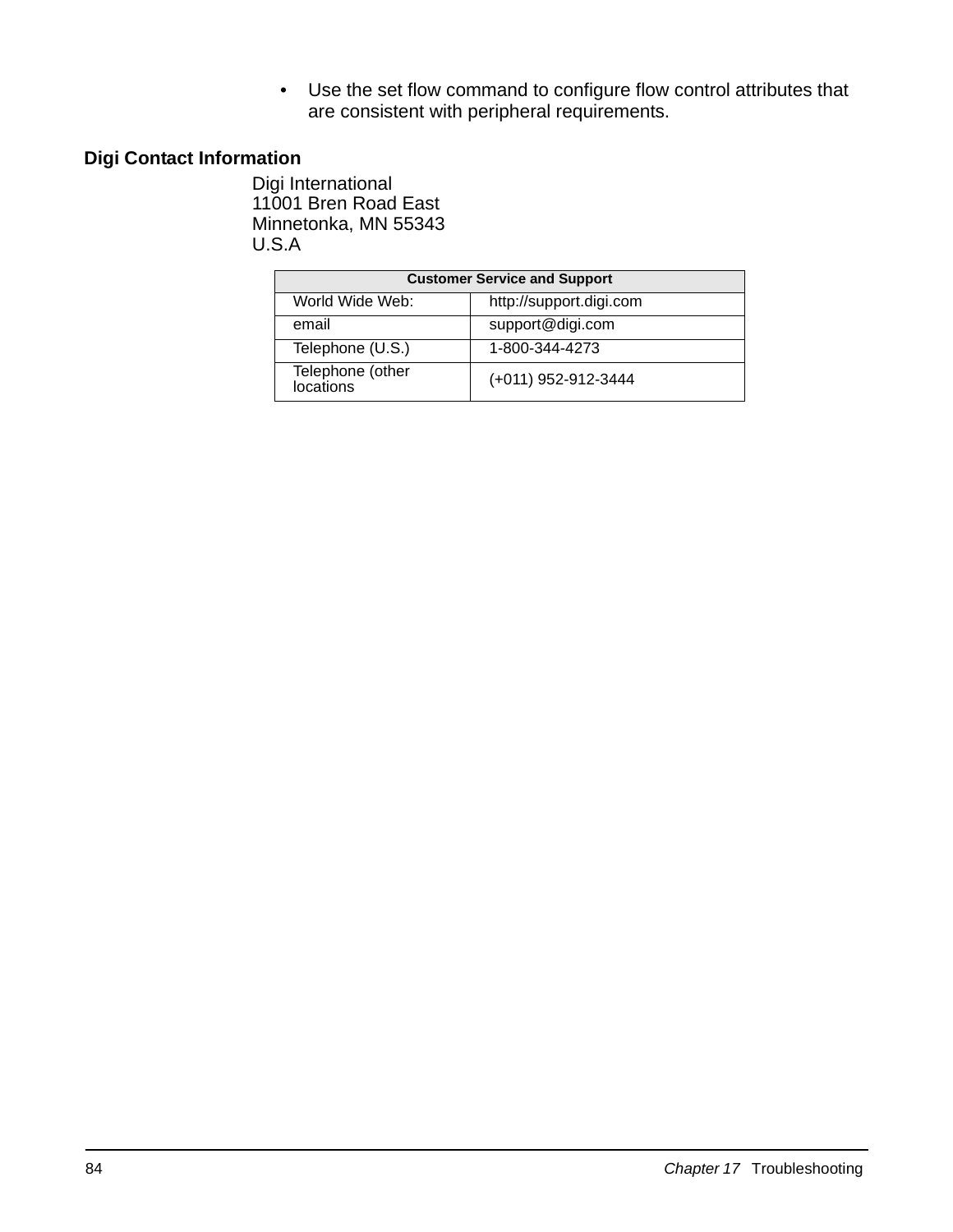- Use the set flow command to configure flow control attributes that are consistent with peripheral requirements.

## Digi Contact Information

Digi International
11001 Bren Road East
Minnetonka, MN 55343
U.S.A

| Customer Service and Support | |
|---|---|
| World Wide Web: | http://support.digi.com |
| email | support@digi.com |
| Telephone (U.S.) | 1-800-344-4273 |
| Telephone (other locations | (+011) 952-912-3444 |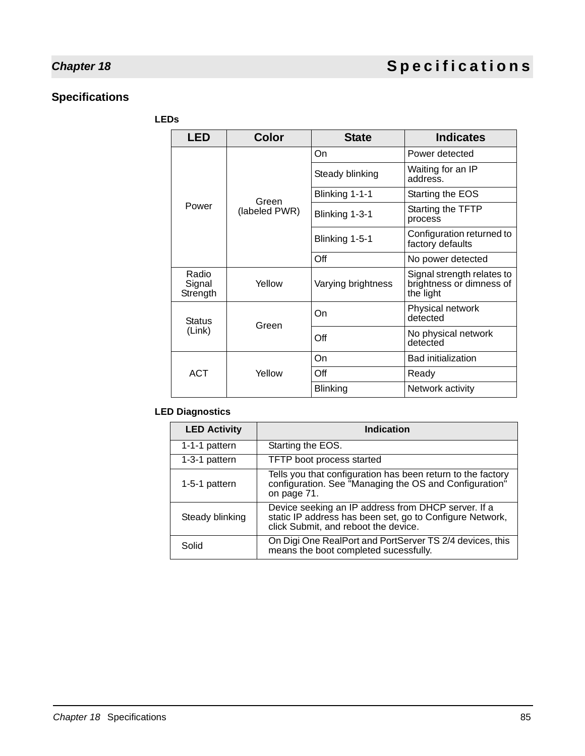# Chapter 18 Specifications

## Specifications

### LEDs

| LED | Color | State | Indicates |
|---|---|---|---|
| Power | Green (labeled PWR) | On | Power detected |
| | | Steady blinking | Waiting for an IP address. |
| | | Blinking 1-1-1 | Starting the EOS |
| | | Blinking 1-3-1 | Starting the TFTP process |
| | | Blinking 1-5-1 | Configuration returned to factory defaults |
| | | Off | No power detected |
| Radio Signal Strength | Yellow | Varying brightness | Signal strength relates to brightness or dimness of the light |
| Status (Link) | Green | On | Physical network detected |
| | | Off | No physical network detected |
| ACT | Yellow | On | Bad initialization |
| | | Off | Ready |
| | | Blinking | Network activity |

### LED Diagnostics

| LED Activity | Indication |
|---|---|
| 1-1-1 pattern | Starting the EOS. |
| 1-3-1 pattern | TFTP boot process started |
| 1-5-1 pattern | Tells you that configuration has been return to the factory configuration. See "Managing the OS and Configuration" on page 71. |
| Steady blinking | Device seeking an IP address from DHCP server. If a static IP address has been set, go to Configure Network, click Submit, and reboot the device. |
| Solid | On Digi One RealPort and PortServer TS 2/4 devices, this means the boot completed sucessfully. |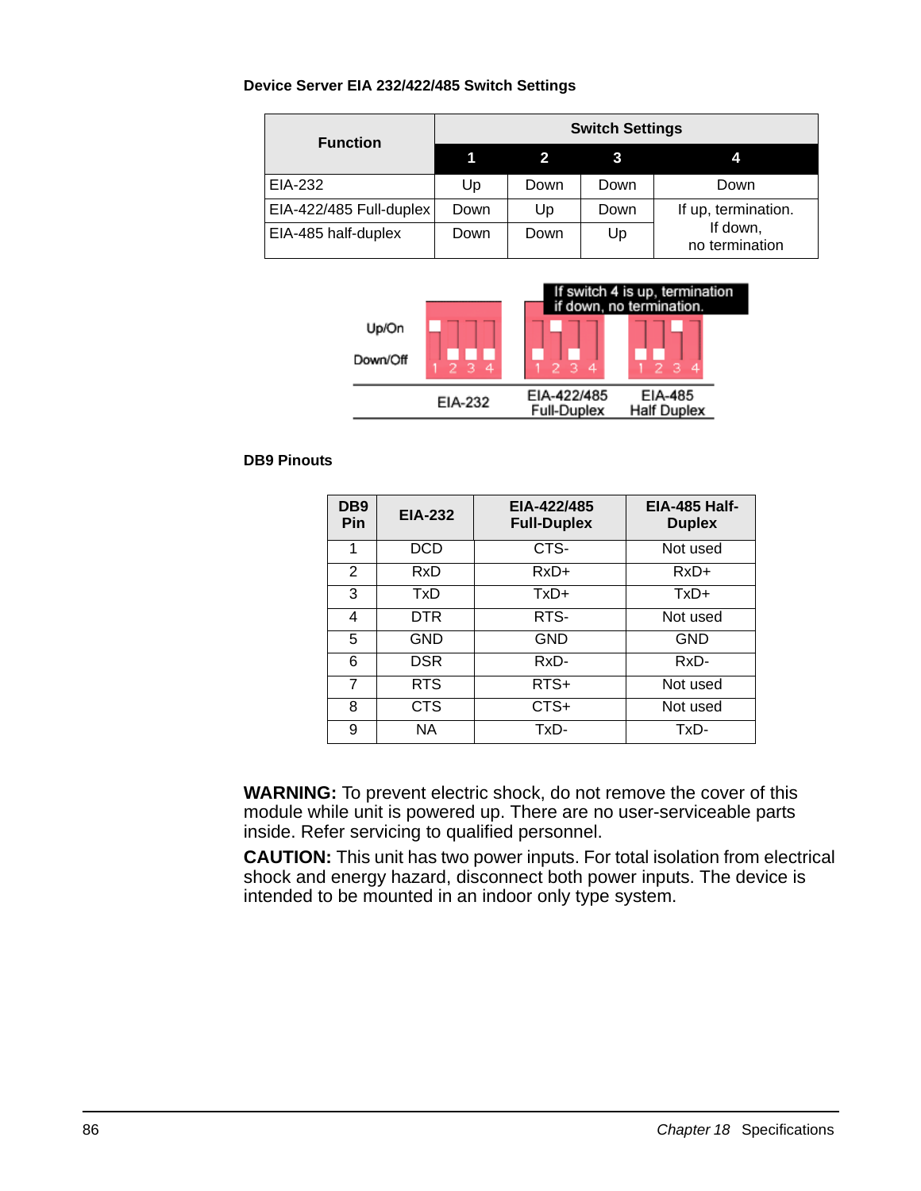**Device Server EIA 232/422/485 Switch Settings**

| Function | Switch Settings | | | |
|---|---|---|---|---|
| | 1 | 2 | 3 | 4 |
| EIA-232 | Up | Down | Down | Down |
| EIA-422/485 Full-duplex | Down | Up | Down | If up, termination. If down, no termination |
| EIA-485 half-duplex | Down | Down | Up | |

If switch 4 is up, termination if down, no termination.

Up/On

Down/Off

EIA-232 | EIA-422/485 Full-Duplex | EIA-485 Half Duplex

**DB9 Pinouts**

| DB9 Pin | EIA-232 | EIA-422/485 Full-Duplex | EIA-485 Half-Duplex |
|---|---|---|---|
| 1 | DCD | CTS- | Not used |
| 2 | RxD | RxD+ | RxD+ |
| 3 | TxD | TxD+ | TxD+ |
| 4 | DTR | RTS- | Not used |
| 5 | GND | GND | GND |
| 6 | DSR | RxD- | RxD- |
| 7 | RTS | RTS+ | Not used |
| 8 | CTS | CTS+ | Not used |
| 9 | NA | TxD- | TxD- |

**WARNING:** To prevent electric shock, do not remove the cover of this module while unit is powered up. There are no user-serviceable parts inside. Refer servicing to qualified personnel.

**CAUTION:** This unit has two power inputs. For total isolation from electrical shock and energy hazard, disconnect both power inputs. The device is intended to be mounted in an indoor only type system.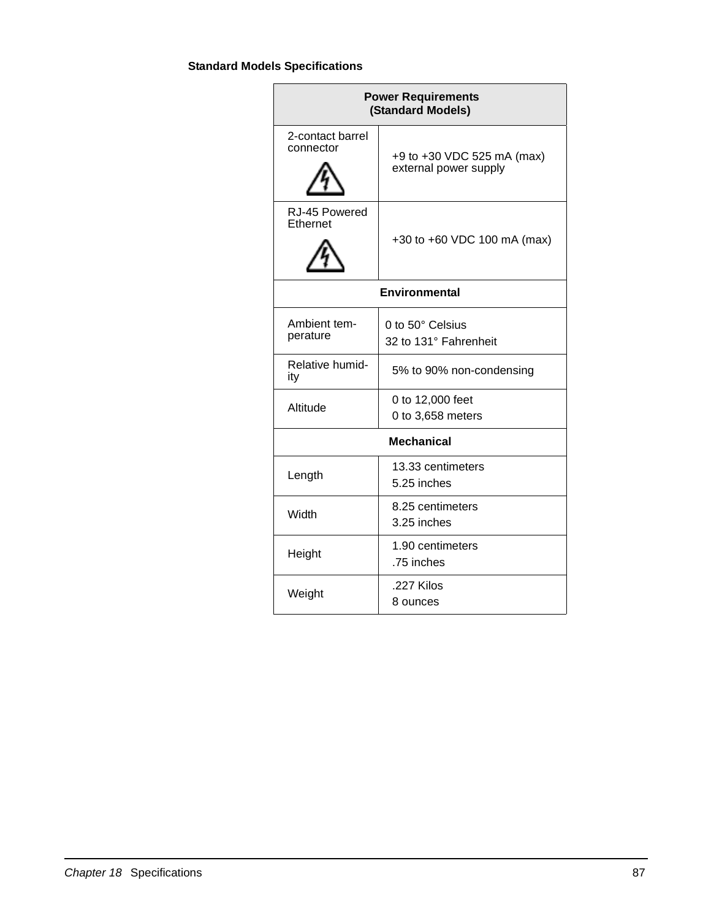**Standard Models Specifications**

| Power Requirements (Standard Models) | |
|---|---|
| 2-contact barrel connector | +9 to +30 VDC 525 mA (max) external power supply |
| RJ-45 Powered Ethernet | +30 to +60 VDC 100 mA (max) |
| **Environmental** | |
| Ambient tem-perature | 0 to 50° Celsius<br>32 to 131° Fahrenheit |
| Relative humid-ity | 5% to 90% non-condensing |
| Altitude | 0 to 12,000 feet<br>0 to 3,658 meters |
| **Mechanical** | |
| Length | 13.33 centimeters<br>5.25 inches |
| Width | 8.25 centimeters<br>3.25 inches |
| Height | 1.90 centimeters<br>.75 inches |
| Weight | .227 Kilos<br>8 ounces |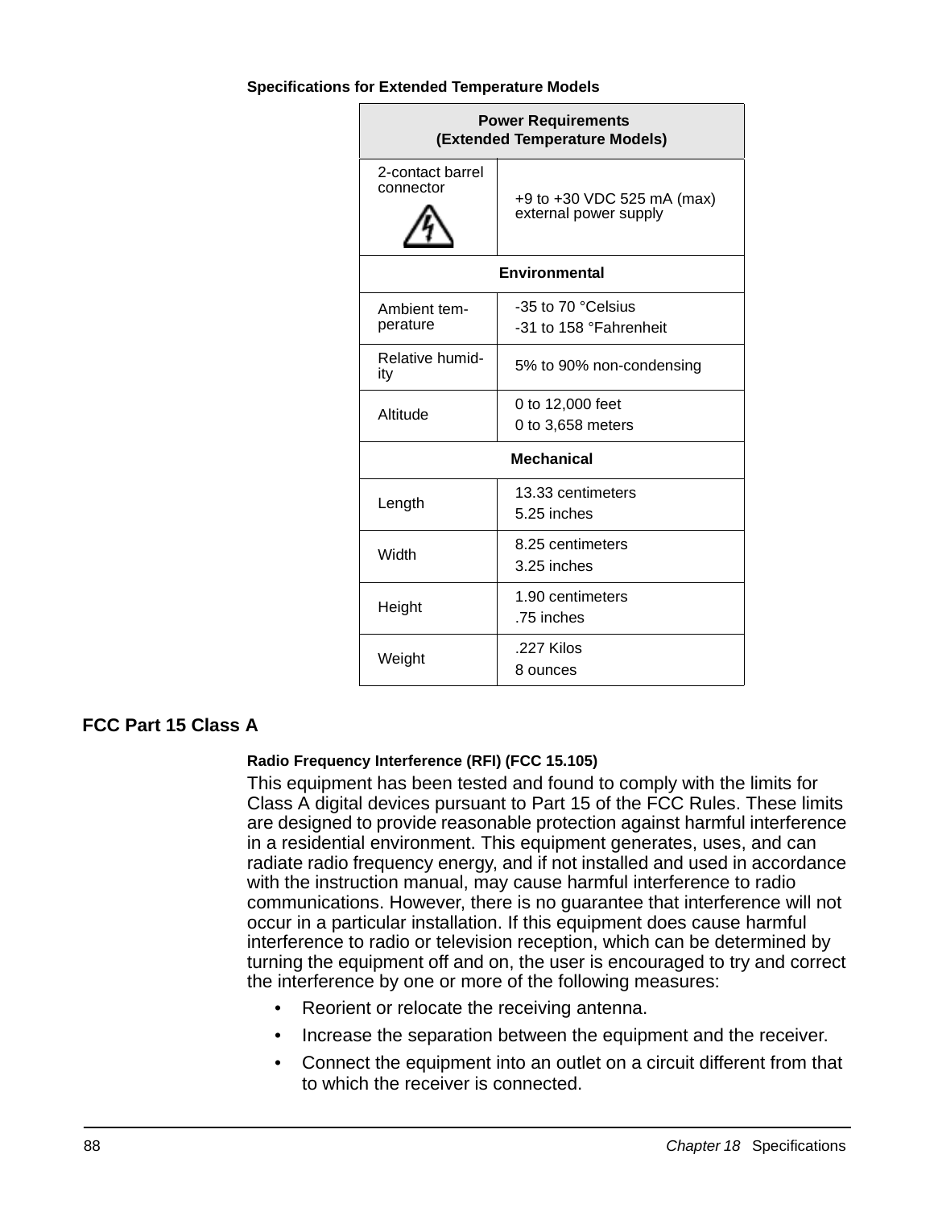**Specifications for Extended Temperature Models**

| Power Requirements (Extended Temperature Models) | |
|---|---|
| 2-contact barrel connector | +9 to +30 VDC 525 mA (max) external power supply |
| **Environmental** | |
| Ambient temperature | -35 to 70 °Celsius<br>-31 to 158 °Fahrenheit |
| Relative humidity | 5% to 90% non-condensing |
| Altitude | 0 to 12,000 feet<br>0 to 3,658 meters |
| **Mechanical** | |
| Length | 13.33 centimeters<br>5.25 inches |
| Width | 8.25 centimeters<br>3.25 inches |
| Height | 1.90 centimeters<br>.75 inches |
| Weight | .227 Kilos<br>8 ounces |

## FCC Part 15 Class A

**Radio Frequency Interference (RFI) (FCC 15.105)**

This equipment has been tested and found to comply with the limits for Class A digital devices pursuant to Part 15 of the FCC Rules. These limits are designed to provide reasonable protection against harmful interference in a residential environment. This equipment generates, uses, and can radiate radio frequency energy, and if not installed and used in accordance with the instruction manual, may cause harmful interference to radio communications. However, there is no guarantee that interference will not occur in a particular installation. If this equipment does cause harmful interference to radio or television reception, which can be determined by turning the equipment off and on, the user is encouraged to try and correct the interference by one or more of the following measures:

- Reorient or relocate the receiving antenna.
- Increase the separation between the equipment and the receiver.
- Connect the equipment into an outlet on a circuit different from that to which the receiver is connected.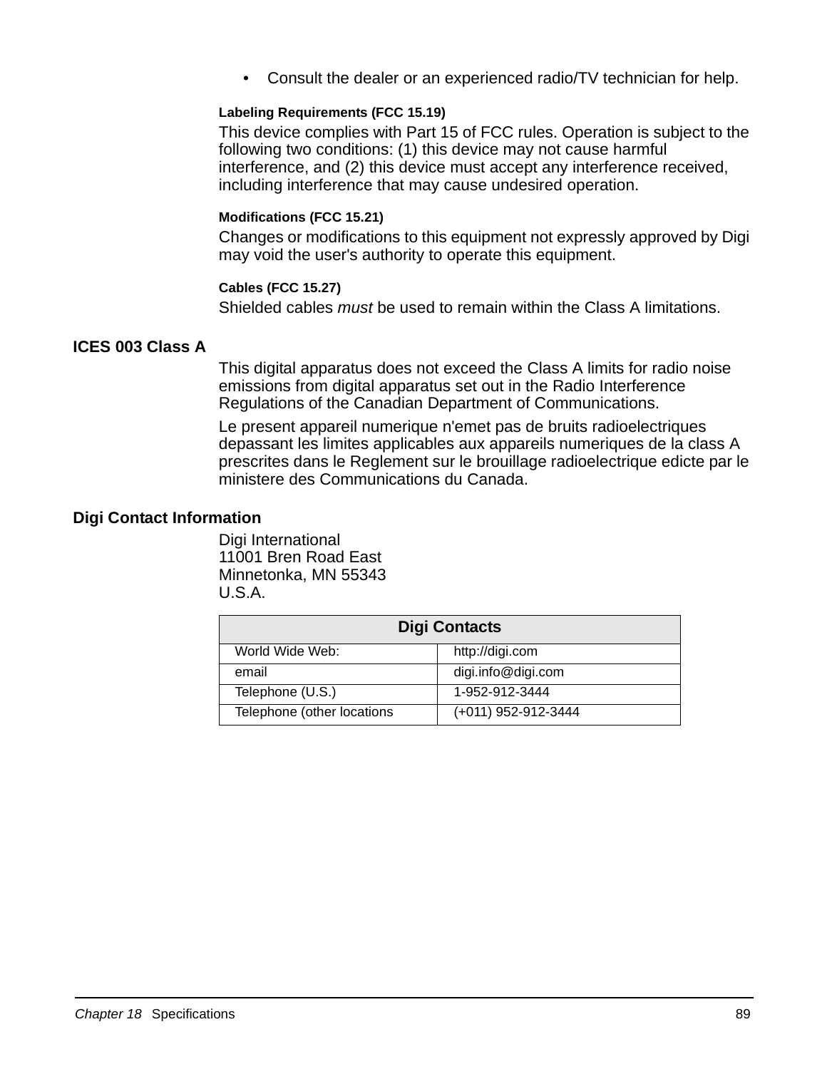- Consult the dealer or an experienced radio/TV technician for help.

#### Labeling Requirements (FCC 15.19)

This device complies with Part 15 of FCC rules. Operation is subject to the following two conditions: (1) this device may not cause harmful interference, and (2) this device must accept any interference received, including interference that may cause undesired operation.

#### Modifications (FCC 15.21)

Changes or modifications to this equipment not expressly approved by Digi may void the user's authority to operate this equipment.

#### Cables (FCC 15.27)

Shielded cables *must* be used to remain within the Class A limitations.

### ICES 003 Class A

This digital apparatus does not exceed the Class A limits for radio noise emissions from digital apparatus set out in the Radio Interference Regulations of the Canadian Department of Communications.

Le present appareil numerique n'emet pas de bruits radioelectriques depassant les limites applicables aux appareils numeriques de la class A prescrites dans le Reglement sur le brouillage radioelectrique edicte par le ministere des Communications du Canada.

### Digi Contact Information

Digi International
11001 Bren Road East
Minnetonka, MN 55343
U.S.A.

| Digi Contacts | |
|---|---|
| World Wide Web: | http://digi.com |
| email | digi.info@digi.com |
| Telephone (U.S.) | 1-952-912-3444 |
| Telephone (other locations | (+011) 952-912-3444 |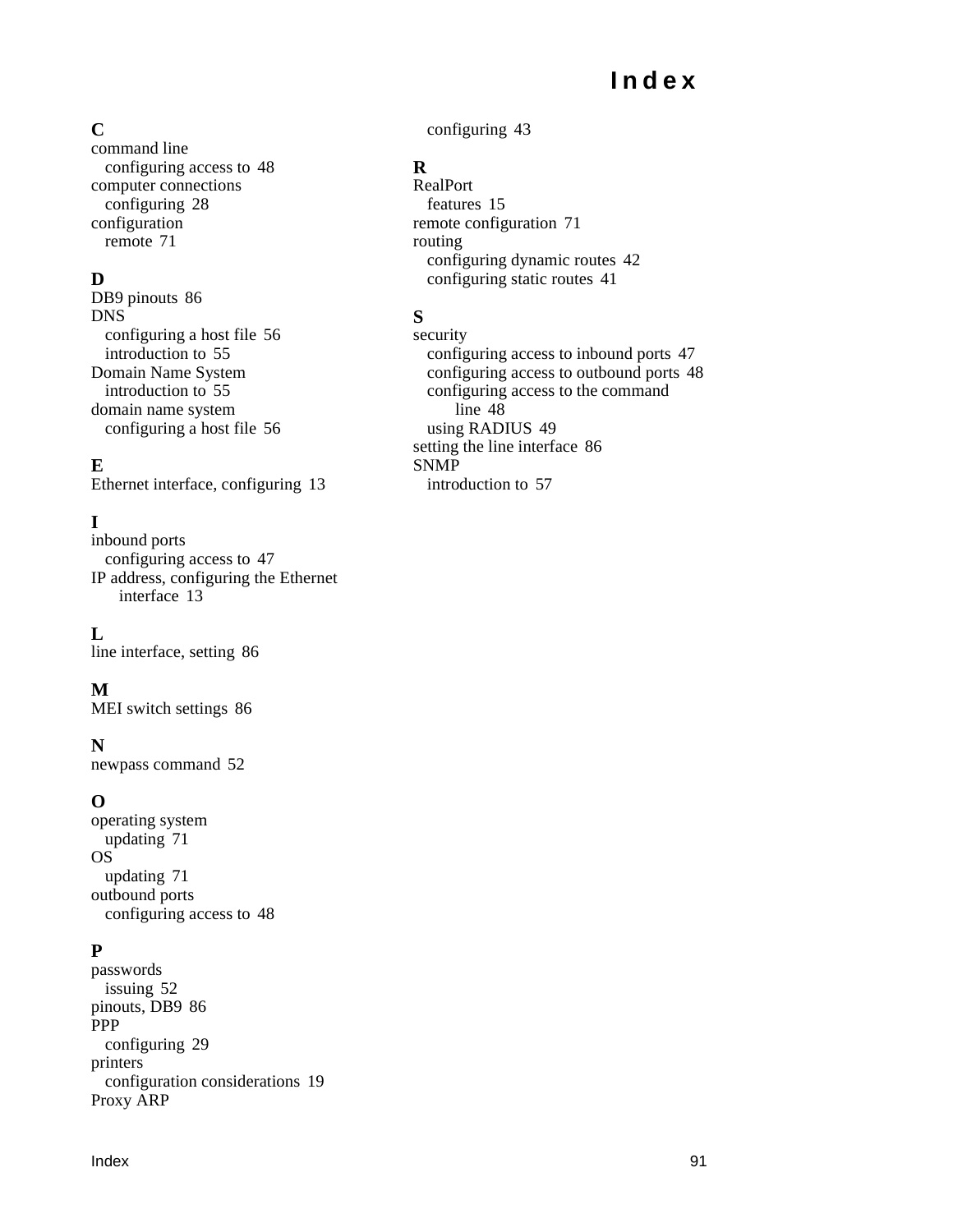# Index

**C**

command line
  configuring access to 48
computer connections
  configuring 28
configuration
  remote 71

**D**

DB9 pinouts 86
DNS
  configuring a host file 56
  introduction to 55
Domain Name System
  introduction to 55
domain name system
  configuring a host file 56

**E**

Ethernet interface, configuring 13

**I**

inbound ports
  configuring access to 47
IP address, configuring the Ethernet interface 13

**L**

line interface, setting 86

**M**

MEI switch settings 86

**N**

newpass command 52

**O**

operating system
  updating 71
OS
  updating 71
outbound ports
  configuring access to 48

**P**

passwords
  issuing 52
pinouts, DB9 86
PPP
  configuring 29
printers
  configuration considerations 19
Proxy ARP
  configuring 43

**R**

RealPort
  features 15
remote configuration 71
routing
  configuring dynamic routes 42
  configuring static routes 41

**S**

security
  configuring access to inbound ports 47
  configuring access to outbound ports 48
  configuring access to the command line 48
  using RADIUS 49
setting the line interface 86
SNMP
  introduction to 57